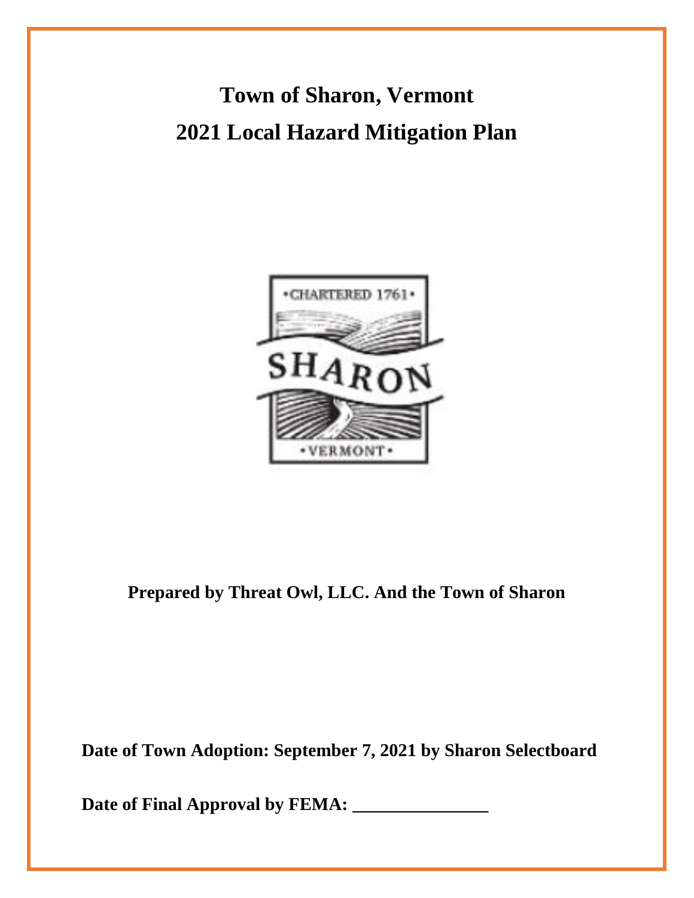# Town of Sharon, Vermont
# 2021 Local Hazard Mitigation Plan

**Prepared by Threat Owl, LLC. And the Town of Sharon**

**Date of Town Adoption: September 7, 2021 by Sharon Selectboard**

**Date of Final Approval by FEMA: _______________**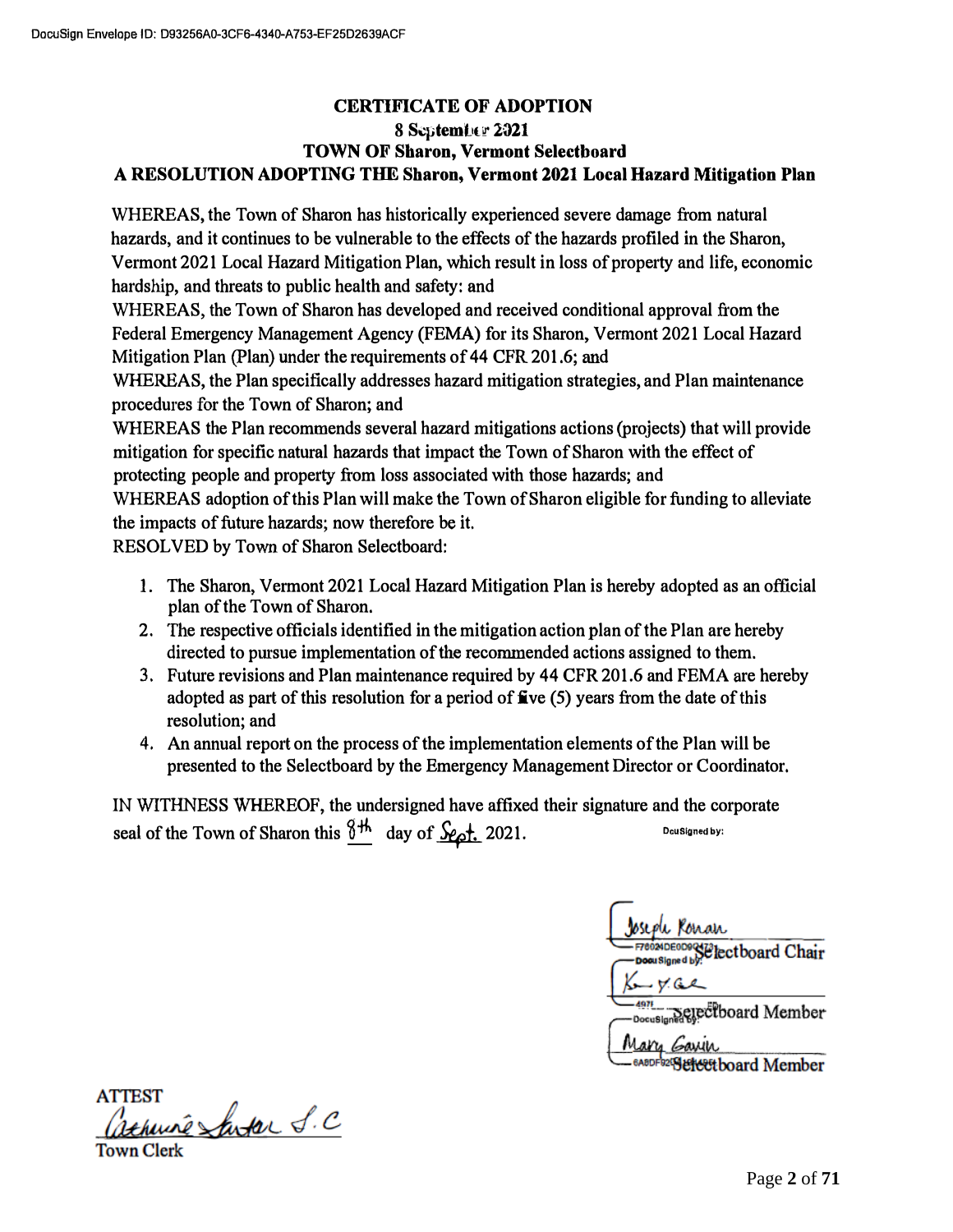DocuSign Envelope ID: D93256A0-3CF6-4340-A753-EF25D2639ACF

# CERTIFICATE OF ADOPTION

**8 September 2021**

**TOWN OF Sharon, Vermont Selectboard**

**A RESOLUTION ADOPTING THE Sharon, Vermont 2021 Local Hazard Mitigation Plan**

WHEREAS, the Town of Sharon has historically experienced severe damage from natural hazards, and it continues to be vulnerable to the effects of the hazards profiled in the Sharon, Vermont 2021 Local Hazard Mitigation Plan, which result in loss of property and life, economic hardship, and threats to public health and safety: and

WHEREAS, the Town of Sharon has developed and received conditional approval from the Federal Emergency Management Agency (FEMA) for its Sharon, Vermont 2021 Local Hazard Mitigation Plan (Plan) under the requirements of 44 CFR 201.6; and

WHEREAS, the Plan specifically addresses hazard mitigation strategies, and Plan maintenance procedures for the Town of Sharon; and

WHEREAS the Plan recommends several hazard mitigations actions (projects) that will provide mitigation for specific natural hazards that impact the Town of Sharon with the effect of protecting people and property from loss associated with those hazards; and

WHEREAS adoption of this Plan will make the Town of Sharon eligible for funding to alleviate the impacts of future hazards; now therefore be it.

RESOLVED by Town of Sharon Selectboard:

1. The Sharon, Vermont 2021 Local Hazard Mitigation Plan is hereby adopted as an official plan of the Town of Sharon.
2. The respective officials identified in the mitigation action plan of the Plan are hereby directed to pursue implementation of the recommended actions assigned to them.
3. Future revisions and Plan maintenance required by 44 CFR 201.6 and FEMA are hereby adopted as part of this resolution for a period of five (5) years from the date of this resolution; and
4. An annual report on the process of the implementation elements of the Plan will be presented to the Selectboard by the Emergency Management Director or Coordinator.

IN WITHNESS WHEREOF, the undersigned have affixed their signature and the corporate seal of the Town of Sharon this 8th day of Sept. 2021.

DocuSigned by:

Joseph Ronan
F7602ADE0D9C473
Selectboard Chair

DocuSigned by:
Ken Y. G...
4971...ED
Selectboard Member

DocuSigned by:
Mary Gavin
6A8DF02...
Selectboard Member

ATTEST

Catherine Sinter S.C

Town Clerk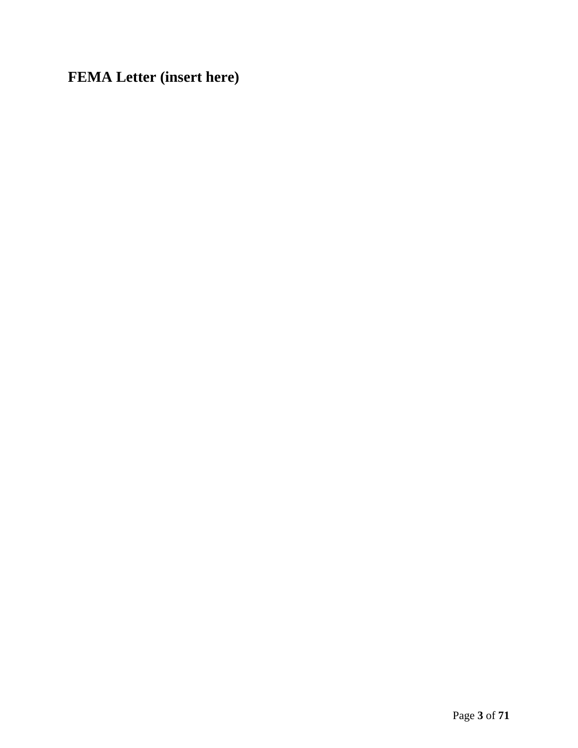## FEMA Letter (insert here)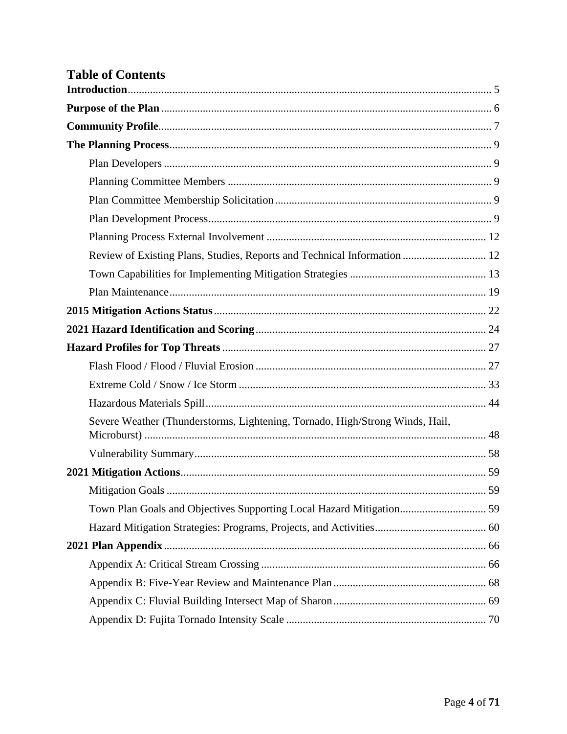# Table of Contents

**Introduction** .... 5

**Purpose of the Plan** .... 6

**Community Profile** .... 7

**The Planning Process** .... 9

- Plan Developers .... 9
- Planning Committee Members .... 9
- Plan Committee Membership Solicitation .... 9
- Plan Development Process .... 9
- Planning Process External Involvement .... 12
- Review of Existing Plans, Studies, Reports and Technical Information .... 12
- Town Capabilities for Implementing Mitigation Strategies .... 13
- Plan Maintenance .... 19

**2015 Mitigation Actions Status** .... 22

**2021 Hazard Identification and Scoring** .... 24

**Hazard Profiles for Top Threats** .... 27

- Flash Flood / Flood / Fluvial Erosion .... 27
- Extreme Cold / Snow / Ice Storm .... 33
- Hazardous Materials Spill .... 44
- Severe Weather (Thunderstorms, Lightening, Tornado, High/Strong Winds, Hail, Microburst) .... 48
- Vulnerability Summary .... 58

**2021 Mitigation Actions** .... 59

- Mitigation Goals .... 59
- Town Plan Goals and Objectives Supporting Local Hazard Mitigation .... 59
- Hazard Mitigation Strategies: Programs, Projects, and Activities .... 60

**2021 Plan Appendix** .... 66

- Appendix A: Critical Stream Crossing .... 66
- Appendix B: Five-Year Review and Maintenance Plan .... 68
- Appendix C: Fluvial Building Intersect Map of Sharon .... 69
- Appendix D: Fujita Tornado Intensity Scale .... 70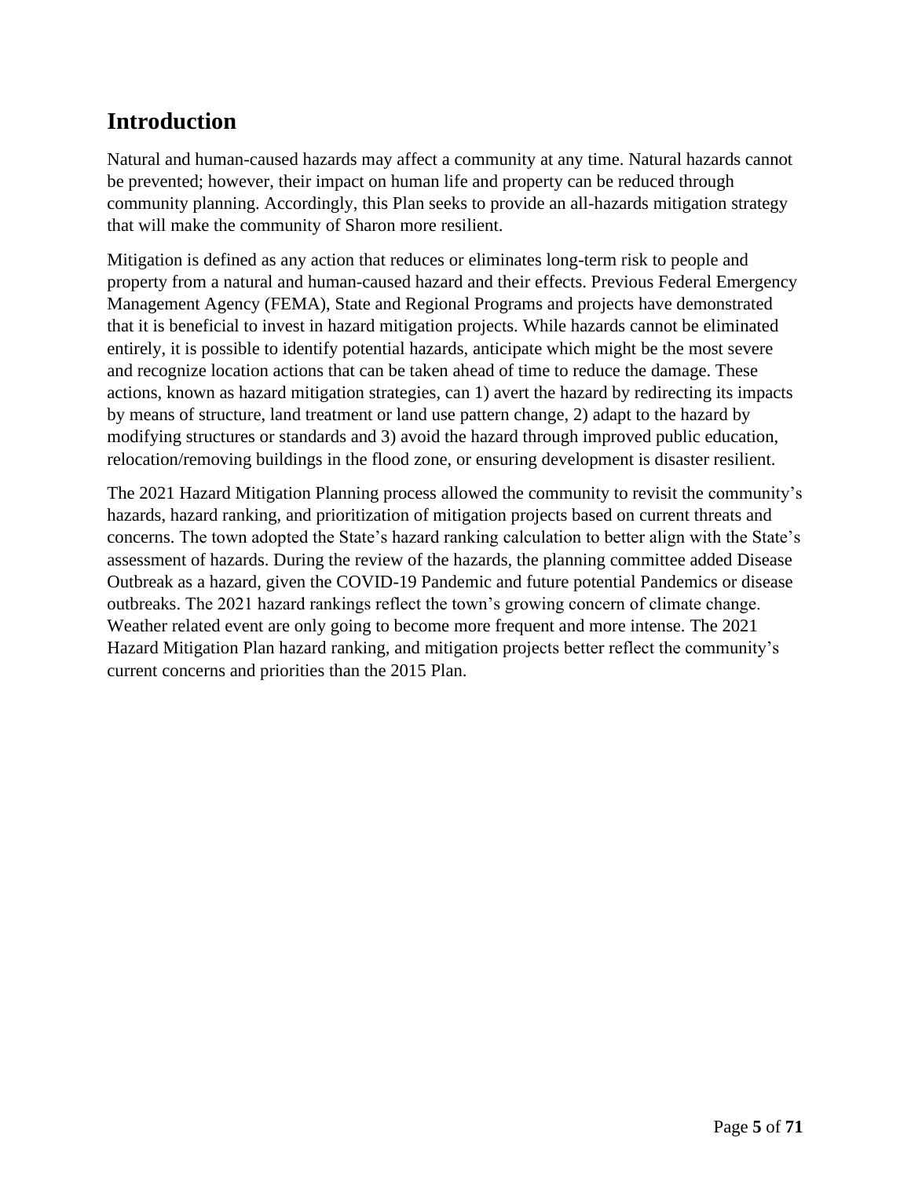## Introduction

Natural and human-caused hazards may affect a community at any time. Natural hazards cannot be prevented; however, their impact on human life and property can be reduced through community planning. Accordingly, this Plan seeks to provide an all-hazards mitigation strategy that will make the community of Sharon more resilient.

Mitigation is defined as any action that reduces or eliminates long-term risk to people and property from a natural and human-caused hazard and their effects. Previous Federal Emergency Management Agency (FEMA), State and Regional Programs and projects have demonstrated that it is beneficial to invest in hazard mitigation projects. While hazards cannot be eliminated entirely, it is possible to identify potential hazards, anticipate which might be the most severe and recognize location actions that can be taken ahead of time to reduce the damage. These actions, known as hazard mitigation strategies, can 1) avert the hazard by redirecting its impacts by means of structure, land treatment or land use pattern change, 2) adapt to the hazard by modifying structures or standards and 3) avoid the hazard through improved public education, relocation/removing buildings in the flood zone, or ensuring development is disaster resilient.

The 2021 Hazard Mitigation Planning process allowed the community to revisit the community's hazards, hazard ranking, and prioritization of mitigation projects based on current threats and concerns. The town adopted the State's hazard ranking calculation to better align with the State's assessment of hazards. During the review of the hazards, the planning committee added Disease Outbreak as a hazard, given the COVID-19 Pandemic and future potential Pandemics or disease outbreaks. The 2021 hazard rankings reflect the town's growing concern of climate change. Weather related event are only going to become more frequent and more intense. The 2021 Hazard Mitigation Plan hazard ranking, and mitigation projects better reflect the community's current concerns and priorities than the 2015 Plan.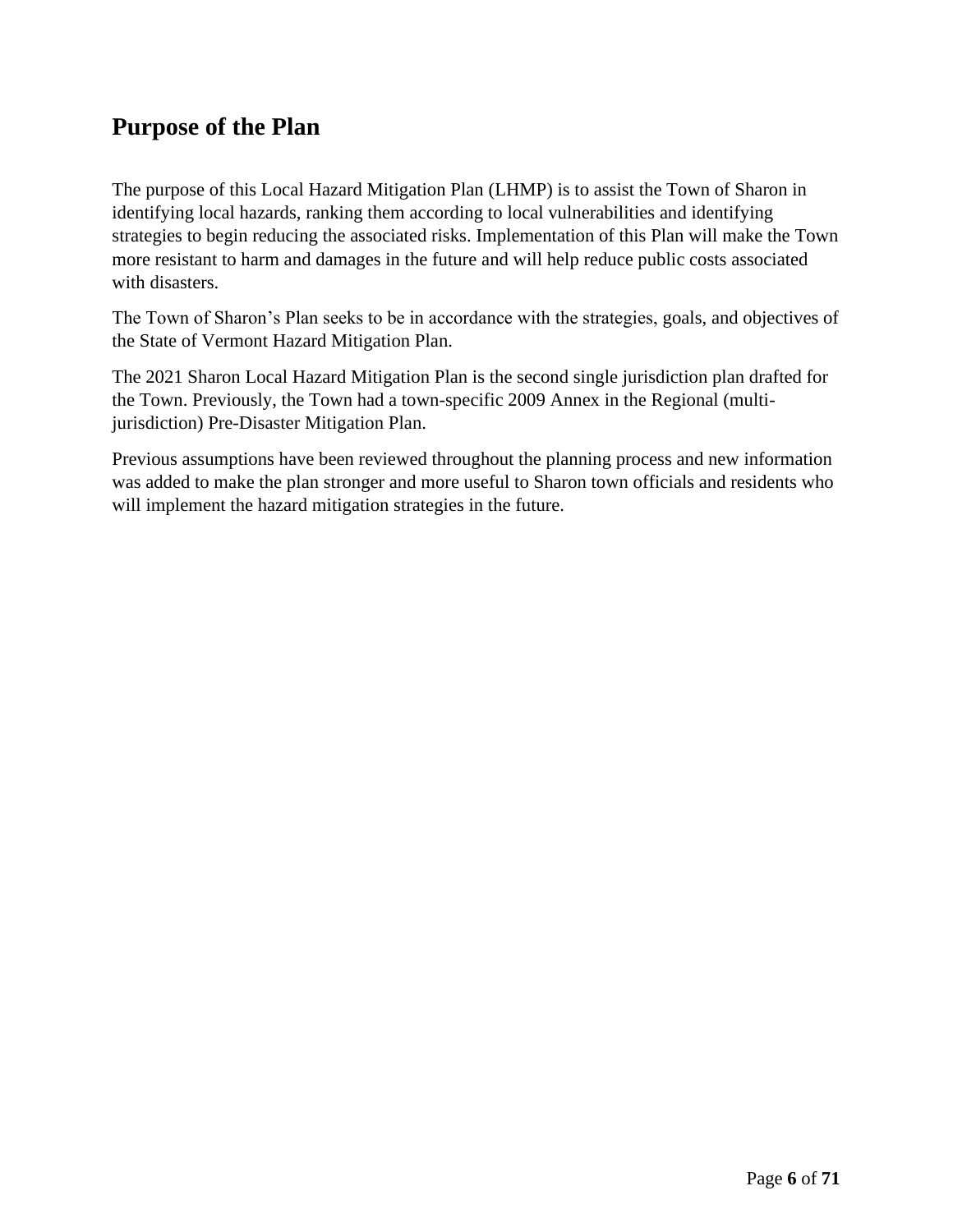## Purpose of the Plan

The purpose of this Local Hazard Mitigation Plan (LHMP) is to assist the Town of Sharon in identifying local hazards, ranking them according to local vulnerabilities and identifying strategies to begin reducing the associated risks. Implementation of this Plan will make the Town more resistant to harm and damages in the future and will help reduce public costs associated with disasters.

The Town of Sharon's Plan seeks to be in accordance with the strategies, goals, and objectives of the State of Vermont Hazard Mitigation Plan.

The 2021 Sharon Local Hazard Mitigation Plan is the second single jurisdiction plan drafted for the Town. Previously, the Town had a town-specific 2009 Annex in the Regional (multi-jurisdiction) Pre-Disaster Mitigation Plan.

Previous assumptions have been reviewed throughout the planning process and new information was added to make the plan stronger and more useful to Sharon town officials and residents who will implement the hazard mitigation strategies in the future.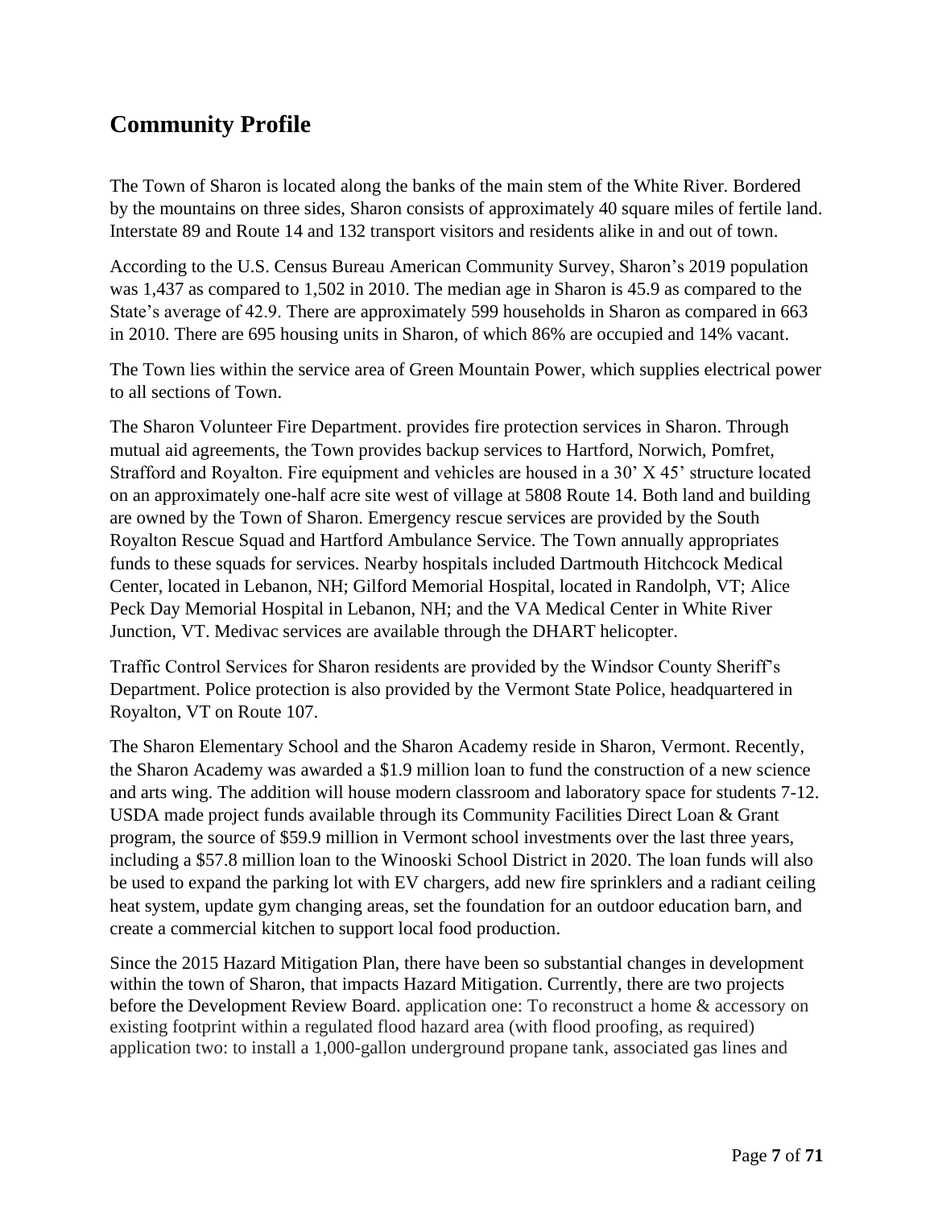## Community Profile

The Town of Sharon is located along the banks of the main stem of the White River. Bordered by the mountains on three sides, Sharon consists of approximately 40 square miles of fertile land. Interstate 89 and Route 14 and 132 transport visitors and residents alike in and out of town.

According to the U.S. Census Bureau American Community Survey, Sharon's 2019 population was 1,437 as compared to 1,502 in 2010. The median age in Sharon is 45.9 as compared to the State's average of 42.9. There are approximately 599 households in Sharon as compared in 663 in 2010. There are 695 housing units in Sharon, of which 86% are occupied and 14% vacant.

The Town lies within the service area of Green Mountain Power, which supplies electrical power to all sections of Town.

The Sharon Volunteer Fire Department. provides fire protection services in Sharon. Through mutual aid agreements, the Town provides backup services to Hartford, Norwich, Pomfret, Strafford and Royalton. Fire equipment and vehicles are housed in a 30' X 45' structure located on an approximately one-half acre site west of village at 5808 Route 14. Both land and building are owned by the Town of Sharon. Emergency rescue services are provided by the South Royalton Rescue Squad and Hartford Ambulance Service. The Town annually appropriates funds to these squads for services. Nearby hospitals included Dartmouth Hitchcock Medical Center, located in Lebanon, NH; Gilford Memorial Hospital, located in Randolph, VT; Alice Peck Day Memorial Hospital in Lebanon, NH; and the VA Medical Center in White River Junction, VT. Medivac services are available through the DHART helicopter.

Traffic Control Services for Sharon residents are provided by the Windsor County Sheriff's Department. Police protection is also provided by the Vermont State Police, headquartered in Royalton, VT on Route 107.

The Sharon Elementary School and the Sharon Academy reside in Sharon, Vermont. Recently, the Sharon Academy was awarded a $1.9 million loan to fund the construction of a new science and arts wing. The addition will house modern classroom and laboratory space for students 7-12. USDA made project funds available through its Community Facilities Direct Loan & Grant program, the source of $59.9 million in Vermont school investments over the last three years, including a $57.8 million loan to the Winooski School District in 2020. The loan funds will also be used to expand the parking lot with EV chargers, add new fire sprinklers and a radiant ceiling heat system, update gym changing areas, set the foundation for an outdoor education barn, and create a commercial kitchen to support local food production.

Since the 2015 Hazard Mitigation Plan, there have been so substantial changes in development within the town of Sharon, that impacts Hazard Mitigation. Currently, there are two projects before the Development Review Board. application one: To reconstruct a home & accessory on existing footprint within a regulated flood hazard area (with flood proofing, as required) application two: to install a 1,000-gallon underground propane tank, associated gas lines and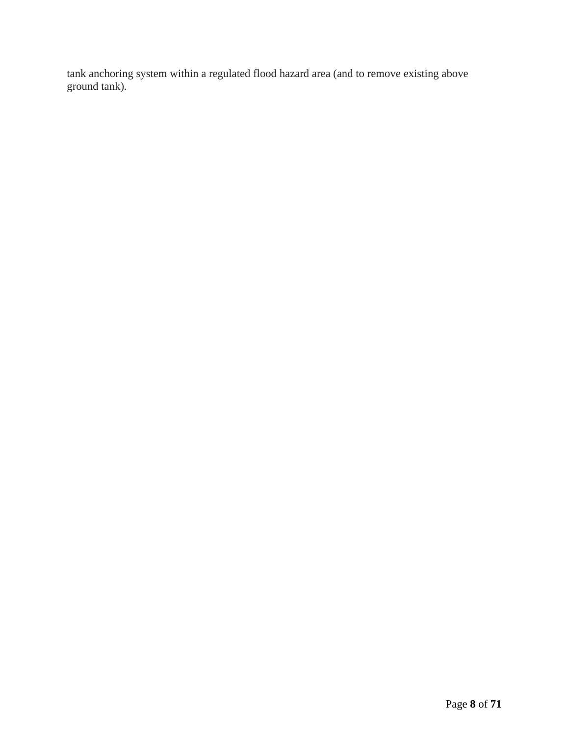tank anchoring system within a regulated flood hazard area (and to remove existing above ground tank).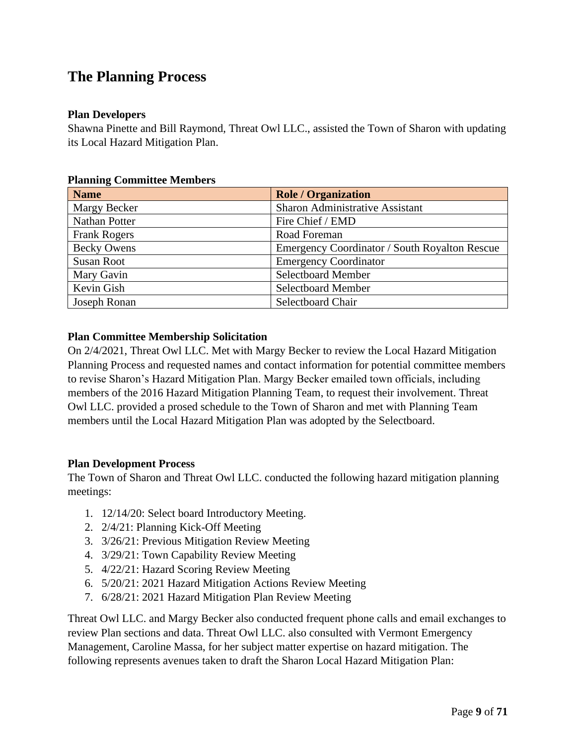# The Planning Process

**Plan Developers**

Shawna Pinette and Bill Raymond, Threat Owl LLC., assisted the Town of Sharon with updating its Local Hazard Mitigation Plan.

**Planning Committee Members**

| Name | Role / Organization |
|---|---|
| Margy Becker | Sharon Administrative Assistant |
| Nathan Potter | Fire Chief / EMD |
| Frank Rogers | Road Foreman |
| Becky Owens | Emergency Coordinator / South Royalton Rescue |
| Susan Root | Emergency Coordinator |
| Mary Gavin | Selectboard Member |
| Kevin Gish | Selectboard Member |
| Joseph Ronan | Selectboard Chair |

**Plan Committee Membership Solicitation**

On 2/4/2021, Threat Owl LLC. Met with Margy Becker to review the Local Hazard Mitigation Planning Process and requested names and contact information for potential committee members to revise Sharon's Hazard Mitigation Plan. Margy Becker emailed town officials, including members of the 2016 Hazard Mitigation Planning Team, to request their involvement. Threat Owl LLC. provided a prosed schedule to the Town of Sharon and met with Planning Team members until the Local Hazard Mitigation Plan was adopted by the Selectboard.

**Plan Development Process**

The Town of Sharon and Threat Owl LLC. conducted the following hazard mitigation planning meetings:

1. 12/14/20: Select board Introductory Meeting.
2. 2/4/21: Planning Kick-Off Meeting
3. 3/26/21: Previous Mitigation Review Meeting
4. 3/29/21: Town Capability Review Meeting
5. 4/22/21: Hazard Scoring Review Meeting
6. 5/20/21: 2021 Hazard Mitigation Actions Review Meeting
7. 6/28/21: 2021 Hazard Mitigation Plan Review Meeting

Threat Owl LLC. and Margy Becker also conducted frequent phone calls and email exchanges to review Plan sections and data. Threat Owl LLC. also consulted with Vermont Emergency Management, Caroline Massa, for her subject matter expertise on hazard mitigation. The following represents avenues taken to draft the Sharon Local Hazard Mitigation Plan: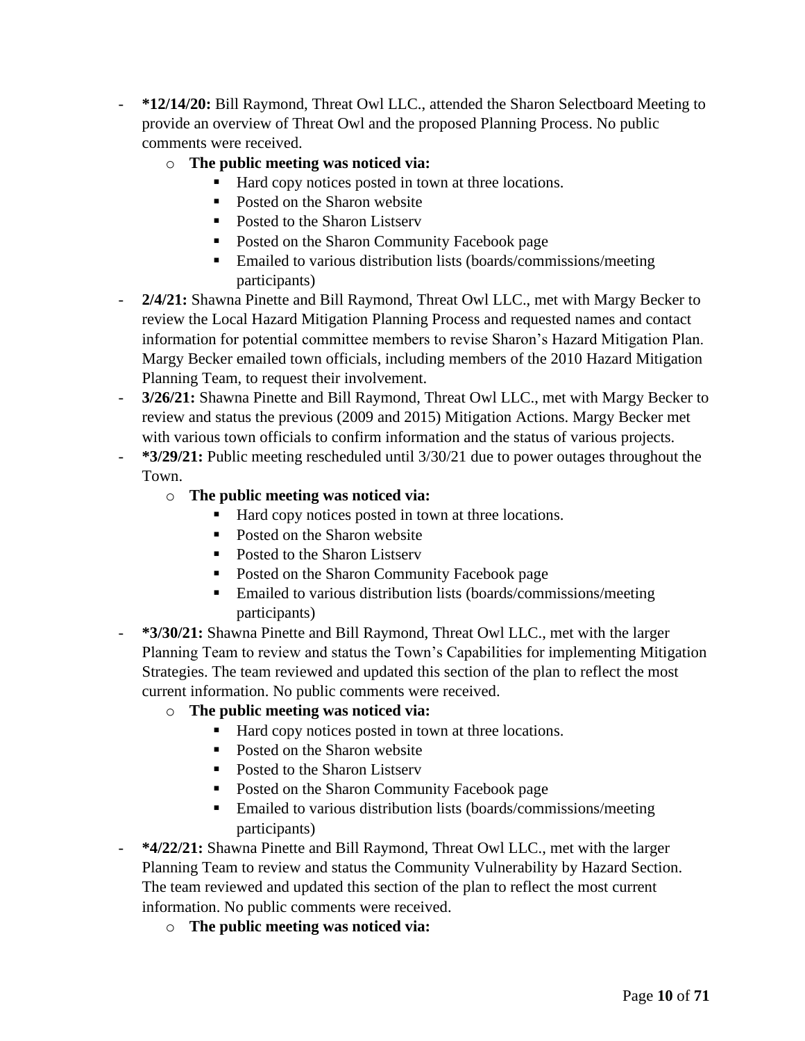- **\*12/14/20:** Bill Raymond, Threat Owl LLC., attended the Sharon Selectboard Meeting to provide an overview of Threat Owl and the proposed Planning Process. No public comments were received.
    - **The public meeting was noticed via:**
        - Hard copy notices posted in town at three locations.
        - Posted on the Sharon website
        - Posted to the Sharon Listserv
        - Posted on the Sharon Community Facebook page
        - Emailed to various distribution lists (boards/commissions/meeting participants)
- **2/4/21:** Shawna Pinette and Bill Raymond, Threat Owl LLC., met with Margy Becker to review the Local Hazard Mitigation Planning Process and requested names and contact information for potential committee members to revise Sharon's Hazard Mitigation Plan. Margy Becker emailed town officials, including members of the 2010 Hazard Mitigation Planning Team, to request their involvement.
- **3/26/21:** Shawna Pinette and Bill Raymond, Threat Owl LLC., met with Margy Becker to review and status the previous (2009 and 2015) Mitigation Actions. Margy Becker met with various town officials to confirm information and the status of various projects.
- **\*3/29/21:** Public meeting rescheduled until 3/30/21 due to power outages throughout the Town.
    - **The public meeting was noticed via:**
        - Hard copy notices posted in town at three locations.
        - Posted on the Sharon website
        - Posted to the Sharon Listserv
        - Posted on the Sharon Community Facebook page
        - Emailed to various distribution lists (boards/commissions/meeting participants)
- **\*3/30/21:** Shawna Pinette and Bill Raymond, Threat Owl LLC., met with the larger Planning Team to review and status the Town's Capabilities for implementing Mitigation Strategies. The team reviewed and updated this section of the plan to reflect the most current information. No public comments were received.
    - **The public meeting was noticed via:**
        - Hard copy notices posted in town at three locations.
        - Posted on the Sharon website
        - Posted to the Sharon Listserv
        - Posted on the Sharon Community Facebook page
        - Emailed to various distribution lists (boards/commissions/meeting participants)
- **\*4/22/21:** Shawna Pinette and Bill Raymond, Threat Owl LLC., met with the larger Planning Team to review and status the Community Vulnerability by Hazard Section. The team reviewed and updated this section of the plan to reflect the most current information. No public comments were received.
    - **The public meeting was noticed via:**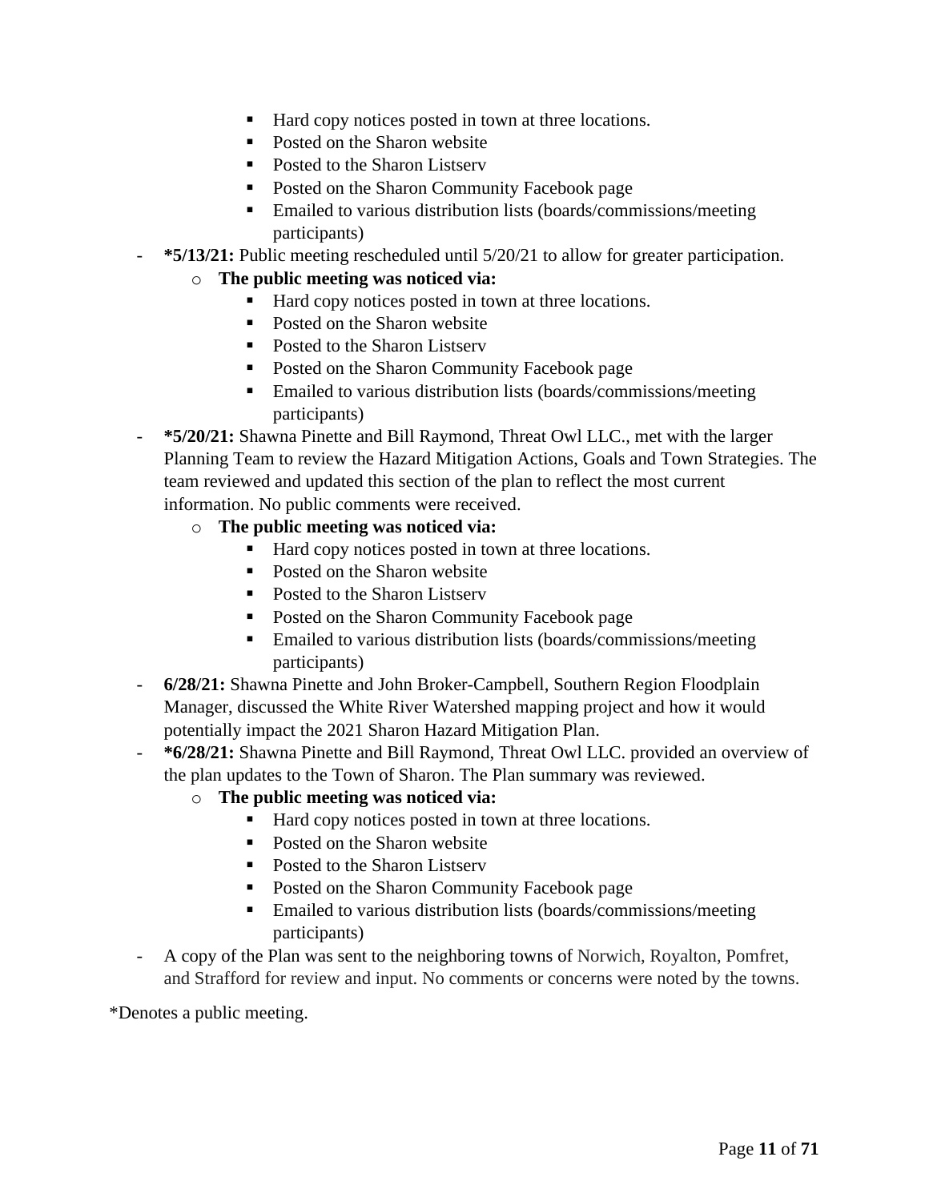- Hard copy notices posted in town at three locations.
    - Posted on the Sharon website
    - Posted to the Sharon Listserv
    - Posted on the Sharon Community Facebook page
    - Emailed to various distribution lists (boards/commissions/meeting participants)

- **\*5/13/21:** Public meeting rescheduled until 5/20/21 to allow for greater participation.
  - **The public meeting was noticed via:**
    - Hard copy notices posted in town at three locations.
    - Posted on the Sharon website
    - Posted to the Sharon Listserv
    - Posted on the Sharon Community Facebook page
    - Emailed to various distribution lists (boards/commissions/meeting participants)
- **\*5/20/21:** Shawna Pinette and Bill Raymond, Threat Owl LLC., met with the larger Planning Team to review the Hazard Mitigation Actions, Goals and Town Strategies. The team reviewed and updated this section of the plan to reflect the most current information. No public comments were received.
  - **The public meeting was noticed via:**
    - Hard copy notices posted in town at three locations.
    - Posted on the Sharon website
    - Posted to the Sharon Listserv
    - Posted on the Sharon Community Facebook page
    - Emailed to various distribution lists (boards/commissions/meeting participants)
- **6/28/21:** Shawna Pinette and John Broker-Campbell, Southern Region Floodplain Manager, discussed the White River Watershed mapping project and how it would potentially impact the 2021 Sharon Hazard Mitigation Plan.
- **\*6/28/21:** Shawna Pinette and Bill Raymond, Threat Owl LLC. provided an overview of the plan updates to the Town of Sharon. The Plan summary was reviewed.
  - **The public meeting was noticed via:**
    - Hard copy notices posted in town at three locations.
    - Posted on the Sharon website
    - Posted to the Sharon Listserv
    - Posted on the Sharon Community Facebook page
    - Emailed to various distribution lists (boards/commissions/meeting participants)
- A copy of the Plan was sent to the neighboring towns of Norwich, Royalton, Pomfret, and Strafford for review and input. No comments or concerns were noted by the towns.

\*Denotes a public meeting.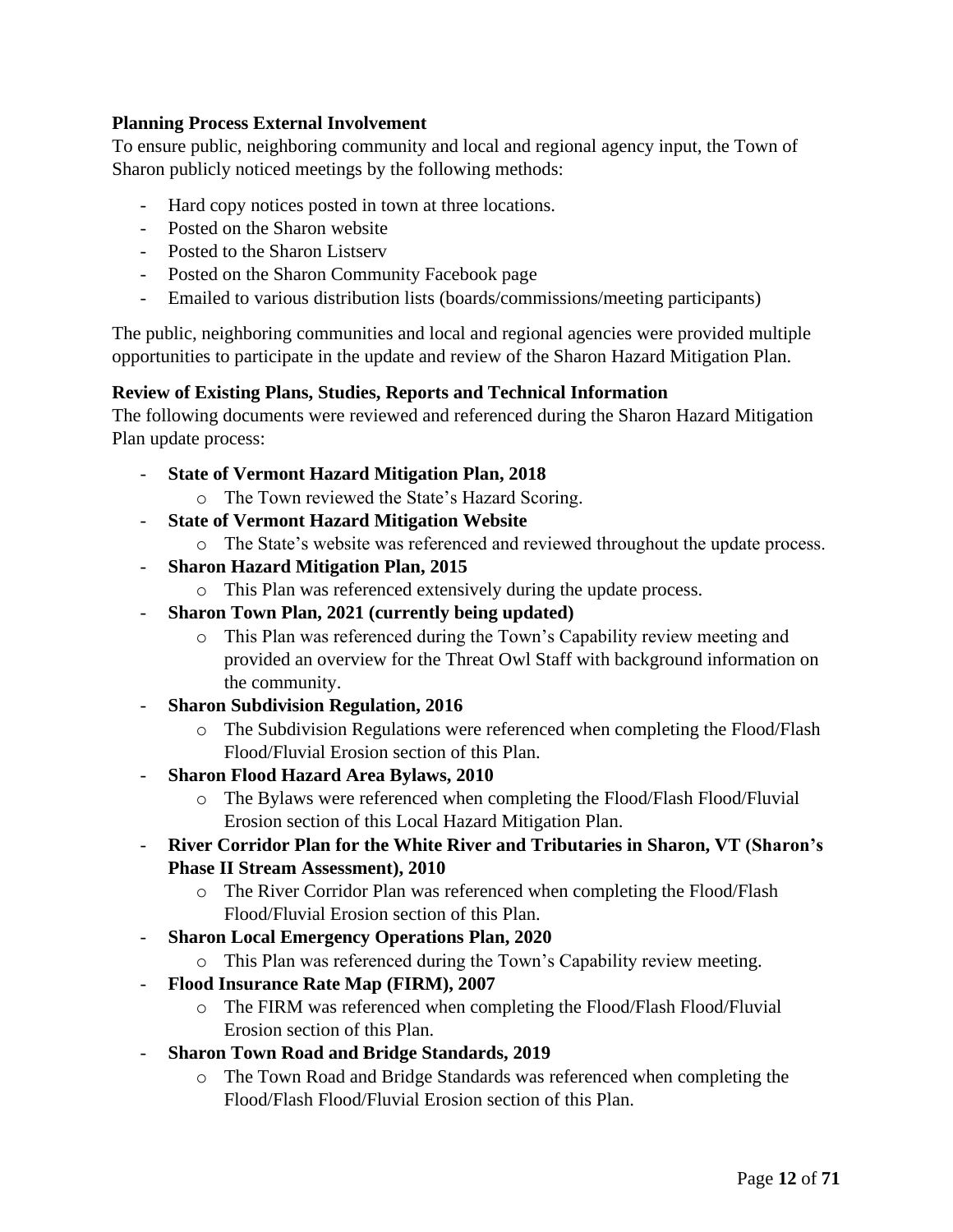**Planning Process External Involvement**

To ensure public, neighboring community and local and regional agency input, the Town of Sharon publicly noticed meetings by the following methods:

- Hard copy notices posted in town at three locations.
- Posted on the Sharon website
- Posted to the Sharon Listserv
- Posted on the Sharon Community Facebook page
- Emailed to various distribution lists (boards/commissions/meeting participants)

The public, neighboring communities and local and regional agencies were provided multiple opportunities to participate in the update and review of the Sharon Hazard Mitigation Plan.

**Review of Existing Plans, Studies, Reports and Technical Information**

The following documents were reviewed and referenced during the Sharon Hazard Mitigation Plan update process:

- **State of Vermont Hazard Mitigation Plan, 2018**
    - The Town reviewed the State's Hazard Scoring.
- **State of Vermont Hazard Mitigation Website**
    - The State's website was referenced and reviewed throughout the update process.
- **Sharon Hazard Mitigation Plan, 2015**
    - This Plan was referenced extensively during the update process.
- **Sharon Town Plan, 2021 (currently being updated)**
    - This Plan was referenced during the Town's Capability review meeting and provided an overview for the Threat Owl Staff with background information on the community.
- **Sharon Subdivision Regulation, 2016**
    - The Subdivision Regulations were referenced when completing the Flood/Flash Flood/Fluvial Erosion section of this Plan.
- **Sharon Flood Hazard Area Bylaws, 2010**
    - The Bylaws were referenced when completing the Flood/Flash Flood/Fluvial Erosion section of this Local Hazard Mitigation Plan.
- **River Corridor Plan for the White River and Tributaries in Sharon, VT (Sharon's Phase II Stream Assessment), 2010**
    - The River Corridor Plan was referenced when completing the Flood/Flash Flood/Fluvial Erosion section of this Plan.
- **Sharon Local Emergency Operations Plan, 2020**
    - This Plan was referenced during the Town's Capability review meeting.
- **Flood Insurance Rate Map (FIRM), 2007**
    - The FIRM was referenced when completing the Flood/Flash Flood/Fluvial Erosion section of this Plan.
- **Sharon Town Road and Bridge Standards, 2019**
    - The Town Road and Bridge Standards was referenced when completing the Flood/Flash Flood/Fluvial Erosion section of this Plan.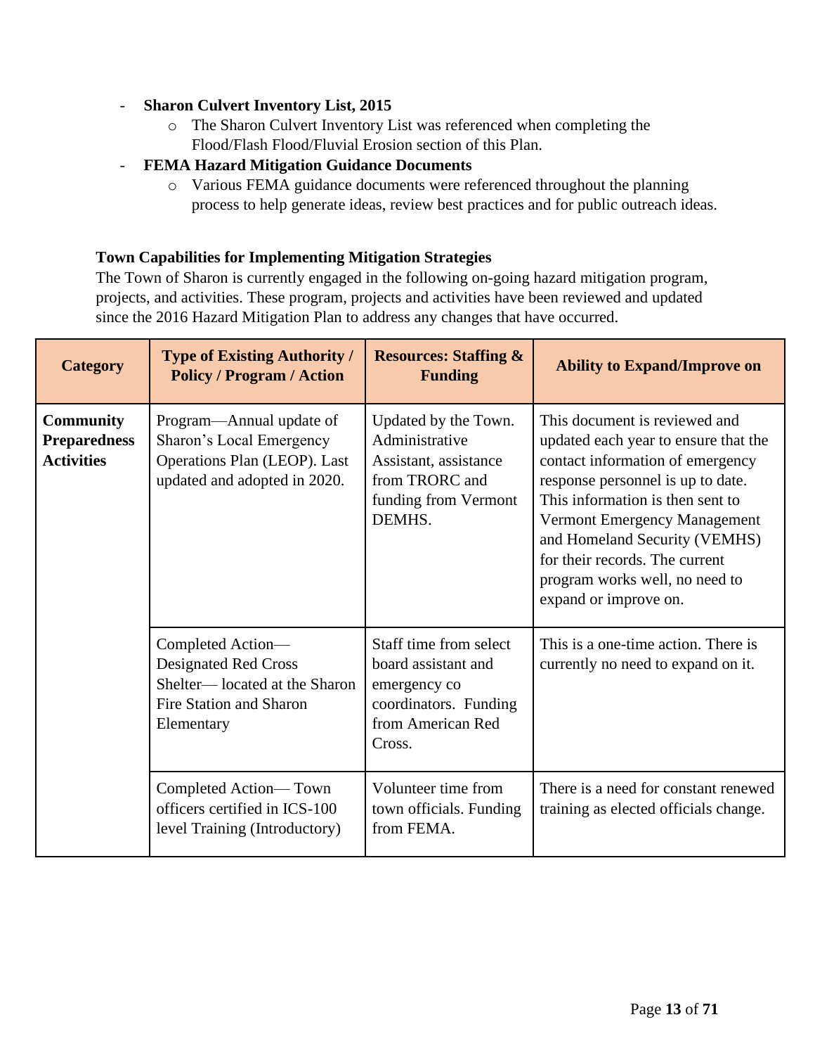- **Sharon Culvert Inventory List, 2015**
    - The Sharon Culvert Inventory List was referenced when completing the Flood/Flash Flood/Fluvial Erosion section of this Plan.
- **FEMA Hazard Mitigation Guidance Documents**
    - Various FEMA guidance documents were referenced throughout the planning process to help generate ideas, review best practices and for public outreach ideas.

**Town Capabilities for Implementing Mitigation Strategies**

The Town of Sharon is currently engaged in the following on-going hazard mitigation program, projects, and activities. These program, projects and activities have been reviewed and updated since the 2016 Hazard Mitigation Plan to address any changes that have occurred.

| Category | Type of Existing Authority / Policy / Program / Action | Resources: Staffing & Funding | Ability to Expand/Improve on |
|---|---|---|---|
| **Community Preparedness Activities** | Program—Annual update of Sharon's Local Emergency Operations Plan (LEOP). Last updated and adopted in 2020. | Updated by the Town. Administrative Assistant, assistance from TRORC and funding from Vermont DEMHS. | This document is reviewed and updated each year to ensure that the contact information of emergency response personnel is up to date. This information is then sent to Vermont Emergency Management and Homeland Security (VEMHS) for their records. The current program works well, no need to expand or improve on. |
| | Completed Action—Designated Red Cross Shelter— located at the Sharon Fire Station and Sharon Elementary | Staff time from select board assistant and emergency co coordinators. Funding from American Red Cross. | This is a one-time action. There is currently no need to expand on it. |
| | Completed Action— Town officers certified in ICS-100 level Training (Introductory) | Volunteer time from town officials. Funding from FEMA. | There is a need for constant renewed training as elected officials change. |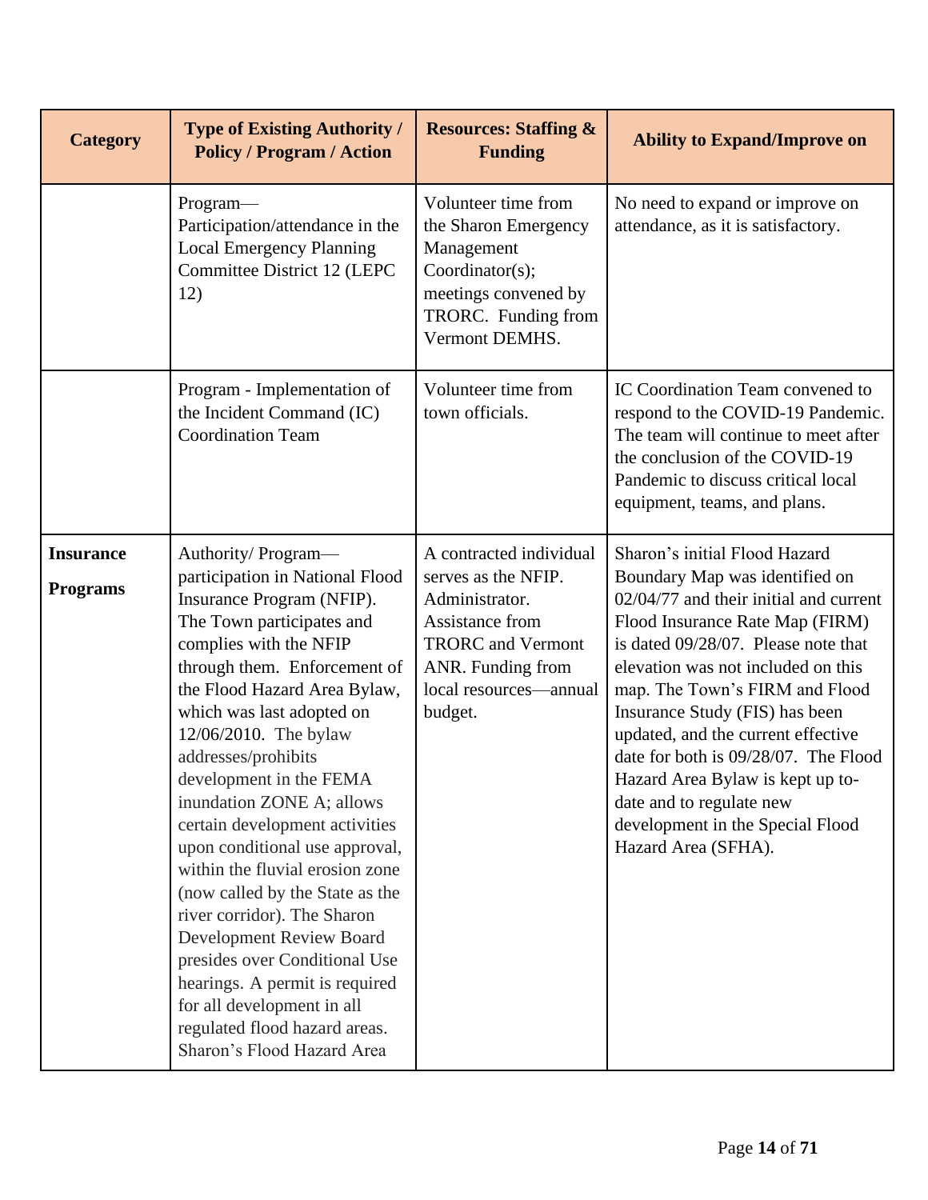| Category | Type of Existing Authority / Policy / Program / Action | Resources: Staffing & Funding | Ability to Expand/Improve on |
| --- | --- | --- | --- |
| | Program—Participation/attendance in the Local Emergency Planning Committee District 12 (LEPC 12) | Volunteer time from the Sharon Emergency Management Coordinator(s); meetings convened by TRORC. Funding from Vermont DEMHS. | No need to expand or improve on attendance, as it is satisfactory. |
| | Program - Implementation of the Incident Command (IC) Coordination Team | Volunteer time from town officials. | IC Coordination Team convened to respond to the COVID-19 Pandemic. The team will continue to meet after the conclusion of the COVID-19 Pandemic to discuss critical local equipment, teams, and plans. |
| **Insurance Programs** | Authority/ Program—participation in National Flood Insurance Program (NFIP). The Town participates and complies with the NFIP through them. Enforcement of the Flood Hazard Area Bylaw, which was last adopted on 12/06/2010. The bylaw addresses/prohibits development in the FEMA inundation ZONE A; allows certain development activities upon conditional use approval, within the fluvial erosion zone (now called by the State as the river corridor). The Sharon Development Review Board presides over Conditional Use hearings. A permit is required for all development in all regulated flood hazard areas. Sharon's Flood Hazard Area | A contracted individual serves as the NFIP. Administrator. Assistance from TRORC and Vermont ANR. Funding from local resources—annual budget. | Sharon's initial Flood Hazard Boundary Map was identified on 02/04/77 and their initial and current Flood Insurance Rate Map (FIRM) is dated 09/28/07. Please note that elevation was not included on this map. The Town's FIRM and Flood Insurance Study (FIS) has been updated, and the current effective date for both is 09/28/07. The Flood Hazard Area Bylaw is kept up to-date and to regulate new development in the Special Flood Hazard Area (SFHA). |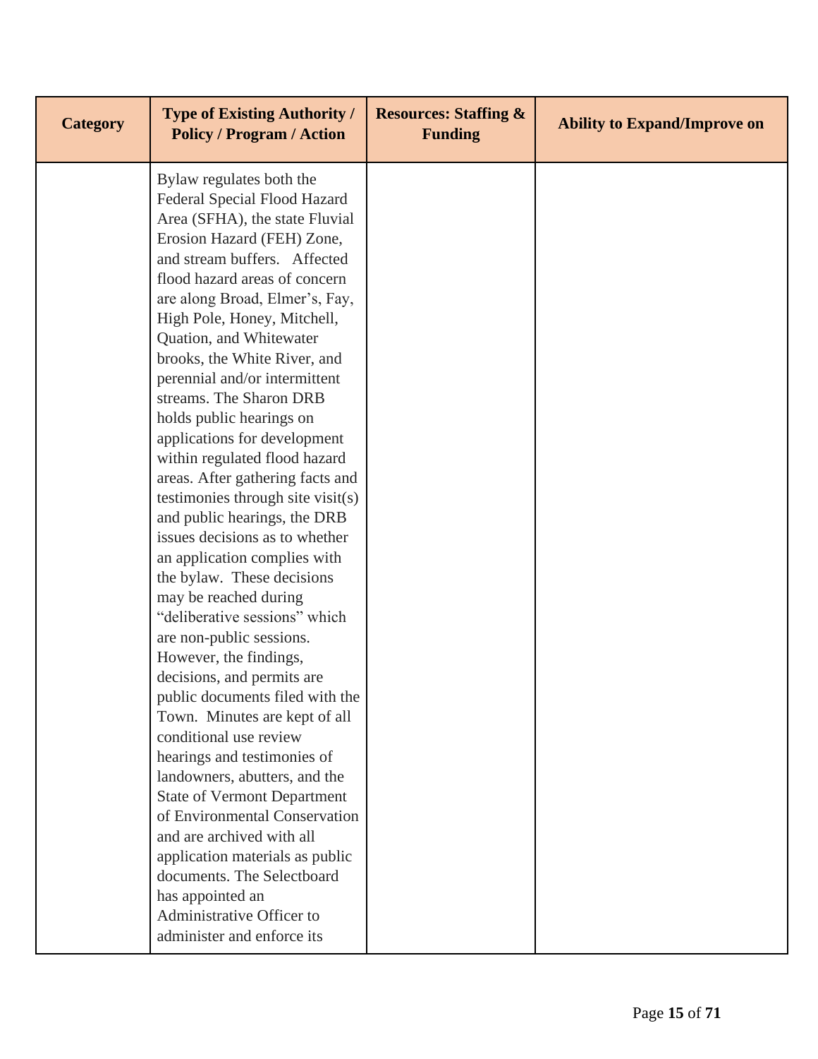| Category | Type of Existing Authority / Policy / Program / Action | Resources: Staffing & Funding | Ability to Expand/Improve on |
|---|---|---|---|
| | Bylaw regulates both the Federal Special Flood Hazard Area (SFHA), the state Fluvial Erosion Hazard (FEH) Zone, and stream buffers. Affected flood hazard areas of concern are along Broad, Elmer's, Fay, High Pole, Honey, Mitchell, Quation, and Whitewater brooks, the White River, and perennial and/or intermittent streams. The Sharon DRB holds public hearings on applications for development within regulated flood hazard areas. After gathering facts and testimonies through site visit(s) and public hearings, the DRB issues decisions as to whether an application complies with the bylaw. These decisions may be reached during "deliberative sessions" which are non-public sessions. However, the findings, decisions, and permits are public documents filed with the Town. Minutes are kept of all conditional use review hearings and testimonies of landowners, abutters, and the State of Vermont Department of Environmental Conservation and are archived with all application materials as public documents. The Selectboard has appointed an Administrative Officer to administer and enforce its | | |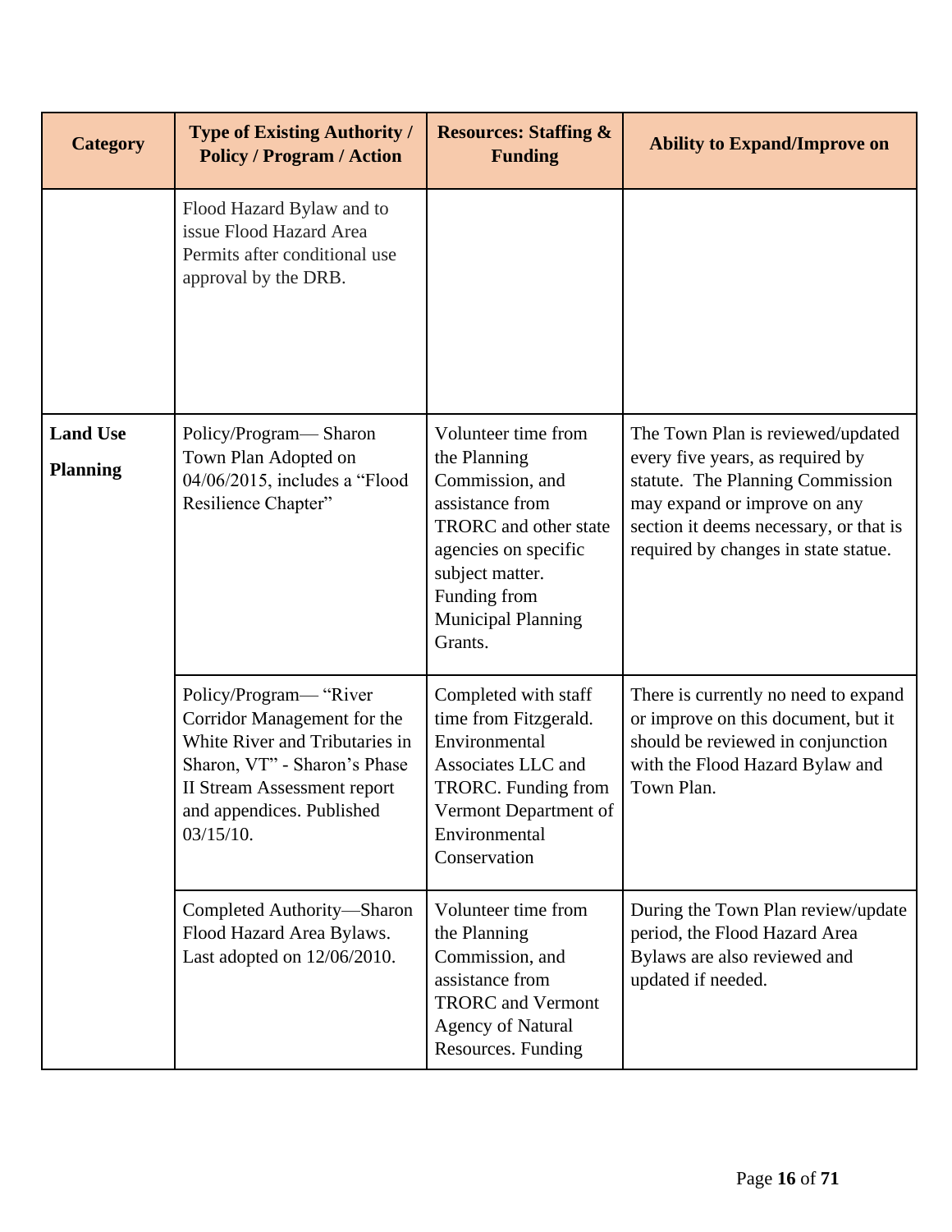| Category | Type of Existing Authority / Policy / Program / Action | Resources: Staffing & Funding | Ability to Expand/Improve on |
|---|---|---|---|
| | Flood Hazard Bylaw and to issue Flood Hazard Area Permits after conditional use approval by the DRB. | | |
| **Land Use Planning** | Policy/Program— Sharon Town Plan Adopted on 04/06/2015, includes a "Flood Resilience Chapter" | Volunteer time from the Planning Commission, and assistance from TRORC and other state agencies on specific subject matter. Funding from Municipal Planning Grants. | The Town Plan is reviewed/updated every five years, as required by statute. The Planning Commission may expand or improve on any section it deems necessary, or that is required by changes in state statue. |
| | Policy/Program— "River Corridor Management for the White River and Tributaries in Sharon, VT" - Sharon's Phase II Stream Assessment report and appendices. Published 03/15/10. | Completed with staff time from Fitzgerald. Environmental Associates LLC and TRORC. Funding from Vermont Department of Environmental Conservation | There is currently no need to expand or improve on this document, but it should be reviewed in conjunction with the Flood Hazard Bylaw and Town Plan. |
| | Completed Authority—Sharon Flood Hazard Area Bylaws. Last adopted on 12/06/2010. | Volunteer time from the Planning Commission, and assistance from TRORC and Vermont Agency of Natural Resources. Funding | During the Town Plan review/update period, the Flood Hazard Area Bylaws are also reviewed and updated if needed. |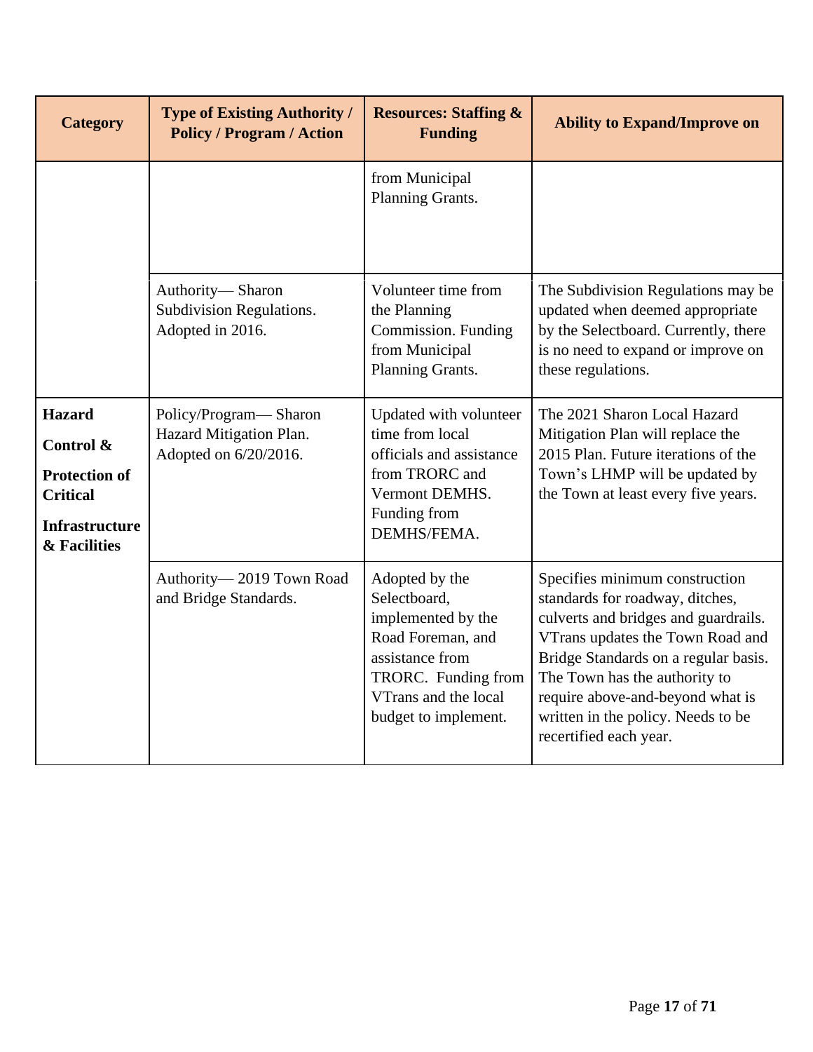| Category | Type of Existing Authority / Policy / Program / Action | Resources: Staffing & Funding | Ability to Expand/Improve on |
|---|---|---|---|
| | | from Municipal Planning Grants. | |
| | Authority— Sharon Subdivision Regulations. Adopted in 2016. | Volunteer time from the Planning Commission. Funding from Municipal Planning Grants. | The Subdivision Regulations may be updated when deemed appropriate by the Selectboard. Currently, there is no need to expand or improve on these regulations. |
| **Hazard Control & Protection of Critical Infrastructure & Facilities** | Policy/Program— Sharon Hazard Mitigation Plan. Adopted on 6/20/2016. | Updated with volunteer time from local officials and assistance from TRORC and Vermont DEMHS. Funding from DEMHS/FEMA. | The 2021 Sharon Local Hazard Mitigation Plan will replace the 2015 Plan. Future iterations of the Town's LHMP will be updated by the Town at least every five years. |
| | Authority— 2019 Town Road and Bridge Standards. | Adopted by the Selectboard, implemented by the Road Foreman, and assistance from TRORC. Funding from VTrans and the local budget to implement. | Specifies minimum construction standards for roadway, ditches, culverts and bridges and guardrails. VTrans updates the Town Road and Bridge Standards on a regular basis. The Town has the authority to require above-and-beyond what is written in the policy. Needs to be recertified each year. |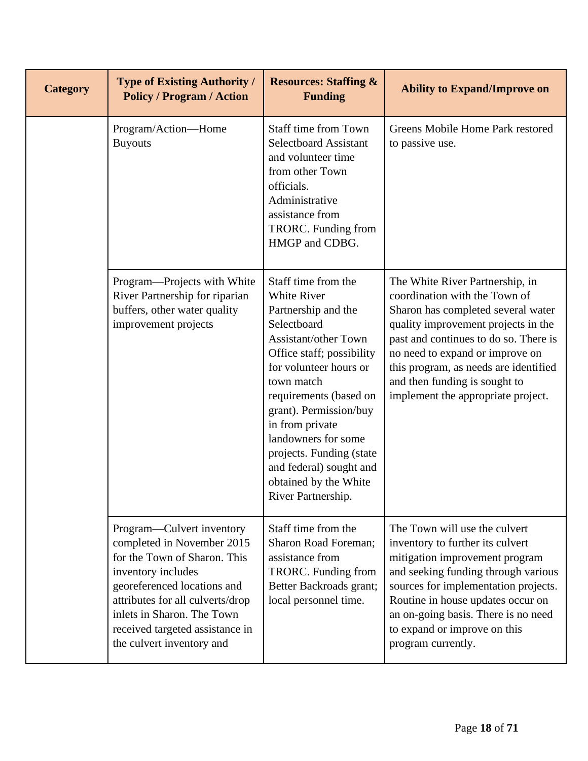| Category | Type of Existing Authority / Policy / Program / Action | Resources: Staffing & Funding | Ability to Expand/Improve on |
|---|---|---|---|
| | Program/Action—Home Buyouts | Staff time from Town Selectboard Assistant and volunteer time from other Town officials. Administrative assistance from TRORC. Funding from HMGP and CDBG. | Greens Mobile Home Park restored to passive use. |
| | Program—Projects with White River Partnership for riparian buffers, other water quality improvement projects | Staff time from the White River Partnership and the Selectboard Assistant/other Town Office staff; possibility for volunteer hours or town match requirements (based on grant). Permission/buy in from private landowners for some projects. Funding (state and federal) sought and obtained by the White River Partnership. | The White River Partnership, in coordination with the Town of Sharon has completed several water quality improvement projects in the past and continues to do so. There is no need to expand or improve on this program, as needs are identified and then funding is sought to implement the appropriate project. |
| | Program—Culvert inventory completed in November 2015 for the Town of Sharon. This inventory includes georeferenced locations and attributes for all culverts/drop inlets in Sharon. The Town received targeted assistance in the culvert inventory and | Staff time from the Sharon Road Foreman; assistance from TRORC. Funding from Better Backroads grant; local personnel time. | The Town will use the culvert inventory to further its culvert mitigation improvement program and seeking funding through various sources for implementation projects. Routine in house updates occur on an on-going basis. There is no need to expand or improve on this program currently. |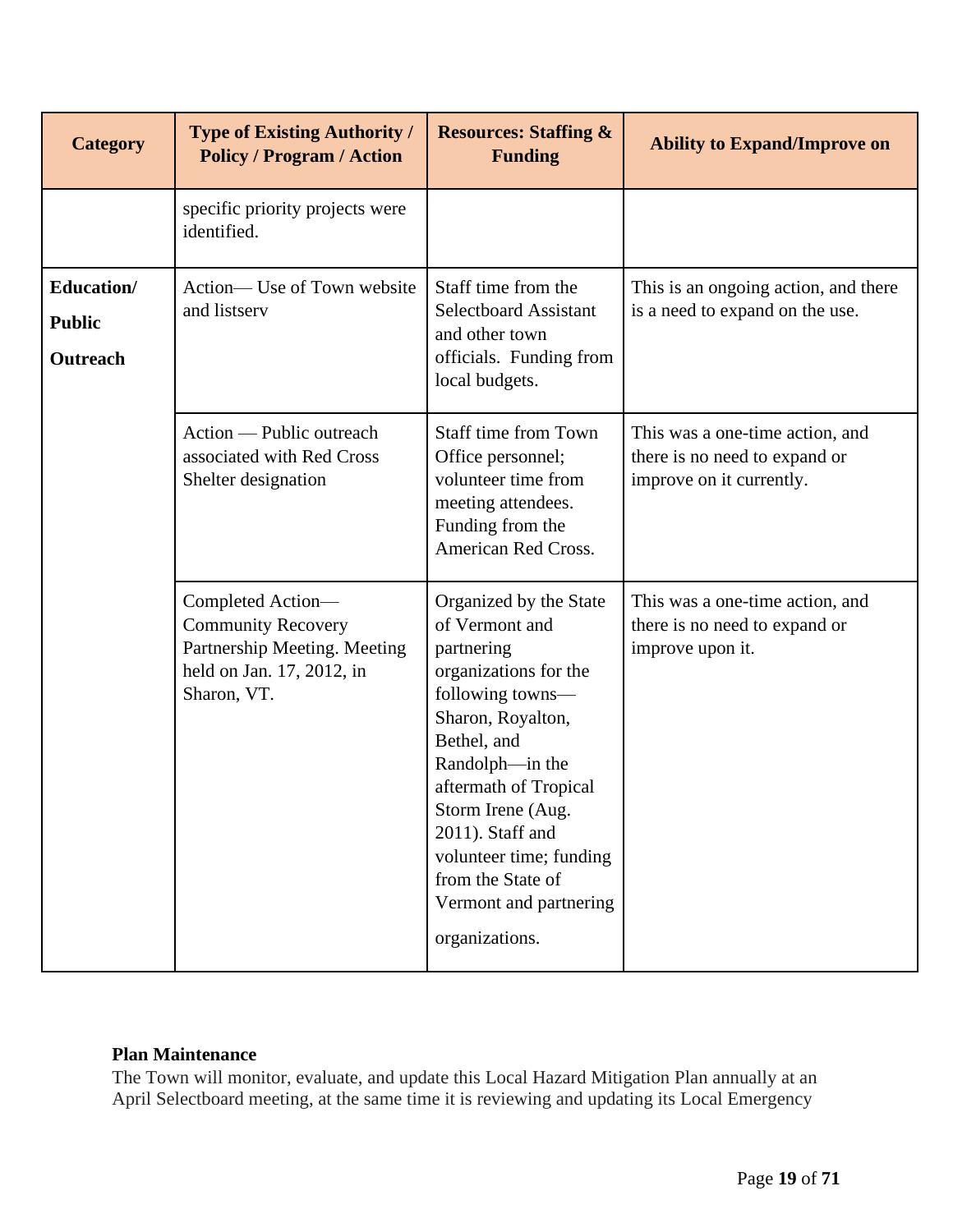| Category | Type of Existing Authority / Policy / Program / Action | Resources: Staffing & Funding | Ability to Expand/Improve on |
|---|---|---|---|
| | specific priority projects were identified. | | |
| **Education/ Public Outreach** | Action— Use of Town website and listserv | Staff time from the Selectboard Assistant and other town officials. Funding from local budgets. | This is an ongoing action, and there is a need to expand on the use. |
| | Action — Public outreach associated with Red Cross Shelter designation | Staff time from Town Office personnel; volunteer time from meeting attendees. Funding from the American Red Cross. | This was a one-time action, and there is no need to expand or improve on it currently. |
| | Completed Action— Community Recovery Partnership Meeting. Meeting held on Jan. 17, 2012, in Sharon, VT. | Organized by the State of Vermont and partnering organizations for the following towns—Sharon, Royalton, Bethel, and Randolph—in the aftermath of Tropical Storm Irene (Aug. 2011). Staff and volunteer time; funding from the State of Vermont and partnering organizations. | This was a one-time action, and there is no need to expand or improve upon it. |

**Plan Maintenance**

The Town will monitor, evaluate, and update this Local Hazard Mitigation Plan annually at an April Selectboard meeting, at the same time it is reviewing and updating its Local Emergency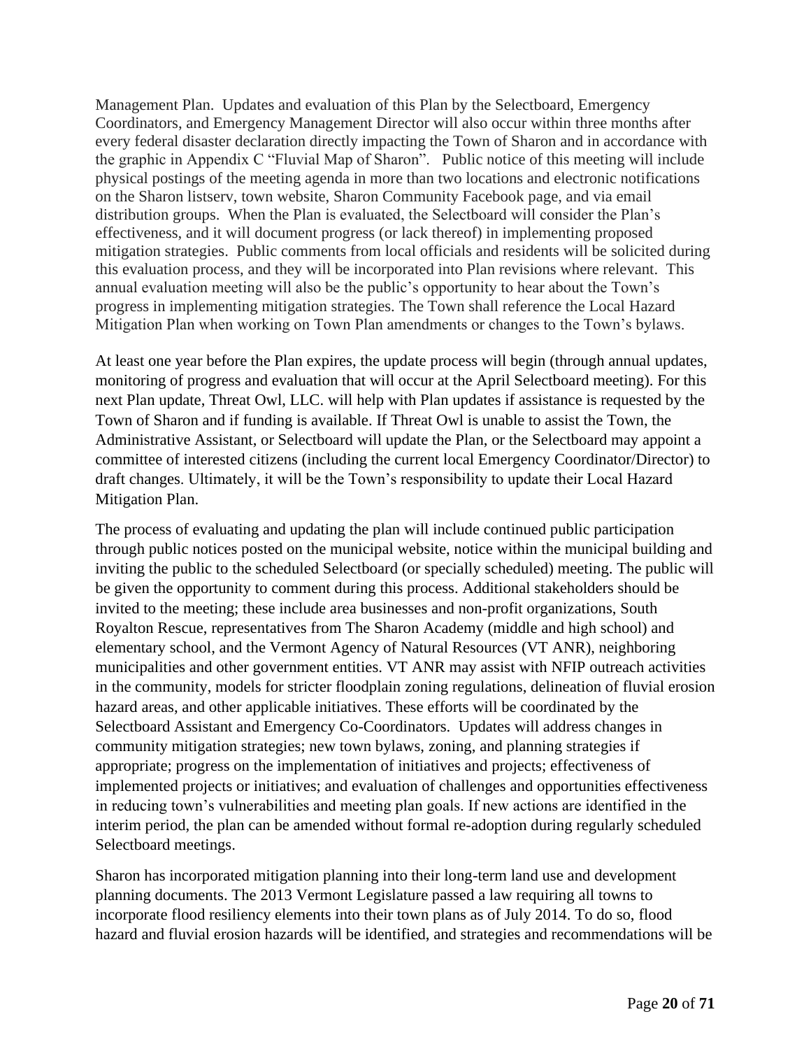Management Plan. Updates and evaluation of this Plan by the Selectboard, Emergency Coordinators, and Emergency Management Director will also occur within three months after every federal disaster declaration directly impacting the Town of Sharon and in accordance with the graphic in Appendix C "Fluvial Map of Sharon". Public notice of this meeting will include physical postings of the meeting agenda in more than two locations and electronic notifications on the Sharon listserv, town website, Sharon Community Facebook page, and via email distribution groups. When the Plan is evaluated, the Selectboard will consider the Plan's effectiveness, and it will document progress (or lack thereof) in implementing proposed mitigation strategies. Public comments from local officials and residents will be solicited during this evaluation process, and they will be incorporated into Plan revisions where relevant. This annual evaluation meeting will also be the public's opportunity to hear about the Town's progress in implementing mitigation strategies. The Town shall reference the Local Hazard Mitigation Plan when working on Town Plan amendments or changes to the Town's bylaws.

At least one year before the Plan expires, the update process will begin (through annual updates, monitoring of progress and evaluation that will occur at the April Selectboard meeting). For this next Plan update, Threat Owl, LLC. will help with Plan updates if assistance is requested by the Town of Sharon and if funding is available. If Threat Owl is unable to assist the Town, the Administrative Assistant, or Selectboard will update the Plan, or the Selectboard may appoint a committee of interested citizens (including the current local Emergency Coordinator/Director) to draft changes. Ultimately, it will be the Town's responsibility to update their Local Hazard Mitigation Plan.

The process of evaluating and updating the plan will include continued public participation through public notices posted on the municipal website, notice within the municipal building and inviting the public to the scheduled Selectboard (or specially scheduled) meeting. The public will be given the opportunity to comment during this process. Additional stakeholders should be invited to the meeting; these include area businesses and non-profit organizations, South Royalton Rescue, representatives from The Sharon Academy (middle and high school) and elementary school, and the Vermont Agency of Natural Resources (VT ANR), neighboring municipalities and other government entities. VT ANR may assist with NFIP outreach activities in the community, models for stricter floodplain zoning regulations, delineation of fluvial erosion hazard areas, and other applicable initiatives. These efforts will be coordinated by the Selectboard Assistant and Emergency Co-Coordinators. Updates will address changes in community mitigation strategies; new town bylaws, zoning, and planning strategies if appropriate; progress on the implementation of initiatives and projects; effectiveness of implemented projects or initiatives; and evaluation of challenges and opportunities effectiveness in reducing town's vulnerabilities and meeting plan goals. If new actions are identified in the interim period, the plan can be amended without formal re-adoption during regularly scheduled Selectboard meetings.

Sharon has incorporated mitigation planning into their long-term land use and development planning documents. The 2013 Vermont Legislature passed a law requiring all towns to incorporate flood resiliency elements into their town plans as of July 2014. To do so, flood hazard and fluvial erosion hazards will be identified, and strategies and recommendations will be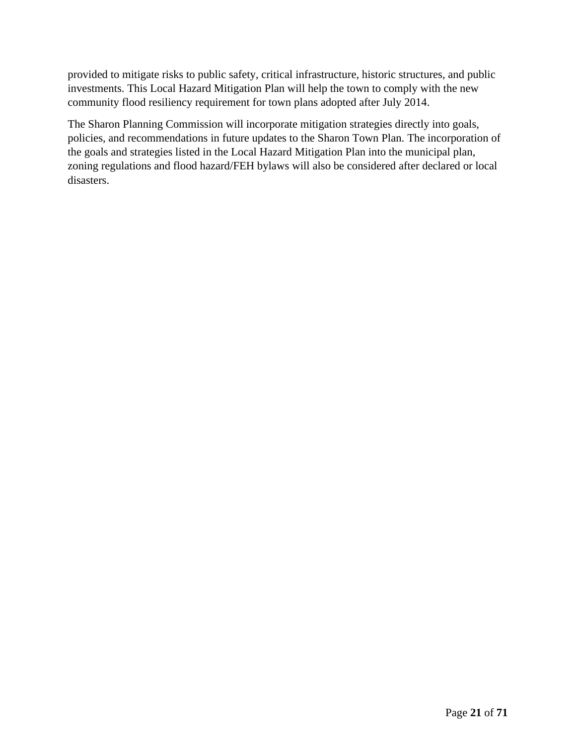provided to mitigate risks to public safety, critical infrastructure, historic structures, and public investments. This Local Hazard Mitigation Plan will help the town to comply with the new community flood resiliency requirement for town plans adopted after July 2014.

The Sharon Planning Commission will incorporate mitigation strategies directly into goals, policies, and recommendations in future updates to the Sharon Town Plan. The incorporation of the goals and strategies listed in the Local Hazard Mitigation Plan into the municipal plan, zoning regulations and flood hazard/FEH bylaws will also be considered after declared or local disasters.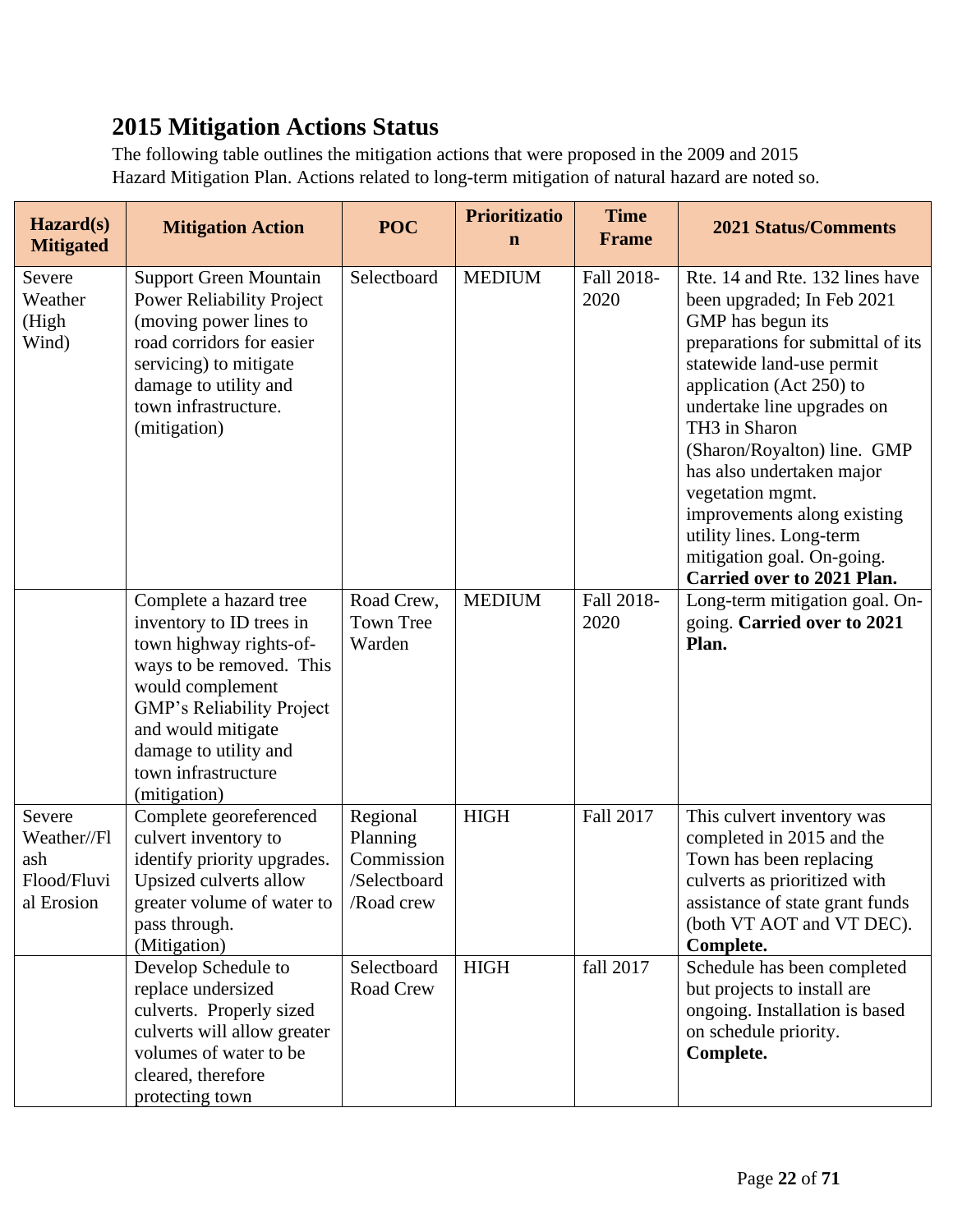## 2015 Mitigation Actions Status

The following table outlines the mitigation actions that were proposed in the 2009 and 2015 Hazard Mitigation Plan. Actions related to long-term mitigation of natural hazard are noted so.

| Hazard(s) Mitigated | Mitigation Action | POC | Prioritization | Time Frame | 2021 Status/Comments |
|---|---|---|---|---|---|
| Severe Weather (High Wind) | Support Green Mountain Power Reliability Project (moving power lines to road corridors for easier servicing) to mitigate damage to utility and town infrastructure. (mitigation) | Selectboard | MEDIUM | Fall 2018-2020 | Rte. 14 and Rte. 132 lines have been upgraded; In Feb 2021 GMP has begun its preparations for submittal of its statewide land-use permit application (Act 250) to undertake line upgrades on TH3 in Sharon (Sharon/Royalton) line. GMP has also undertaken major vegetation mgmt. improvements along existing utility lines. Long-term mitigation goal. On-going. **Carried over to 2021 Plan.** |
| | Complete a hazard tree inventory to ID trees in town highway rights-of-ways to be removed. This would complement GMP's Reliability Project and would mitigate damage to utility and town infrastructure (mitigation) | Road Crew, Town Tree Warden | MEDIUM | Fall 2018-2020 | Long-term mitigation goal. On-going. **Carried over to 2021 Plan.** |
| Severe Weather//Flash Flood/Fluvial Erosion | Complete georeferenced culvert inventory to identify priority upgrades. Upsized culverts allow greater volume of water to pass through. (Mitigation) | Regional Planning Commission /Selectboard /Road crew | HIGH | Fall 2017 | This culvert inventory was completed in 2015 and the Town has been replacing culverts as prioritized with assistance of state grant funds (both VT AOT and VT DEC). **Complete.** |
| | Develop Schedule to replace undersized culverts. Properly sized culverts will allow greater volumes of water to be cleared, therefore protecting town | Selectboard Road Crew | HIGH | fall 2017 | Schedule has been completed but projects to install are ongoing. Installation is based on schedule priority. **Complete.** |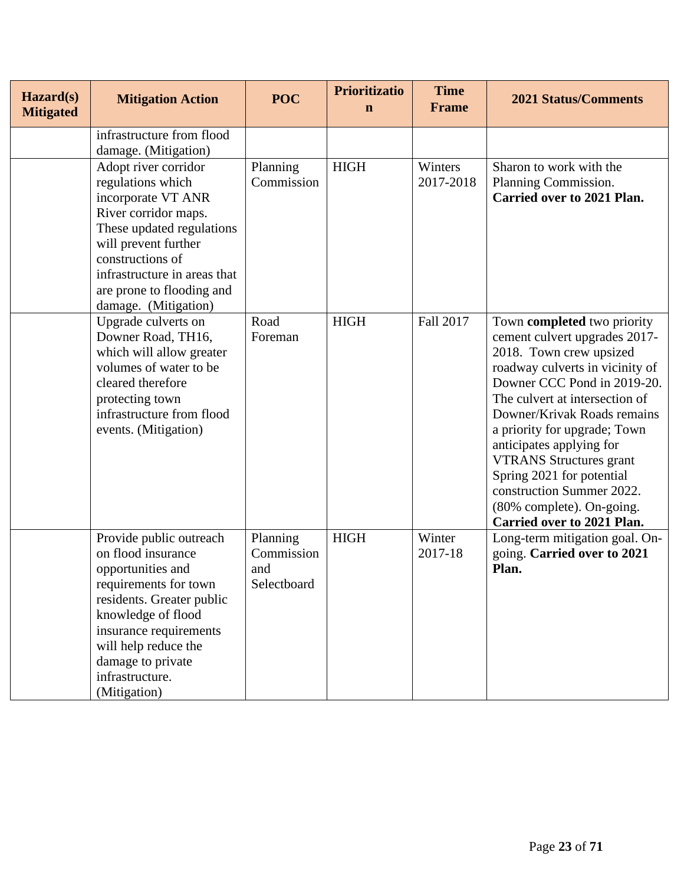| Hazard(s) Mitigated | Mitigation Action | POC | Prioritization | Time Frame | 2021 Status/Comments |
|---|---|---|---|---|---|
| | infrastructure from flood damage. (Mitigation) | | | | |
| | Adopt river corridor regulations which incorporate VT ANR River corridor maps. These updated regulations will prevent further constructions of infrastructure in areas that are prone to flooding and damage. (Mitigation) | Planning Commission | HIGH | Winters 2017-2018 | Sharon to work with the Planning Commission. **Carried over to 2021 Plan.** |
| | Upgrade culverts on Downer Road, TH16, which will allow greater volumes of water to be cleared therefore protecting town infrastructure from flood events. (Mitigation) | Road Foreman | HIGH | Fall 2017 | Town **completed** two priority cement culvert upgrades 2017-2018. Town crew upsized roadway culverts in vicinity of Downer CCC Pond in 2019-20. The culvert at intersection of Downer/Krivak Roads remains a priority for upgrade; Town anticipates applying for VTRANS Structures grant Spring 2021 for potential construction Summer 2022. (80% complete). On-going. **Carried over to 2021 Plan.** |
| | Provide public outreach on flood insurance opportunities and requirements for town residents. Greater public knowledge of flood insurance requirements will help reduce the damage to private infrastructure. (Mitigation) | Planning Commission and Selectboard | HIGH | Winter 2017-18 | Long-term mitigation goal. On-going. **Carried over to 2021 Plan.** |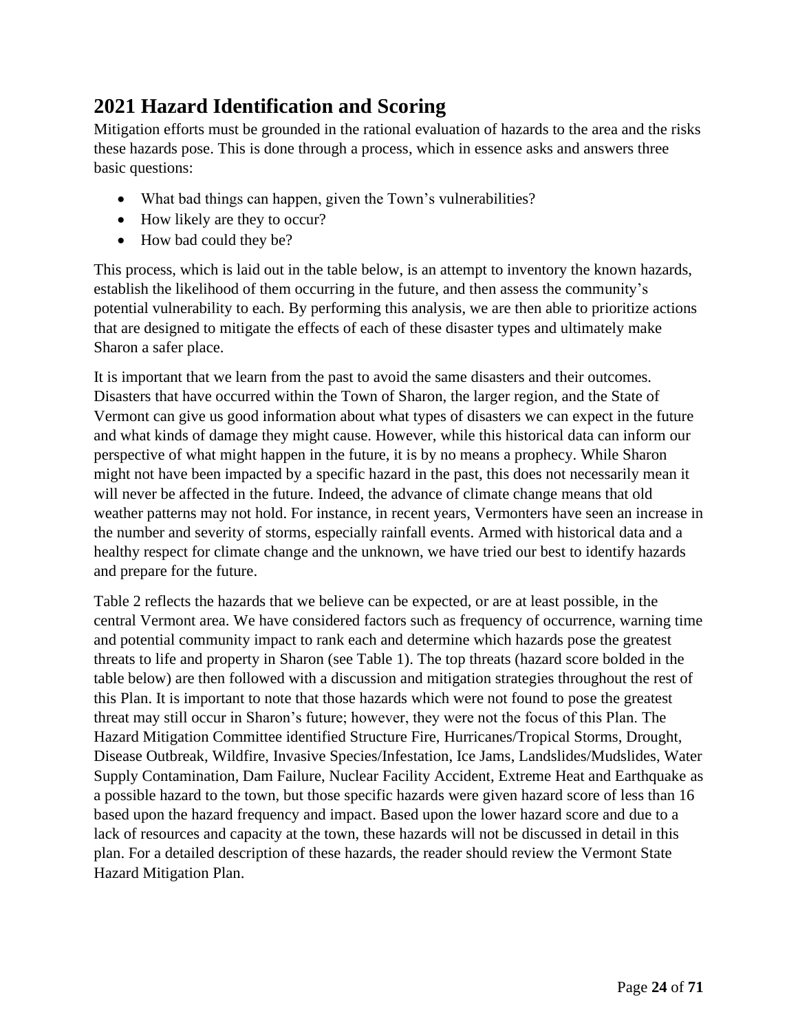## 2021 Hazard Identification and Scoring

Mitigation efforts must be grounded in the rational evaluation of hazards to the area and the risks these hazards pose. This is done through a process, which in essence asks and answers three basic questions:

- What bad things can happen, given the Town's vulnerabilities?
- How likely are they to occur?
- How bad could they be?

This process, which is laid out in the table below, is an attempt to inventory the known hazards, establish the likelihood of them occurring in the future, and then assess the community's potential vulnerability to each. By performing this analysis, we are then able to prioritize actions that are designed to mitigate the effects of each of these disaster types and ultimately make Sharon a safer place.

It is important that we learn from the past to avoid the same disasters and their outcomes. Disasters that have occurred within the Town of Sharon, the larger region, and the State of Vermont can give us good information about what types of disasters we can expect in the future and what kinds of damage they might cause. However, while this historical data can inform our perspective of what might happen in the future, it is by no means a prophecy. While Sharon might not have been impacted by a specific hazard in the past, this does not necessarily mean it will never be affected in the future. Indeed, the advance of climate change means that old weather patterns may not hold. For instance, in recent years, Vermonters have seen an increase in the number and severity of storms, especially rainfall events. Armed with historical data and a healthy respect for climate change and the unknown, we have tried our best to identify hazards and prepare for the future.

Table 2 reflects the hazards that we believe can be expected, or are at least possible, in the central Vermont area. We have considered factors such as frequency of occurrence, warning time and potential community impact to rank each and determine which hazards pose the greatest threats to life and property in Sharon (see Table 1). The top threats (hazard score bolded in the table below) are then followed with a discussion and mitigation strategies throughout the rest of this Plan. It is important to note that those hazards which were not found to pose the greatest threat may still occur in Sharon's future; however, they were not the focus of this Plan. The Hazard Mitigation Committee identified Structure Fire, Hurricanes/Tropical Storms, Drought, Disease Outbreak, Wildfire, Invasive Species/Infestation, Ice Jams, Landslides/Mudslides, Water Supply Contamination, Dam Failure, Nuclear Facility Accident, Extreme Heat and Earthquake as a possible hazard to the town, but those specific hazards were given hazard score of less than 16 based upon the hazard frequency and impact. Based upon the lower hazard score and due to a lack of resources and capacity at the town, these hazards will not be discussed in detail in this plan. For a detailed description of these hazards, the reader should review the Vermont State Hazard Mitigation Plan.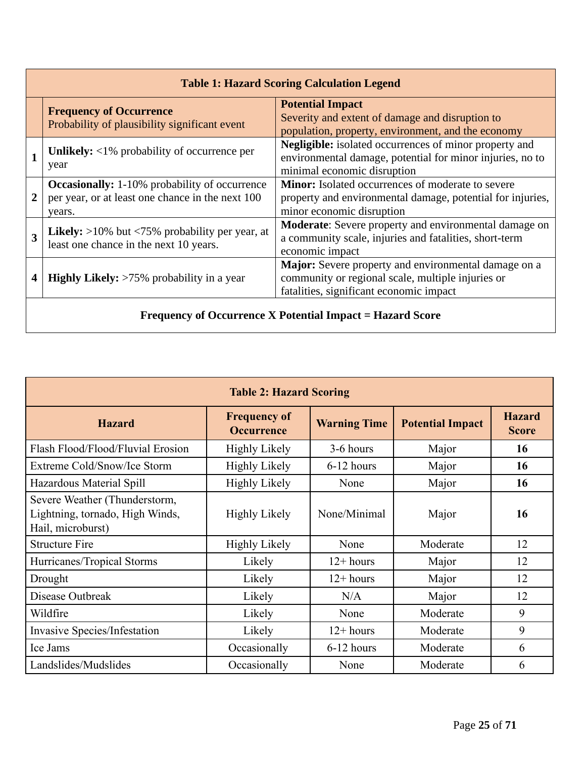| Table 1: Hazard Scoring Calculation Legend | | |
|---|---|---|
| | **Frequency of Occurrence** Probability of plausibility significant event | **Potential Impact** Severity and extent of damage and disruption to population, property, environment, and the economy |
| **1** | **Unlikely:** <1% probability of occurrence per year | **Negligible:** isolated occurrences of minor property and environmental damage, potential for minor injuries, no to minimal economic disruption |
| **2** | **Occasionally:** 1-10% probability of occurrence per year, or at least one chance in the next 100 years. | **Minor:** Isolated occurrences of moderate to severe property and environmental damage, potential for injuries, minor economic disruption |
| **3** | **Likely:** >10% but <75% probability per year, at least one chance in the next 10 years. | **Moderate**: Severe property and environmental damage on a community scale, injuries and fatalities, short-term economic impact |
| **4** | **Highly Likely:** >75% probability in a year | **Major:** Severe property and environmental damage on a community or regional scale, multiple injuries or fatalities, significant economic impact |
| **Frequency of Occurrence X Potential Impact = Hazard Score** | | |

| Table 2: Hazard Scoring | | | | |
|---|---|---|---|---|
| **Hazard** | **Frequency of Occurrence** | **Warning Time** | **Potential Impact** | **Hazard Score** |
| Flash Flood/Flood/Fluvial Erosion | Highly Likely | 3-6 hours | Major | **16** |
| Extreme Cold/Snow/Ice Storm | Highly Likely | 6-12 hours | Major | **16** |
| Hazardous Material Spill | Highly Likely | None | Major | **16** |
| Severe Weather (Thunderstorm, Lightning, tornado, High Winds, Hail, microburst) | Highly Likely | None/Minimal | Major | **16** |
| Structure Fire | Highly Likely | None | Moderate | 12 |
| Hurricanes/Tropical Storms | Likely | 12+ hours | Major | 12 |
| Drought | Likely | 12+ hours | Major | 12 |
| Disease Outbreak | Likely | N/A | Major | 12 |
| Wildfire | Likely | None | Moderate | 9 |
| Invasive Species/Infestation | Likely | 12+ hours | Moderate | 9 |
| Ice Jams | Occasionally | 6-12 hours | Moderate | 6 |
| Landslides/Mudslides | Occasionally | None | Moderate | 6 |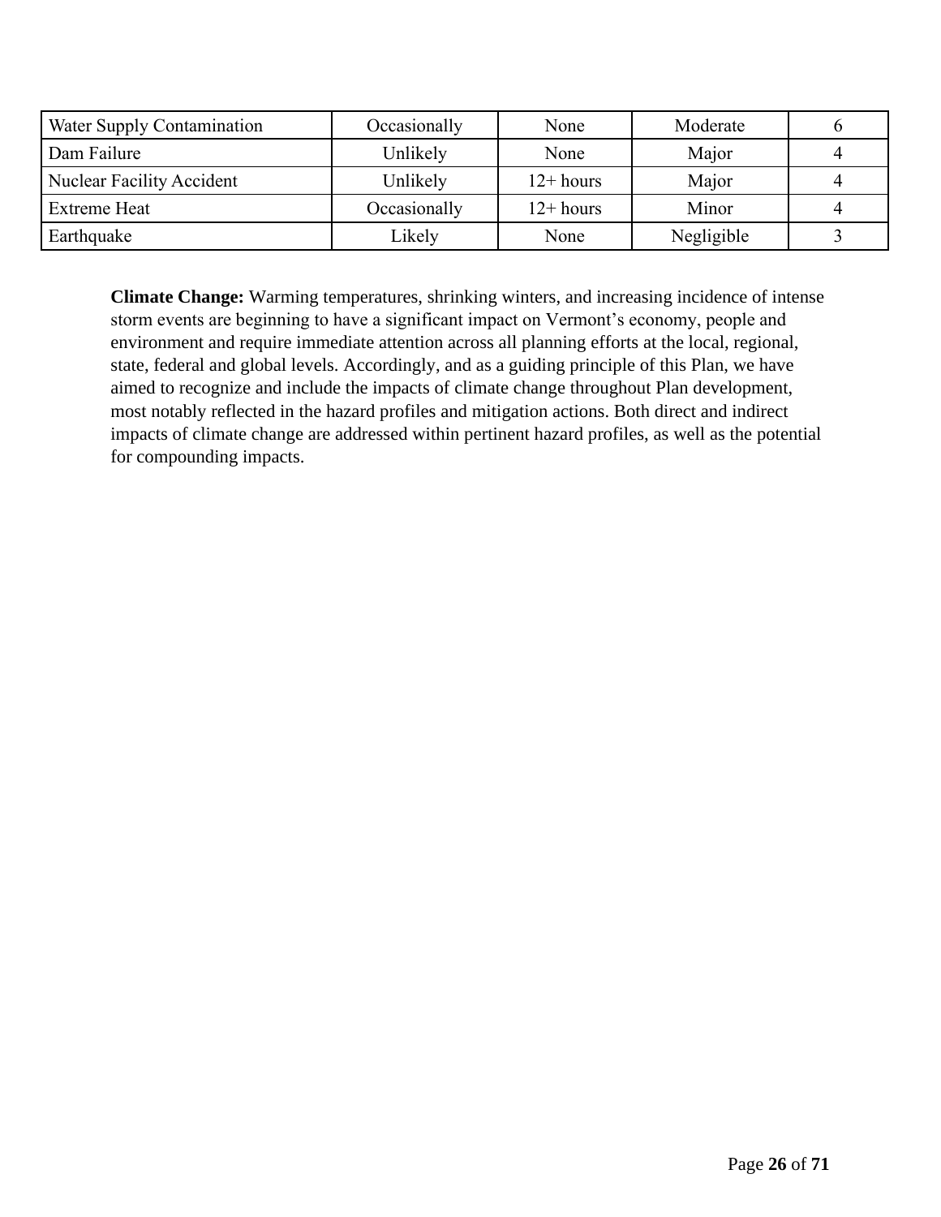| Water Supply Contamination | Occasionally | None | Moderate | 6 |
|---|---|---|---|---|
| Dam Failure | Unlikely | None | Major | 4 |
| Nuclear Facility Accident | Unlikely | 12+ hours | Major | 4 |
| Extreme Heat | Occasionally | 12+ hours | Minor | 4 |
| Earthquake | Likely | None | Negligible | 3 |

**Climate Change:** Warming temperatures, shrinking winters, and increasing incidence of intense storm events are beginning to have a significant impact on Vermont's economy, people and environment and require immediate attention across all planning efforts at the local, regional, state, federal and global levels. Accordingly, and as a guiding principle of this Plan, we have aimed to recognize and include the impacts of climate change throughout Plan development, most notably reflected in the hazard profiles and mitigation actions. Both direct and indirect impacts of climate change are addressed within pertinent hazard profiles, as well as the potential for compounding impacts.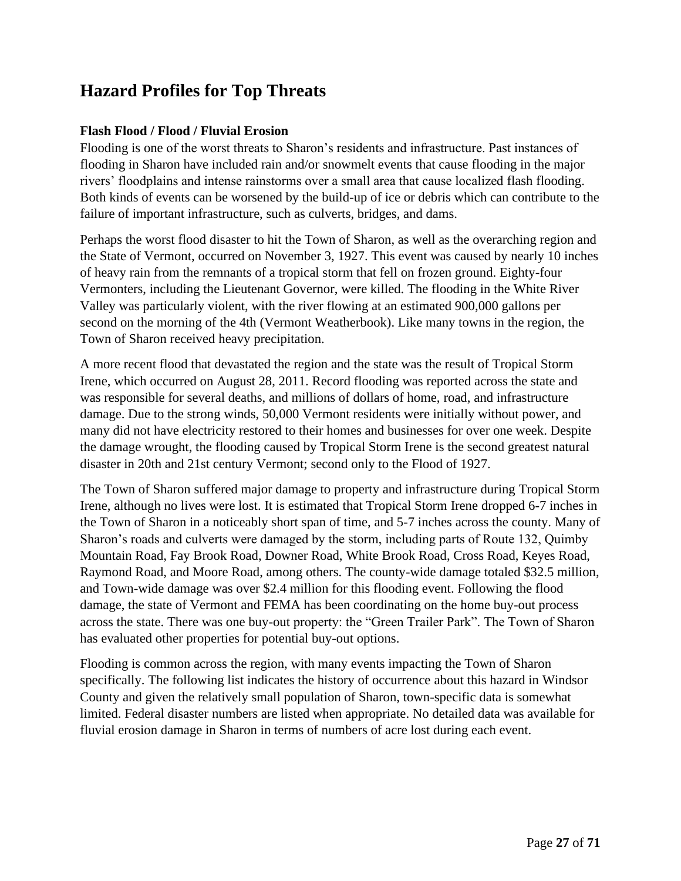## Hazard Profiles for Top Threats

### Flash Flood / Flood / Fluvial Erosion

Flooding is one of the worst threats to Sharon's residents and infrastructure. Past instances of flooding in Sharon have included rain and/or snowmelt events that cause flooding in the major rivers' floodplains and intense rainstorms over a small area that cause localized flash flooding. Both kinds of events can be worsened by the build-up of ice or debris which can contribute to the failure of important infrastructure, such as culverts, bridges, and dams.

Perhaps the worst flood disaster to hit the Town of Sharon, as well as the overarching region and the State of Vermont, occurred on November 3, 1927. This event was caused by nearly 10 inches of heavy rain from the remnants of a tropical storm that fell on frozen ground. Eighty-four Vermonters, including the Lieutenant Governor, were killed. The flooding in the White River Valley was particularly violent, with the river flowing at an estimated 900,000 gallons per second on the morning of the 4th (Vermont Weatherbook). Like many towns in the region, the Town of Sharon received heavy precipitation.

A more recent flood that devastated the region and the state was the result of Tropical Storm Irene, which occurred on August 28, 2011. Record flooding was reported across the state and was responsible for several deaths, and millions of dollars of home, road, and infrastructure damage. Due to the strong winds, 50,000 Vermont residents were initially without power, and many did not have electricity restored to their homes and businesses for over one week. Despite the damage wrought, the flooding caused by Tropical Storm Irene is the second greatest natural disaster in 20th and 21st century Vermont; second only to the Flood of 1927.

The Town of Sharon suffered major damage to property and infrastructure during Tropical Storm Irene, although no lives were lost. It is estimated that Tropical Storm Irene dropped 6-7 inches in the Town of Sharon in a noticeably short span of time, and 5-7 inches across the county. Many of Sharon's roads and culverts were damaged by the storm, including parts of Route 132, Quimby Mountain Road, Fay Brook Road, Downer Road, White Brook Road, Cross Road, Keyes Road, Raymond Road, and Moore Road, among others. The county-wide damage totaled $32.5 million, and Town-wide damage was over $2.4 million for this flooding event. Following the flood damage, the state of Vermont and FEMA has been coordinating on the home buy-out process across the state. There was one buy-out property: the "Green Trailer Park". The Town of Sharon has evaluated other properties for potential buy-out options.

Flooding is common across the region, with many events impacting the Town of Sharon specifically. The following list indicates the history of occurrence about this hazard in Windsor County and given the relatively small population of Sharon, town-specific data is somewhat limited. Federal disaster numbers are listed when appropriate. No detailed data was available for fluvial erosion damage in Sharon in terms of numbers of acre lost during each event.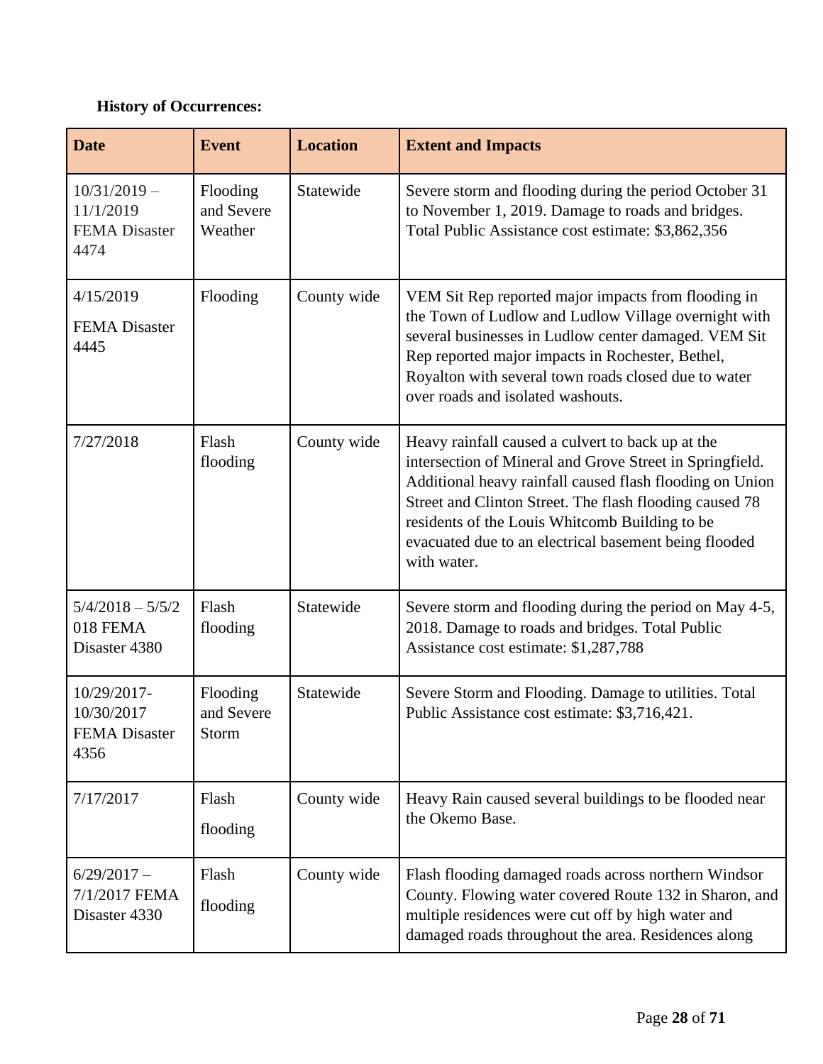**History of Occurrences:**

| Date | Event | Location | Extent and Impacts |
|---|---|---|---|
| 10/31/2019 – 11/1/2019 FEMA Disaster 4474 | Flooding and Severe Weather | Statewide | Severe storm and flooding during the period October 31 to November 1, 2019. Damage to roads and bridges. Total Public Assistance cost estimate: $3,862,356 |
| 4/15/2019 FEMA Disaster 4445 | Flooding | County wide | VEM Sit Rep reported major impacts from flooding in the Town of Ludlow and Ludlow Village overnight with several businesses in Ludlow center damaged. VEM Sit Rep reported major impacts in Rochester, Bethel, Royalton with several town roads closed due to water over roads and isolated washouts. |
| 7/27/2018 | Flash flooding | County wide | Heavy rainfall caused a culvert to back up at the intersection of Mineral and Grove Street in Springfield. Additional heavy rainfall caused flash flooding on Union Street and Clinton Street. The flash flooding caused 78 residents of the Louis Whitcomb Building to be evacuated due to an electrical basement being flooded with water. |
| 5/4/2018 – 5/5/2018 FEMA Disaster 4380 | Flash flooding | Statewide | Severe storm and flooding during the period on May 4-5, 2018. Damage to roads and bridges. Total Public Assistance cost estimate: $1,287,788 |
| 10/29/2017-10/30/2017 FEMA Disaster 4356 | Flooding and Severe Storm | Statewide | Severe Storm and Flooding. Damage to utilities. Total Public Assistance cost estimate: $3,716,421. |
| 7/17/2017 | Flash flooding | County wide | Heavy Rain caused several buildings to be flooded near the Okemo Base. |
| 6/29/2017 – 7/1/2017 FEMA Disaster 4330 | Flash flooding | County wide | Flash flooding damaged roads across northern Windsor County. Flowing water covered Route 132 in Sharon, and multiple residences were cut off by high water and damaged roads throughout the area. Residences along |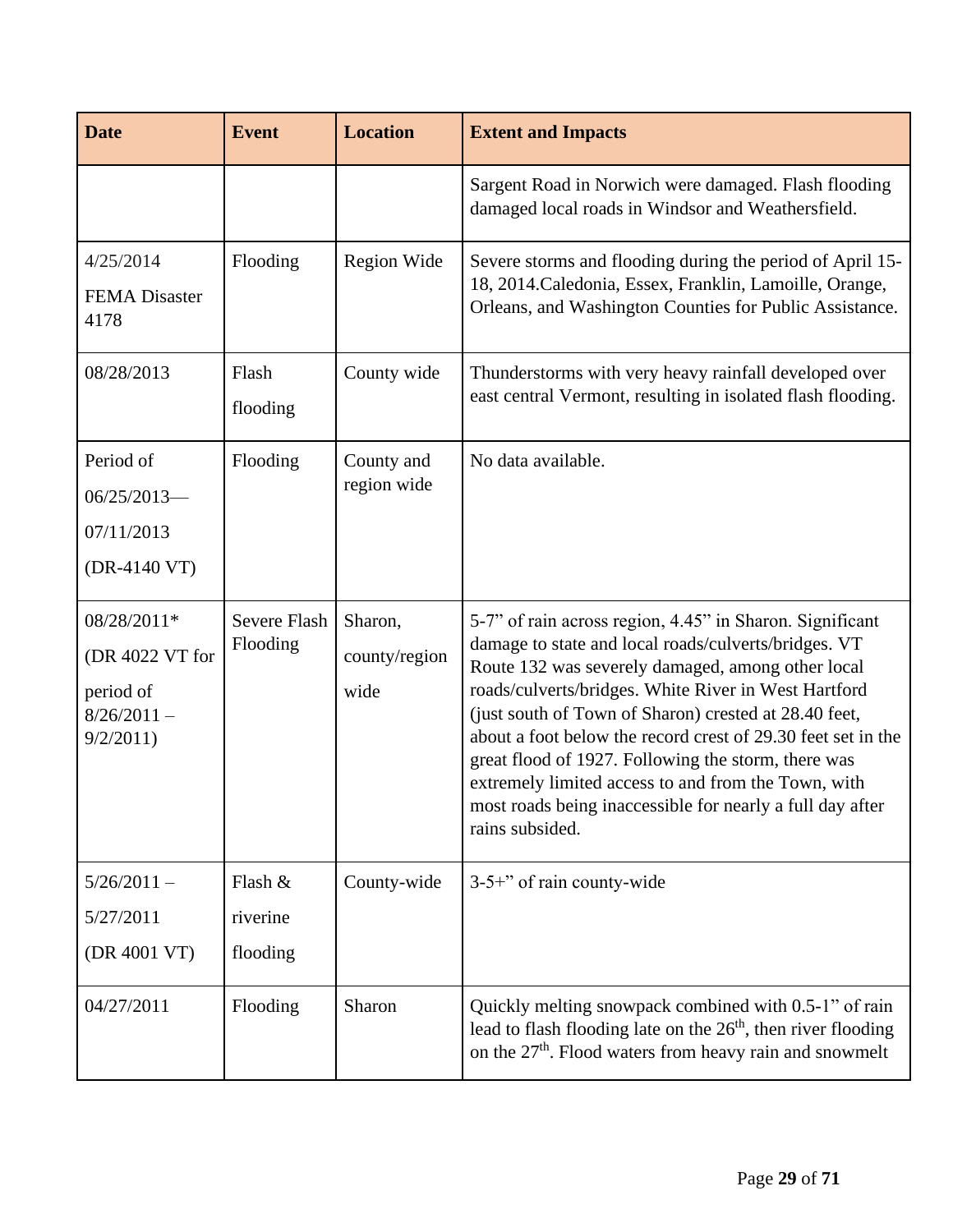| Date | Event | Location | Extent and Impacts |
|---|---|---|---|
| | | | Sargent Road in Norwich were damaged. Flash flooding damaged local roads in Windsor and Weathersfield. |
| 4/25/2014 FEMA Disaster 4178 | Flooding | Region Wide | Severe storms and flooding during the period of April 15-18, 2014.Caledonia, Essex, Franklin, Lamoille, Orange, Orleans, and Washington Counties for Public Assistance. |
| 08/28/2013 | Flash flooding | County wide | Thunderstorms with very heavy rainfall developed over east central Vermont, resulting in isolated flash flooding. |
| Period of 06/25/2013—07/11/2013 (DR-4140 VT) | Flooding | County and region wide | No data available. |
| 08/28/2011* (DR 4022 VT for period of 8/26/2011 – 9/2/2011) | Severe Flash Flooding | Sharon, county/region wide | 5-7" of rain across region, 4.45" in Sharon. Significant damage to state and local roads/culverts/bridges. VT Route 132 was severely damaged, among other local roads/culverts/bridges. White River in West Hartford (just south of Town of Sharon) crested at 28.40 feet, about a foot below the record crest of 29.30 feet set in the great flood of 1927. Following the storm, there was extremely limited access to and from the Town, with most roads being inaccessible for nearly a full day after rains subsided. |
| 5/26/2011 – 5/27/2011 (DR 4001 VT) | Flash & riverine flooding | County-wide | 3-5+" of rain county-wide |
| 04/27/2011 | Flooding | Sharon | Quickly melting snowpack combined with 0.5-1" of rain lead to flash flooding late on the 26th, then river flooding on the 27th. Flood waters from heavy rain and snowmelt |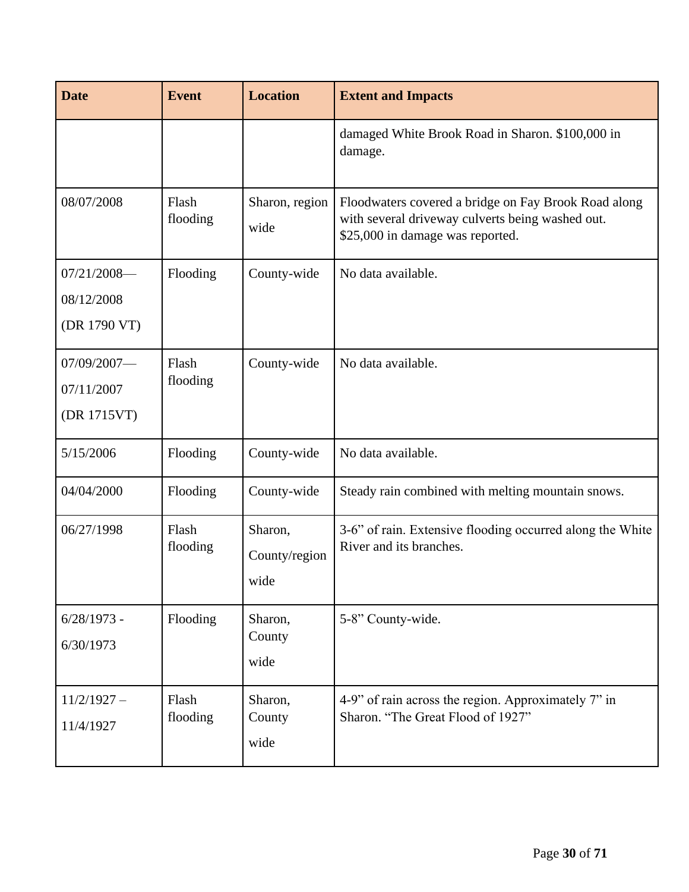| Date | Event | Location | Extent and Impacts |
|---|---|---|---|
| | | | damaged White Brook Road in Sharon. $100,000 in damage. |
| 08/07/2008 | Flash flooding | Sharon, region wide | Floodwaters covered a bridge on Fay Brook Road along with several driveway culverts being washed out. $25,000 in damage was reported. |
| 07/21/2008—08/12/2008 (DR 1790 VT) | Flooding | County-wide | No data available. |
| 07/09/2007—07/11/2007 (DR 1715VT) | Flash flooding | County-wide | No data available. |
| 5/15/2006 | Flooding | County-wide | No data available. |
| 04/04/2000 | Flooding | County-wide | Steady rain combined with melting mountain snows. |
| 06/27/1998 | Flash flooding | Sharon, County/region wide | 3-6" of rain. Extensive flooding occurred along the White River and its branches. |
| 6/28/1973 - 6/30/1973 | Flooding | Sharon, County wide | 5-8" County-wide. |
| 11/2/1927 – 11/4/1927 | Flash flooding | Sharon, County wide | 4-9" of rain across the region. Approximately 7" in Sharon. "The Great Flood of 1927" |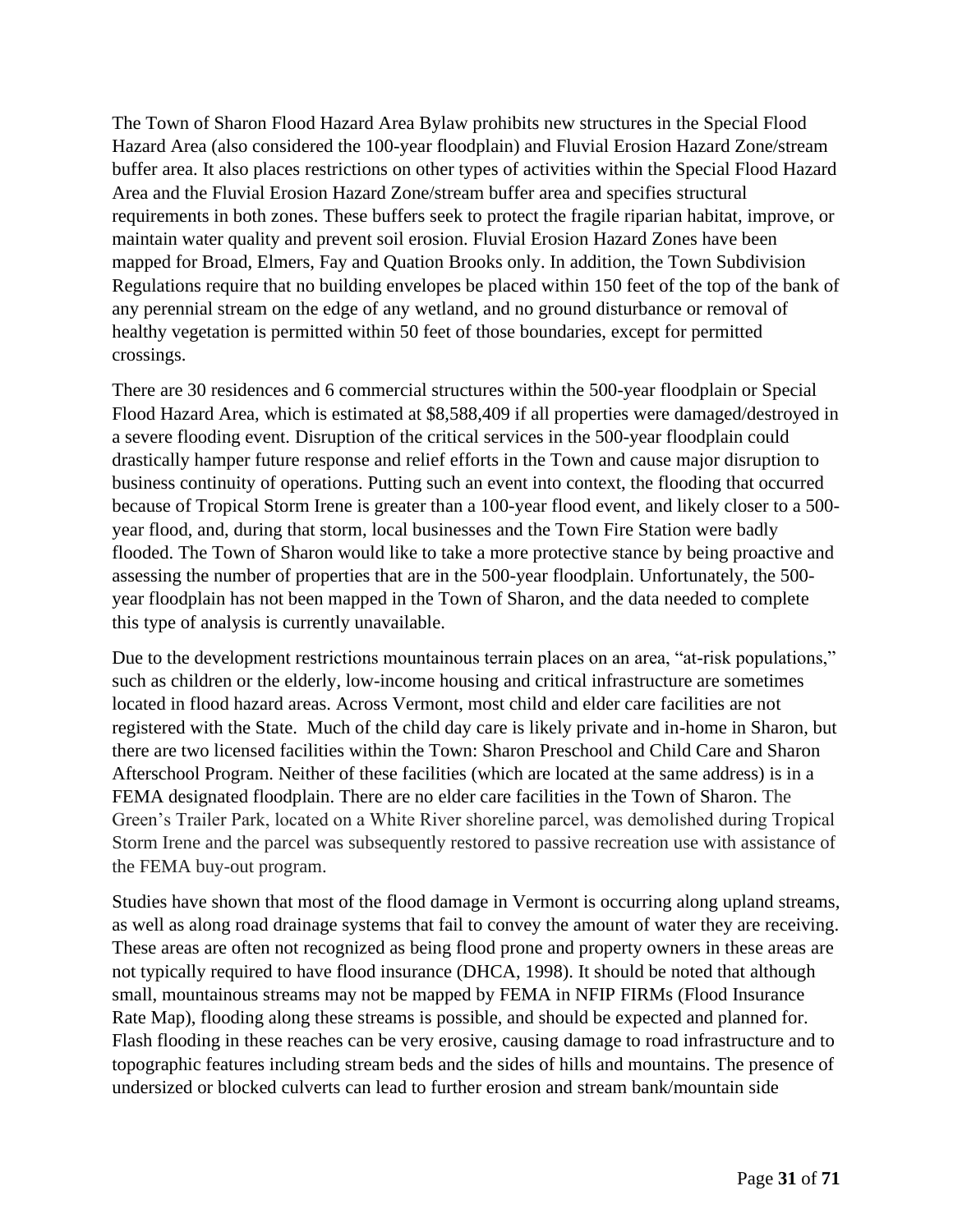The Town of Sharon Flood Hazard Area Bylaw prohibits new structures in the Special Flood Hazard Area (also considered the 100-year floodplain) and Fluvial Erosion Hazard Zone/stream buffer area. It also places restrictions on other types of activities within the Special Flood Hazard Area and the Fluvial Erosion Hazard Zone/stream buffer area and specifies structural requirements in both zones. These buffers seek to protect the fragile riparian habitat, improve, or maintain water quality and prevent soil erosion. Fluvial Erosion Hazard Zones have been mapped for Broad, Elmers, Fay and Quation Brooks only. In addition, the Town Subdivision Regulations require that no building envelopes be placed within 150 feet of the top of the bank of any perennial stream on the edge of any wetland, and no ground disturbance or removal of healthy vegetation is permitted within 50 feet of those boundaries, except for permitted crossings.

There are 30 residences and 6 commercial structures within the 500-year floodplain or Special Flood Hazard Area, which is estimated at $8,588,409 if all properties were damaged/destroyed in a severe flooding event. Disruption of the critical services in the 500-year floodplain could drastically hamper future response and relief efforts in the Town and cause major disruption to business continuity of operations. Putting such an event into context, the flooding that occurred because of Tropical Storm Irene is greater than a 100-year flood event, and likely closer to a 500-year flood, and, during that storm, local businesses and the Town Fire Station were badly flooded. The Town of Sharon would like to take a more protective stance by being proactive and assessing the number of properties that are in the 500-year floodplain. Unfortunately, the 500-year floodplain has not been mapped in the Town of Sharon, and the data needed to complete this type of analysis is currently unavailable.

Due to the development restrictions mountainous terrain places on an area, "at-risk populations," such as children or the elderly, low-income housing and critical infrastructure are sometimes located in flood hazard areas. Across Vermont, most child and elder care facilities are not registered with the State. Much of the child day care is likely private and in-home in Sharon, but there are two licensed facilities within the Town: Sharon Preschool and Child Care and Sharon Afterschool Program. Neither of these facilities (which are located at the same address) is in a FEMA designated floodplain. There are no elder care facilities in the Town of Sharon. The Green's Trailer Park, located on a White River shoreline parcel, was demolished during Tropical Storm Irene and the parcel was subsequently restored to passive recreation use with assistance of the FEMA buy-out program.

Studies have shown that most of the flood damage in Vermont is occurring along upland streams, as well as along road drainage systems that fail to convey the amount of water they are receiving. These areas are often not recognized as being flood prone and property owners in these areas are not typically required to have flood insurance (DHCA, 1998). It should be noted that although small, mountainous streams may not be mapped by FEMA in NFIP FIRMs (Flood Insurance Rate Map), flooding along these streams is possible, and should be expected and planned for. Flash flooding in these reaches can be very erosive, causing damage to road infrastructure and to topographic features including stream beds and the sides of hills and mountains. The presence of undersized or blocked culverts can lead to further erosion and stream bank/mountain side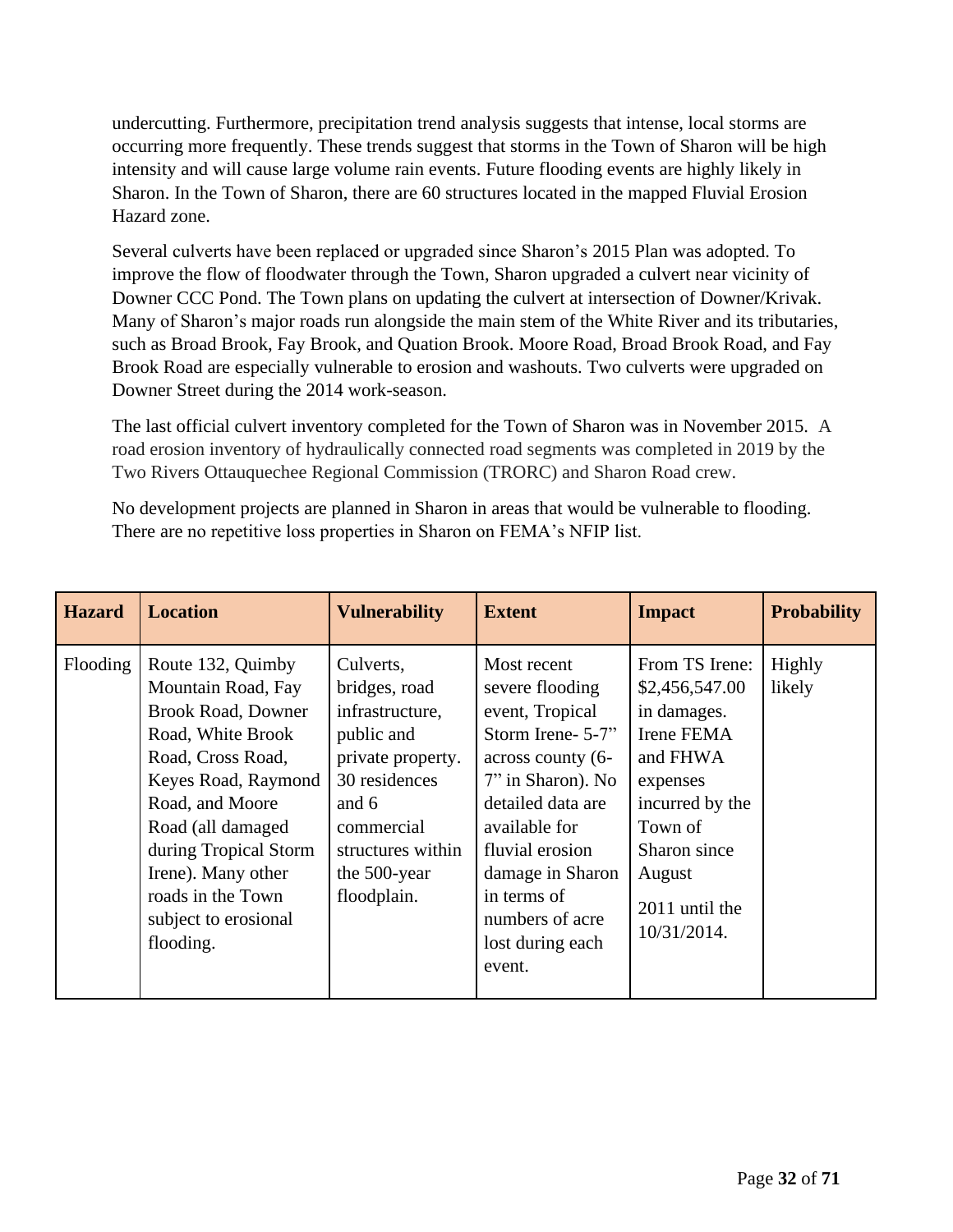undercutting. Furthermore, precipitation trend analysis suggests that intense, local storms are occurring more frequently. These trends suggest that storms in the Town of Sharon will be high intensity and will cause large volume rain events. Future flooding events are highly likely in Sharon. In the Town of Sharon, there are 60 structures located in the mapped Fluvial Erosion Hazard zone.

Several culverts have been replaced or upgraded since Sharon's 2015 Plan was adopted. To improve the flow of floodwater through the Town, Sharon upgraded a culvert near vicinity of Downer CCC Pond. The Town plans on updating the culvert at intersection of Downer/Krivak. Many of Sharon's major roads run alongside the main stem of the White River and its tributaries, such as Broad Brook, Fay Brook, and Quation Brook. Moore Road, Broad Brook Road, and Fay Brook Road are especially vulnerable to erosion and washouts. Two culverts were upgraded on Downer Street during the 2014 work-season.

The last official culvert inventory completed for the Town of Sharon was in November 2015. A road erosion inventory of hydraulically connected road segments was completed in 2019 by the Two Rivers Ottauquechee Regional Commission (TRORC) and Sharon Road crew.

No development projects are planned in Sharon in areas that would be vulnerable to flooding. There are no repetitive loss properties in Sharon on FEMA's NFIP list.

| Hazard | Location | Vulnerability | Extent | Impact | Probability |
| --- | --- | --- | --- | --- | --- |
| Flooding | Route 132, Quimby Mountain Road, Fay Brook Road, Downer Road, White Brook Road, Cross Road, Keyes Road, Raymond Road, and Moore Road (all damaged during Tropical Storm Irene). Many other roads in the Town subject to erosional flooding. | Culverts, bridges, road infrastructure, public and private property. 30 residences and 6 commercial structures within the 500-year floodplain. | Most recent severe flooding event, Tropical Storm Irene- 5-7" across county (6-7" in Sharon). No detailed data are available for fluvial erosion damage in Sharon in terms of numbers of acre lost during each event. | From TS Irene: $2,456,547.00 in damages. Irene FEMA and FHWA expenses incurred by the Town of Sharon since August 2011 until the 10/31/2014. | Highly likely |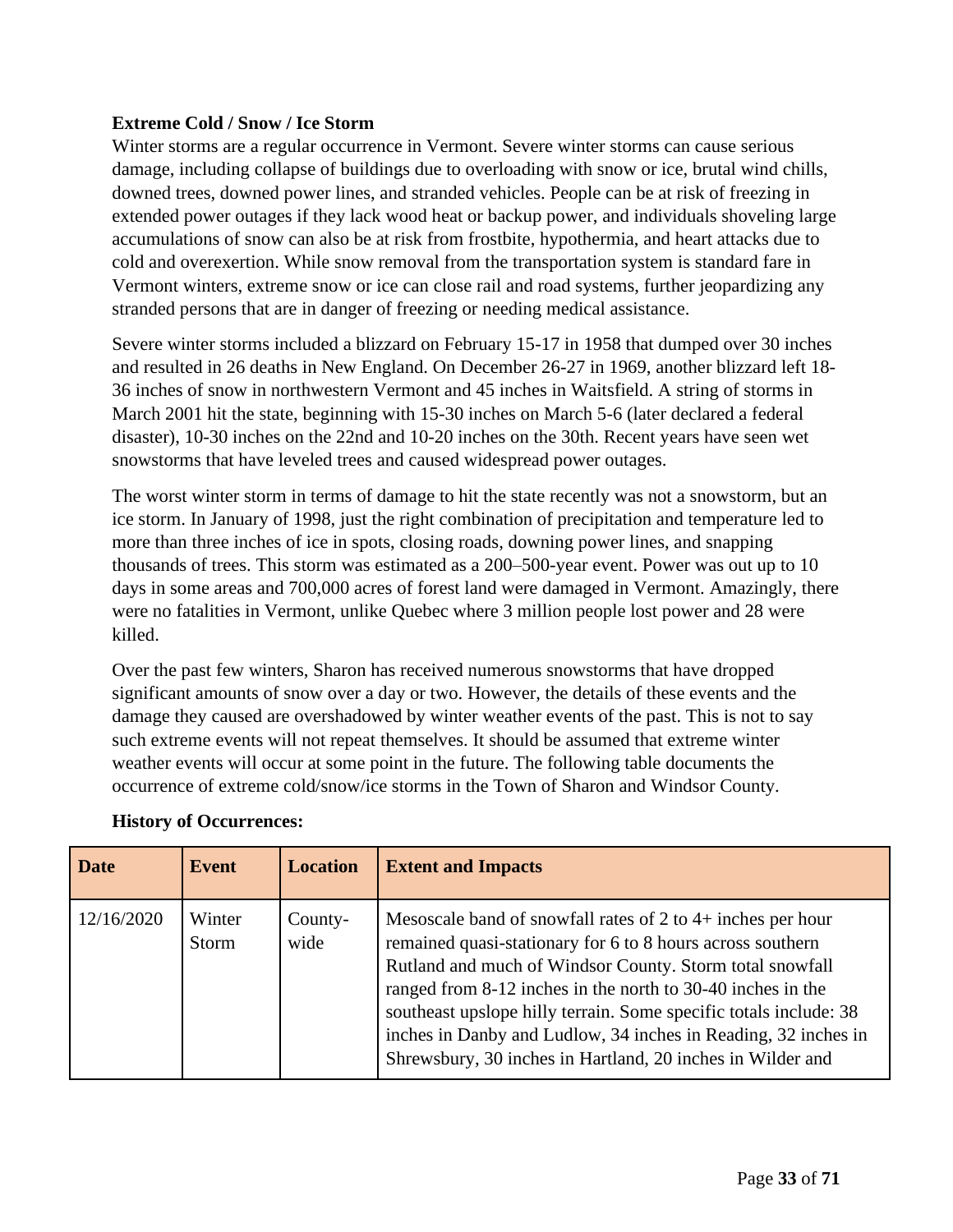**Extreme Cold / Snow / Ice Storm**

Winter storms are a regular occurrence in Vermont. Severe winter storms can cause serious damage, including collapse of buildings due to overloading with snow or ice, brutal wind chills, downed trees, downed power lines, and stranded vehicles. People can be at risk of freezing in extended power outages if they lack wood heat or backup power, and individuals shoveling large accumulations of snow can also be at risk from frostbite, hypothermia, and heart attacks due to cold and overexertion. While snow removal from the transportation system is standard fare in Vermont winters, extreme snow or ice can close rail and road systems, further jeopardizing any stranded persons that are in danger of freezing or needing medical assistance.

Severe winter storms included a blizzard on February 15-17 in 1958 that dumped over 30 inches and resulted in 26 deaths in New England. On December 26-27 in 1969, another blizzard left 18-36 inches of snow in northwestern Vermont and 45 inches in Waitsfield. A string of storms in March 2001 hit the state, beginning with 15-30 inches on March 5-6 (later declared a federal disaster), 10-30 inches on the 22nd and 10-20 inches on the 30th. Recent years have seen wet snowstorms that have leveled trees and caused widespread power outages.

The worst winter storm in terms of damage to hit the state recently was not a snowstorm, but an ice storm. In January of 1998, just the right combination of precipitation and temperature led to more than three inches of ice in spots, closing roads, downing power lines, and snapping thousands of trees. This storm was estimated as a 200–500-year event. Power was out up to 10 days in some areas and 700,000 acres of forest land were damaged in Vermont. Amazingly, there were no fatalities in Vermont, unlike Quebec where 3 million people lost power and 28 were killed.

Over the past few winters, Sharon has received numerous snowstorms that have dropped significant amounts of snow over a day or two. However, the details of these events and the damage they caused are overshadowed by winter weather events of the past. This is not to say such extreme events will not repeat themselves. It should be assumed that extreme winter weather events will occur at some point in the future. The following table documents the occurrence of extreme cold/snow/ice storms in the Town of Sharon and Windsor County.

**History of Occurrences:**

| Date | Event | Location | Extent and Impacts |
|---|---|---|---|
| 12/16/2020 | Winter Storm | County-wide | Mesoscale band of snowfall rates of 2 to 4+ inches per hour remained quasi-stationary for 6 to 8 hours across southern Rutland and much of Windsor County. Storm total snowfall ranged from 8-12 inches in the north to 30-40 inches in the southeast upslope hilly terrain. Some specific totals include: 38 inches in Danby and Ludlow, 34 inches in Reading, 32 inches in Shrewsbury, 30 inches in Hartland, 20 inches in Wilder and |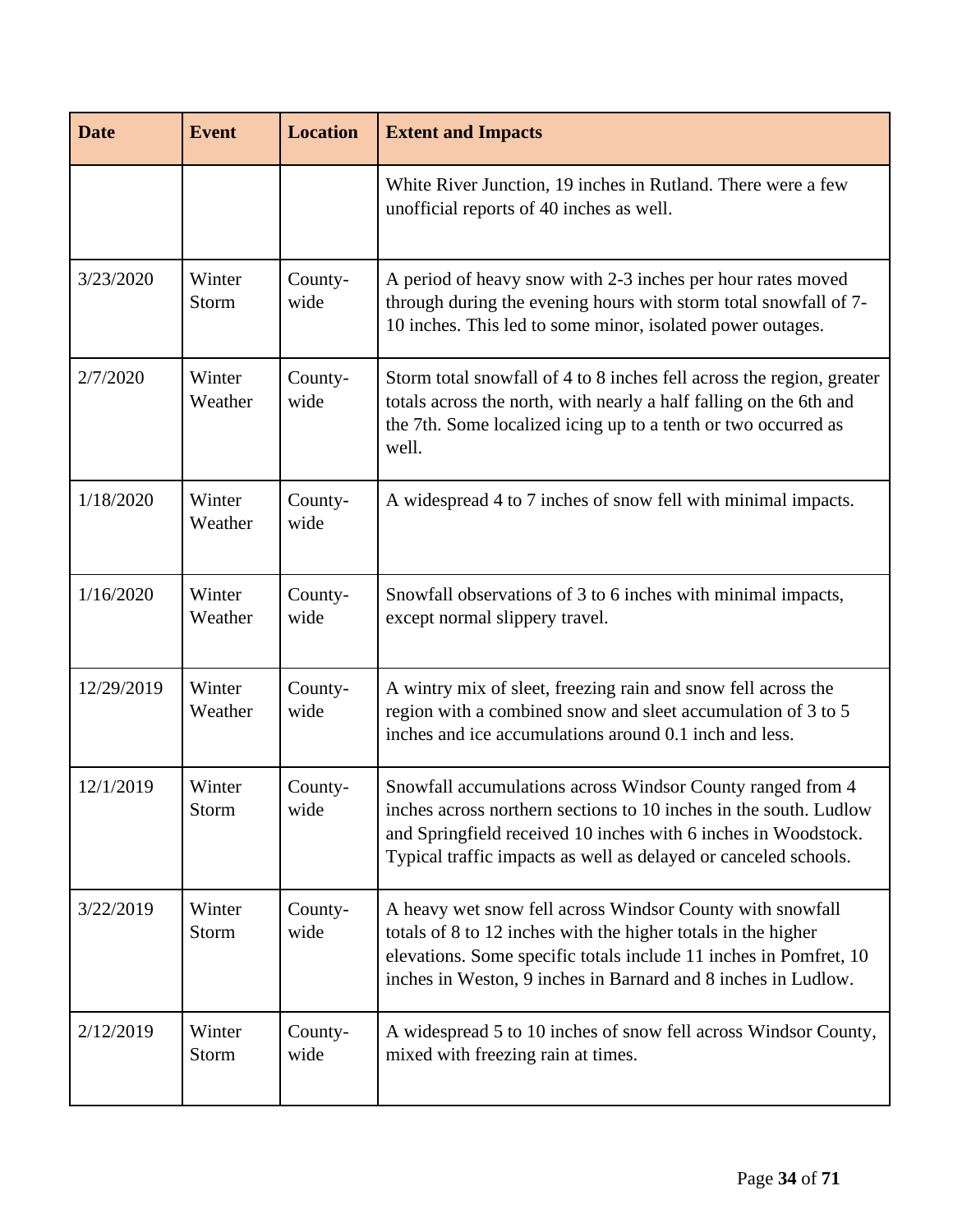| Date | Event | Location | Extent and Impacts |
|---|---|---|---|
| | | | White River Junction, 19 inches in Rutland. There were a few unofficial reports of 40 inches as well. |
| 3/23/2020 | Winter Storm | County-wide | A period of heavy snow with 2-3 inches per hour rates moved through during the evening hours with storm total snowfall of 7-10 inches. This led to some minor, isolated power outages. |
| 2/7/2020 | Winter Weather | County-wide | Storm total snowfall of 4 to 8 inches fell across the region, greater totals across the north, with nearly a half falling on the 6th and the 7th. Some localized icing up to a tenth or two occurred as well. |
| 1/18/2020 | Winter Weather | County-wide | A widespread 4 to 7 inches of snow fell with minimal impacts. |
| 1/16/2020 | Winter Weather | County-wide | Snowfall observations of 3 to 6 inches with minimal impacts, except normal slippery travel. |
| 12/29/2019 | Winter Weather | County-wide | A wintry mix of sleet, freezing rain and snow fell across the region with a combined snow and sleet accumulation of 3 to 5 inches and ice accumulations around 0.1 inch and less. |
| 12/1/2019 | Winter Storm | County-wide | Snowfall accumulations across Windsor County ranged from 4 inches across northern sections to 10 inches in the south. Ludlow and Springfield received 10 inches with 6 inches in Woodstock. Typical traffic impacts as well as delayed or canceled schools. |
| 3/22/2019 | Winter Storm | County-wide | A heavy wet snow fell across Windsor County with snowfall totals of 8 to 12 inches with the higher totals in the higher elevations. Some specific totals include 11 inches in Pomfret, 10 inches in Weston, 9 inches in Barnard and 8 inches in Ludlow. |
| 2/12/2019 | Winter Storm | County-wide | A widespread 5 to 10 inches of snow fell across Windsor County, mixed with freezing rain at times. |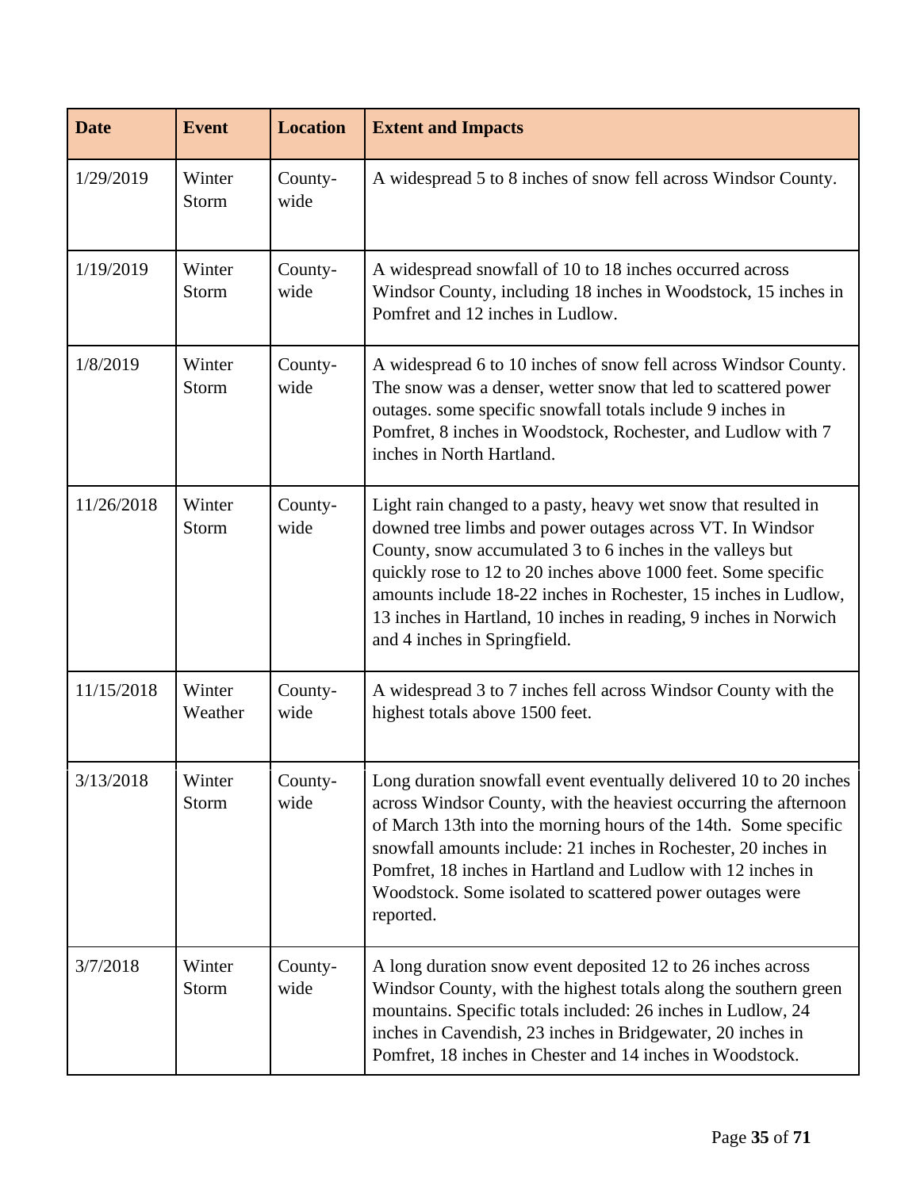| Date | Event | Location | Extent and Impacts |
|---|---|---|---|
| 1/29/2019 | Winter Storm | County-wide | A widespread 5 to 8 inches of snow fell across Windsor County. |
| 1/19/2019 | Winter Storm | County-wide | A widespread snowfall of 10 to 18 inches occurred across Windsor County, including 18 inches in Woodstock, 15 inches in Pomfret and 12 inches in Ludlow. |
| 1/8/2019 | Winter Storm | County-wide | A widespread 6 to 10 inches of snow fell across Windsor County. The snow was a denser, wetter snow that led to scattered power outages. some specific snowfall totals include 9 inches in Pomfret, 8 inches in Woodstock, Rochester, and Ludlow with 7 inches in North Hartland. |
| 11/26/2018 | Winter Storm | County-wide | Light rain changed to a pasty, heavy wet snow that resulted in downed tree limbs and power outages across VT. In Windsor County, snow accumulated 3 to 6 inches in the valleys but quickly rose to 12 to 20 inches above 1000 feet. Some specific amounts include 18-22 inches in Rochester, 15 inches in Ludlow, 13 inches in Hartland, 10 inches in reading, 9 inches in Norwich and 4 inches in Springfield. |
| 11/15/2018 | Winter Weather | County-wide | A widespread 3 to 7 inches fell across Windsor County with the highest totals above 1500 feet. |
| 3/13/2018 | Winter Storm | County-wide | Long duration snowfall event eventually delivered 10 to 20 inches across Windsor County, with the heaviest occurring the afternoon of March 13th into the morning hours of the 14th. Some specific snowfall amounts include: 21 inches in Rochester, 20 inches in Pomfret, 18 inches in Hartland and Ludlow with 12 inches in Woodstock. Some isolated to scattered power outages were reported. |
| 3/7/2018 | Winter Storm | County-wide | A long duration snow event deposited 12 to 26 inches across Windsor County, with the highest totals along the southern green mountains. Specific totals included: 26 inches in Ludlow, 24 inches in Cavendish, 23 inches in Bridgewater, 20 inches in Pomfret, 18 inches in Chester and 14 inches in Woodstock. |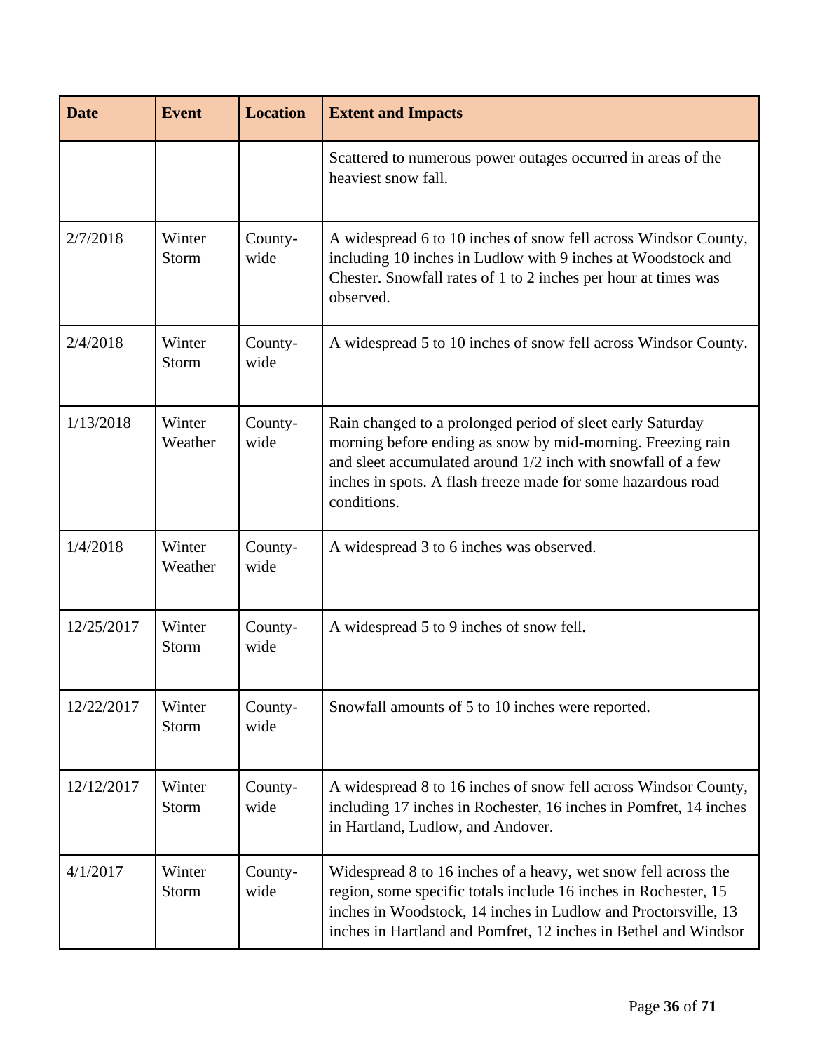| Date | Event | Location | Extent and Impacts |
|---|---|---|---|
| | | | Scattered to numerous power outages occurred in areas of the heaviest snow fall. |
| 2/7/2018 | Winter Storm | County-wide | A widespread 6 to 10 inches of snow fell across Windsor County, including 10 inches in Ludlow with 9 inches at Woodstock and Chester. Snowfall rates of 1 to 2 inches per hour at times was observed. |
| 2/4/2018 | Winter Storm | County-wide | A widespread 5 to 10 inches of snow fell across Windsor County. |
| 1/13/2018 | Winter Weather | County-wide | Rain changed to a prolonged period of sleet early Saturday morning before ending as snow by mid-morning. Freezing rain and sleet accumulated around 1/2 inch with snowfall of a few inches in spots. A flash freeze made for some hazardous road conditions. |
| 1/4/2018 | Winter Weather | County-wide | A widespread 3 to 6 inches was observed. |
| 12/25/2017 | Winter Storm | County-wide | A widespread 5 to 9 inches of snow fell. |
| 12/22/2017 | Winter Storm | County-wide | Snowfall amounts of 5 to 10 inches were reported. |
| 12/12/2017 | Winter Storm | County-wide | A widespread 8 to 16 inches of snow fell across Windsor County, including 17 inches in Rochester, 16 inches in Pomfret, 14 inches in Hartland, Ludlow, and Andover. |
| 4/1/2017 | Winter Storm | County-wide | Widespread 8 to 16 inches of a heavy, wet snow fell across the region, some specific totals include 16 inches in Rochester, 15 inches in Woodstock, 14 inches in Ludlow and Proctorsville, 13 inches in Hartland and Pomfret, 12 inches in Bethel and Windsor |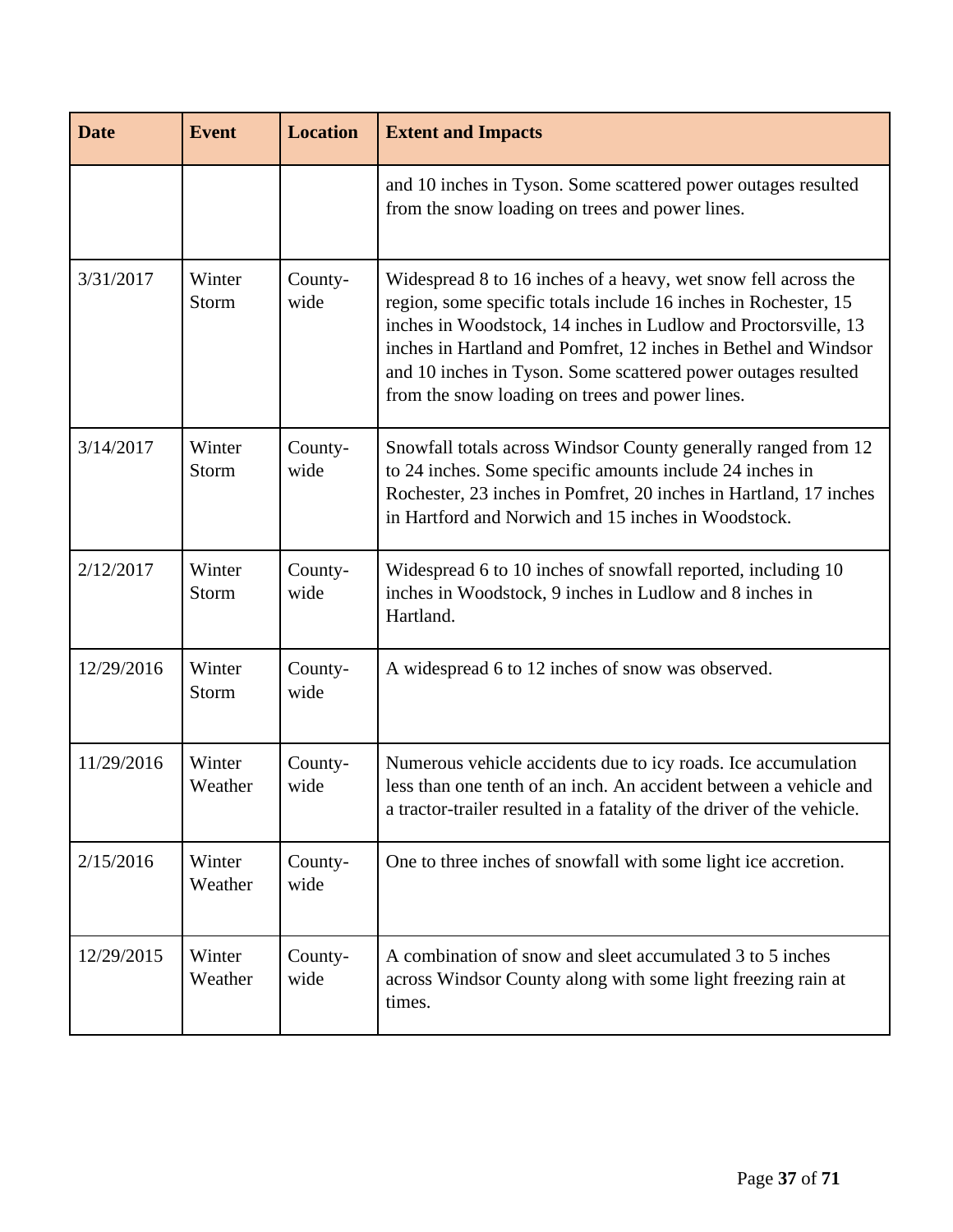| Date | Event | Location | Extent and Impacts |
| --- | --- | --- | --- |
| | | | and 10 inches in Tyson. Some scattered power outages resulted from the snow loading on trees and power lines. |
| 3/31/2017 | Winter Storm | County-wide | Widespread 8 to 16 inches of a heavy, wet snow fell across the region, some specific totals include 16 inches in Rochester, 15 inches in Woodstock, 14 inches in Ludlow and Proctorsville, 13 inches in Hartland and Pomfret, 12 inches in Bethel and Windsor and 10 inches in Tyson. Some scattered power outages resulted from the snow loading on trees and power lines. |
| 3/14/2017 | Winter Storm | County-wide | Snowfall totals across Windsor County generally ranged from 12 to 24 inches. Some specific amounts include 24 inches in Rochester, 23 inches in Pomfret, 20 inches in Hartland, 17 inches in Hartford and Norwich and 15 inches in Woodstock. |
| 2/12/2017 | Winter Storm | County-wide | Widespread 6 to 10 inches of snowfall reported, including 10 inches in Woodstock, 9 inches in Ludlow and 8 inches in Hartland. |
| 12/29/2016 | Winter Storm | County-wide | A widespread 6 to 12 inches of snow was observed. |
| 11/29/2016 | Winter Weather | County-wide | Numerous vehicle accidents due to icy roads. Ice accumulation less than one tenth of an inch. An accident between a vehicle and a tractor-trailer resulted in a fatality of the driver of the vehicle. |
| 2/15/2016 | Winter Weather | County-wide | One to three inches of snowfall with some light ice accretion. |
| 12/29/2015 | Winter Weather | County-wide | A combination of snow and sleet accumulated 3 to 5 inches across Windsor County along with some light freezing rain at times. |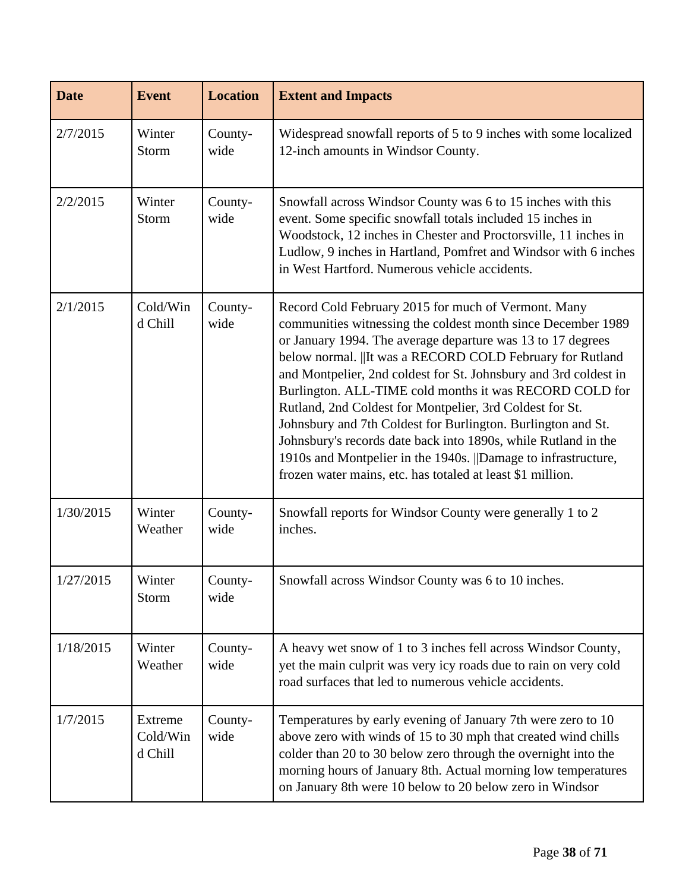| Date | Event | Location | Extent and Impacts |
|---|---|---|---|
| 2/7/2015 | Winter Storm | County-wide | Widespread snowfall reports of 5 to 9 inches with some localized 12-inch amounts in Windsor County. |
| 2/2/2015 | Winter Storm | County-wide | Snowfall across Windsor County was 6 to 15 inches with this event. Some specific snowfall totals included 15 inches in Woodstock, 12 inches in Chester and Proctorsville, 11 inches in Ludlow, 9 inches in Hartland, Pomfret and Windsor with 6 inches in West Hartford. Numerous vehicle accidents. |
| 2/1/2015 | Cold/Wind Chill | County-wide | Record Cold February 2015 for much of Vermont. Many communities witnessing the coldest month since December 1989 or January 1994. The average departure was 13 to 17 degrees below normal. \|\|It was a RECORD COLD February for Rutland and Montpelier, 2nd coldest for St. Johnsbury and 3rd coldest in Burlington. ALL-TIME cold months it was RECORD COLD for Rutland, 2nd Coldest for Montpelier, 3rd Coldest for St. Johnsbury and 7th Coldest for Burlington. Burlington and St. Johnsbury's records date back into 1890s, while Rutland in the 1910s and Montpelier in the 1940s. \|\|Damage to infrastructure, frozen water mains, etc. has totaled at least $1 million. |
| 1/30/2015 | Winter Weather | County-wide | Snowfall reports for Windsor County were generally 1 to 2 inches. |
| 1/27/2015 | Winter Storm | County-wide | Snowfall across Windsor County was 6 to 10 inches. |
| 1/18/2015 | Winter Weather | County-wide | A heavy wet snow of 1 to 3 inches fell across Windsor County, yet the main culprit was very icy roads due to rain on very cold road surfaces that led to numerous vehicle accidents. |
| 1/7/2015 | Extreme Cold/Wind Chill | County-wide | Temperatures by early evening of January 7th were zero to 10 above zero with winds of 15 to 30 mph that created wind chills colder than 20 to 30 below zero through the overnight into the morning hours of January 8th. Actual morning low temperatures on January 8th were 10 below to 20 below zero in Windsor |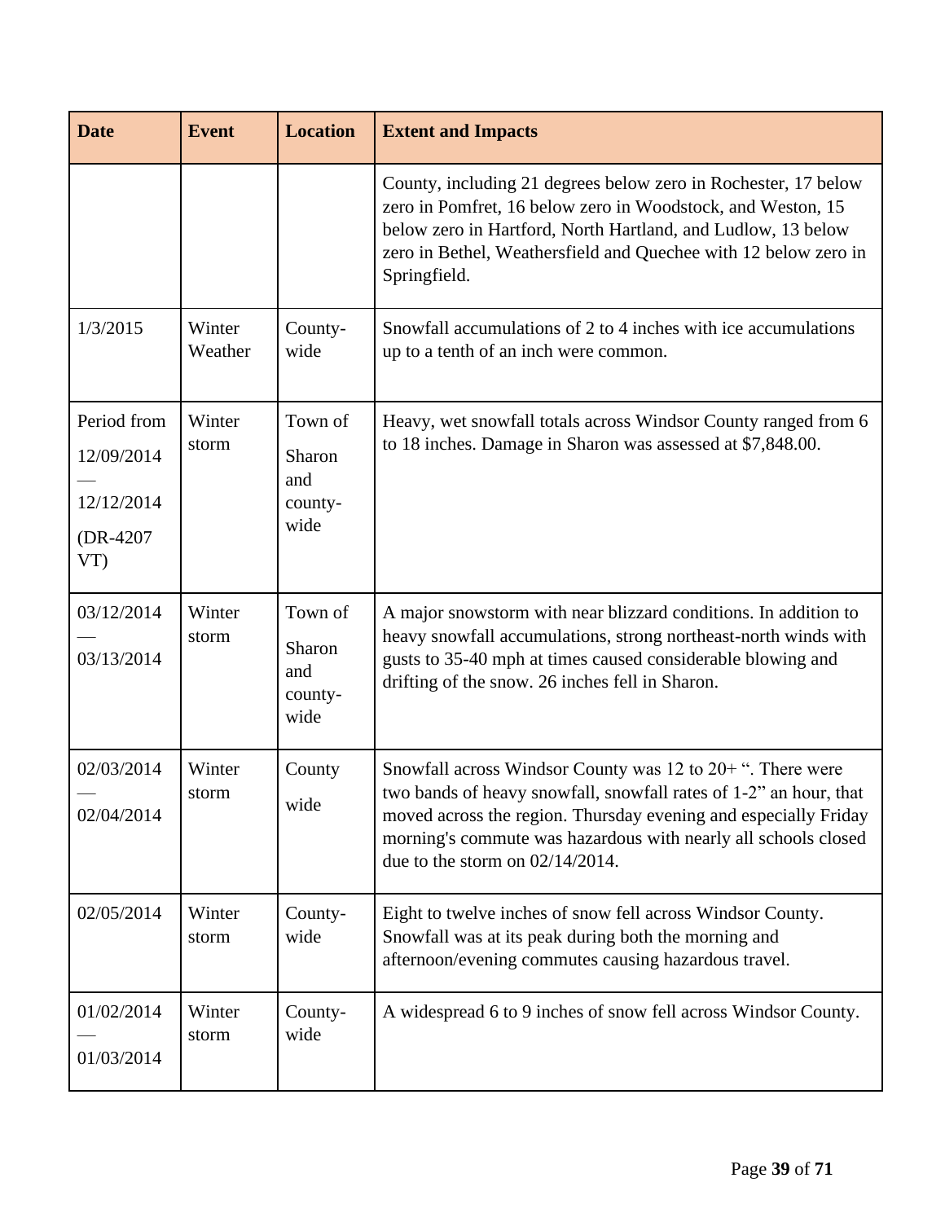| Date | Event | Location | Extent and Impacts |
| --- | --- | --- | --- |
| | | | County, including 21 degrees below zero in Rochester, 17 below zero in Pomfret, 16 below zero in Woodstock, and Weston, 15 below zero in Hartford, North Hartland, and Ludlow, 13 below zero in Bethel, Weathersfield and Quechee with 12 below zero in Springfield. |
| 1/3/2015 | Winter Weather | County-wide | Snowfall accumulations of 2 to 4 inches with ice accumulations up to a tenth of an inch were common. |
| Period from 12/09/2014 — 12/12/2014 (DR-4207 VT) | Winter storm | Town of Sharon and county-wide | Heavy, wet snowfall totals across Windsor County ranged from 6 to 18 inches. Damage in Sharon was assessed at $7,848.00. |
| 03/12/2014 — 03/13/2014 | Winter storm | Town of Sharon and county-wide | A major snowstorm with near blizzard conditions. In addition to heavy snowfall accumulations, strong northeast-north winds with gusts to 35-40 mph at times caused considerable blowing and drifting of the snow. 26 inches fell in Sharon. |
| 02/03/2014 — 02/04/2014 | Winter storm | County wide | Snowfall across Windsor County was 12 to 20+ ". There were two bands of heavy snowfall, snowfall rates of 1-2" an hour, that moved across the region. Thursday evening and especially Friday morning's commute was hazardous with nearly all schools closed due to the storm on 02/14/2014. |
| 02/05/2014 | Winter storm | County-wide | Eight to twelve inches of snow fell across Windsor County. Snowfall was at its peak during both the morning and afternoon/evening commutes causing hazardous travel. |
| 01/02/2014 — 01/03/2014 | Winter storm | County-wide | A widespread 6 to 9 inches of snow fell across Windsor County. |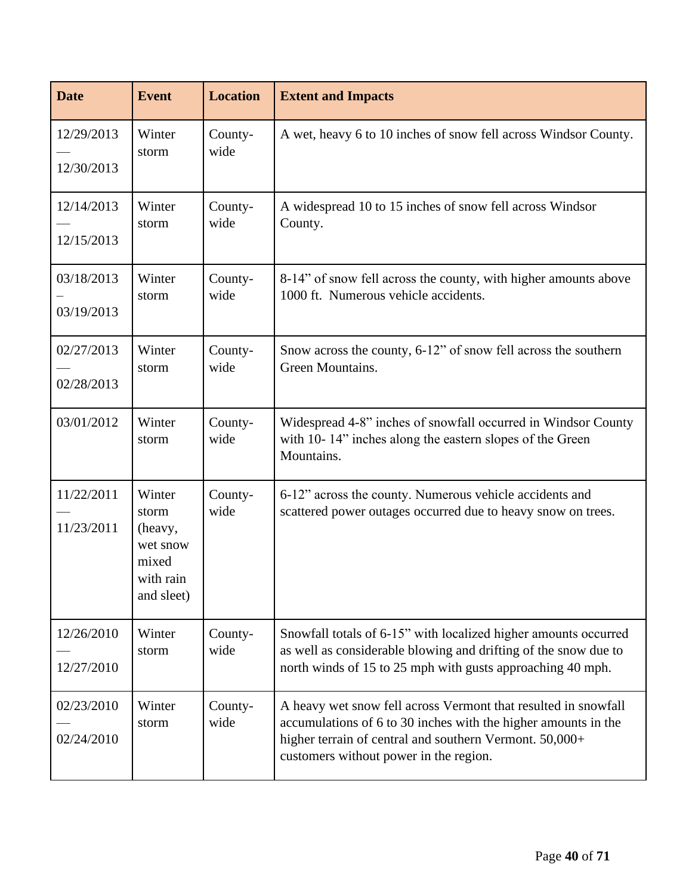| Date | Event | Location | Extent and Impacts |
| --- | --- | --- | --- |
| 12/29/2013 — 12/30/2013 | Winter storm | County-wide | A wet, heavy 6 to 10 inches of snow fell across Windsor County. |
| 12/14/2013 — 12/15/2013 | Winter storm | County-wide | A widespread 10 to 15 inches of snow fell across Windsor County. |
| 03/18/2013 – 03/19/2013 | Winter storm | County-wide | 8-14" of snow fell across the county, with higher amounts above 1000 ft. Numerous vehicle accidents. |
| 02/27/2013 — 02/28/2013 | Winter storm | County-wide | Snow across the county, 6-12" of snow fell across the southern Green Mountains. |
| 03/01/2012 | Winter storm | County-wide | Widespread 4-8" inches of snowfall occurred in Windsor County with 10- 14" inches along the eastern slopes of the Green Mountains. |
| 11/22/2011 — 11/23/2011 | Winter storm (heavy, wet snow mixed with rain and sleet) | County-wide | 6-12" across the county. Numerous vehicle accidents and scattered power outages occurred due to heavy snow on trees. |
| 12/26/2010 — 12/27/2010 | Winter storm | County-wide | Snowfall totals of 6-15" with localized higher amounts occurred as well as considerable blowing and drifting of the snow due to north winds of 15 to 25 mph with gusts approaching 40 mph. |
| 02/23/2010 — 02/24/2010 | Winter storm | County-wide | A heavy wet snow fell across Vermont that resulted in snowfall accumulations of 6 to 30 inches with the higher amounts in the higher terrain of central and southern Vermont. 50,000+ customers without power in the region. |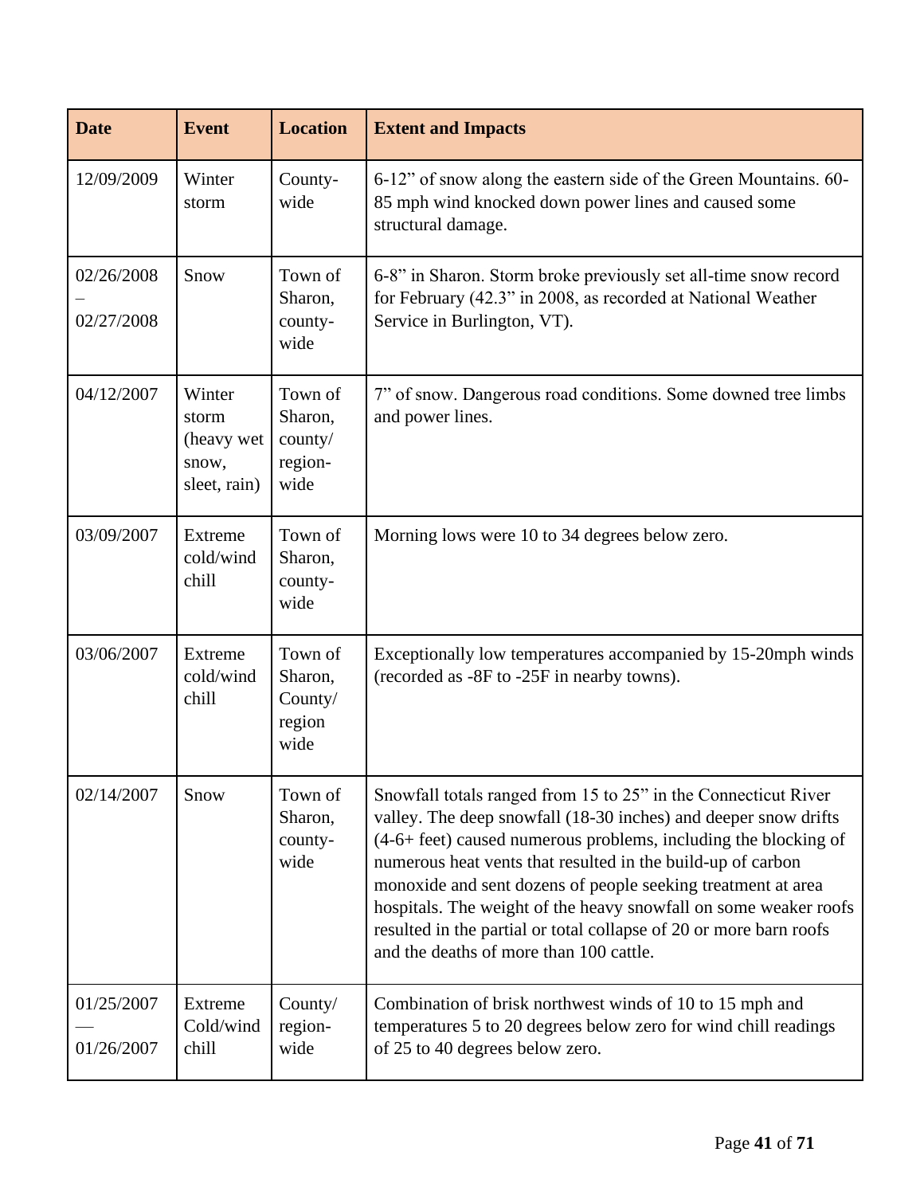| Date | Event | Location | Extent and Impacts |
| --- | --- | --- | --- |
| 12/09/2009 | Winter storm | County-wide | 6-12" of snow along the eastern side of the Green Mountains. 60-85 mph wind knocked down power lines and caused some structural damage. |
| 02/26/2008 – 02/27/2008 | Snow | Town of Sharon, county-wide | 6-8" in Sharon. Storm broke previously set all-time snow record for February (42.3" in 2008, as recorded at National Weather Service in Burlington, VT). |
| 04/12/2007 | Winter storm (heavy wet snow, sleet, rain) | Town of Sharon, county/ region-wide | 7" of snow. Dangerous road conditions. Some downed tree limbs and power lines. |
| 03/09/2007 | Extreme cold/wind chill | Town of Sharon, county-wide | Morning lows were 10 to 34 degrees below zero. |
| 03/06/2007 | Extreme cold/wind chill | Town of Sharon, County/ region wide | Exceptionally low temperatures accompanied by 15-20mph winds (recorded as -8F to -25F in nearby towns). |
| 02/14/2007 | Snow | Town of Sharon, county-wide | Snowfall totals ranged from 15 to 25" in the Connecticut River valley. The deep snowfall (18-30 inches) and deeper snow drifts (4-6+ feet) caused numerous problems, including the blocking of numerous heat vents that resulted in the build-up of carbon monoxide and sent dozens of people seeking treatment at area hospitals. The weight of the heavy snowfall on some weaker roofs resulted in the partial or total collapse of 20 or more barn roofs and the deaths of more than 100 cattle. |
| 01/25/2007 — 01/26/2007 | Extreme Cold/wind chill | County/ region-wide | Combination of brisk northwest winds of 10 to 15 mph and temperatures 5 to 20 degrees below zero for wind chill readings of 25 to 40 degrees below zero. |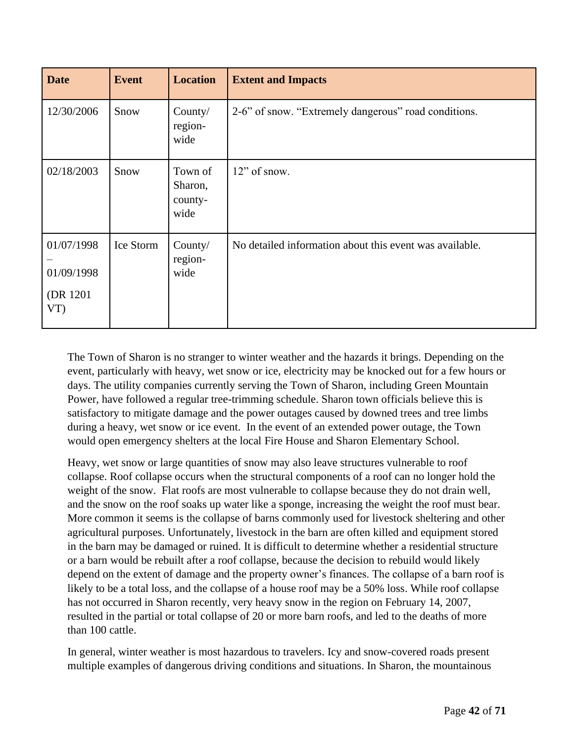| Date | Event | Location | Extent and Impacts |
| --- | --- | --- | --- |
| 12/30/2006 | Snow | County/ region-wide | 2-6" of snow. "Extremely dangerous" road conditions. |
| 02/18/2003 | Snow | Town of Sharon, county-wide | 12" of snow. |
| 01/07/1998 – 01/09/1998 (DR 1201 VT) | Ice Storm | County/ region-wide | No detailed information about this event was available. |

The Town of Sharon is no stranger to winter weather and the hazards it brings. Depending on the event, particularly with heavy, wet snow or ice, electricity may be knocked out for a few hours or days. The utility companies currently serving the Town of Sharon, including Green Mountain Power, have followed a regular tree-trimming schedule. Sharon town officials believe this is satisfactory to mitigate damage and the power outages caused by downed trees and tree limbs during a heavy, wet snow or ice event. In the event of an extended power outage, the Town would open emergency shelters at the local Fire House and Sharon Elementary School.

Heavy, wet snow or large quantities of snow may also leave structures vulnerable to roof collapse. Roof collapse occurs when the structural components of a roof can no longer hold the weight of the snow. Flat roofs are most vulnerable to collapse because they do not drain well, and the snow on the roof soaks up water like a sponge, increasing the weight the roof must bear. More common it seems is the collapse of barns commonly used for livestock sheltering and other agricultural purposes. Unfortunately, livestock in the barn are often killed and equipment stored in the barn may be damaged or ruined. It is difficult to determine whether a residential structure or a barn would be rebuilt after a roof collapse, because the decision to rebuild would likely depend on the extent of damage and the property owner's finances. The collapse of a barn roof is likely to be a total loss, and the collapse of a house roof may be a 50% loss. While roof collapse has not occurred in Sharon recently, very heavy snow in the region on February 14, 2007, resulted in the partial or total collapse of 20 or more barn roofs, and led to the deaths of more than 100 cattle.

In general, winter weather is most hazardous to travelers. Icy and snow-covered roads present multiple examples of dangerous driving conditions and situations. In Sharon, the mountainous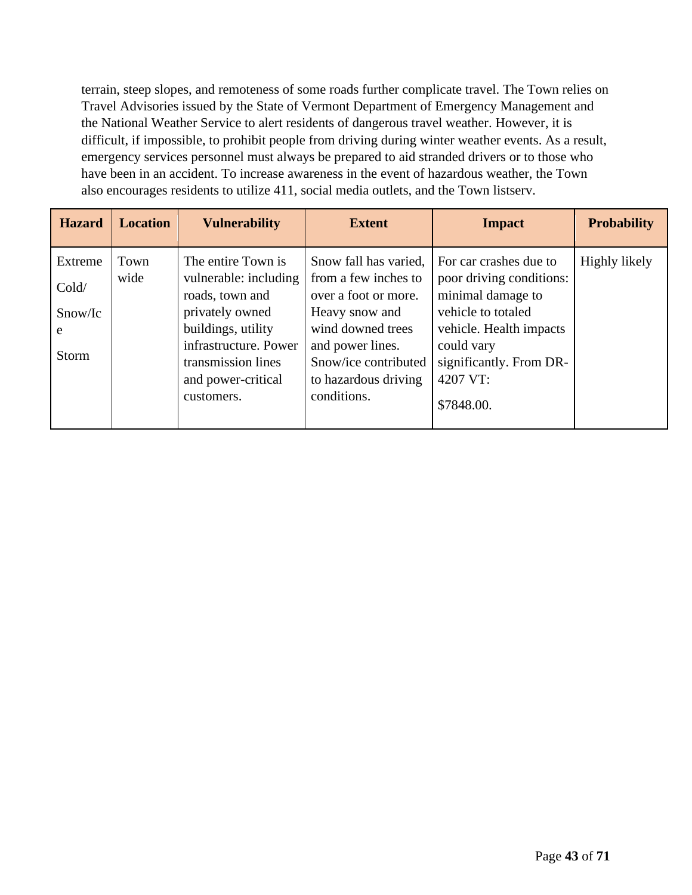terrain, steep slopes, and remoteness of some roads further complicate travel. The Town relies on Travel Advisories issued by the State of Vermont Department of Emergency Management and the National Weather Service to alert residents of dangerous travel weather. However, it is difficult, if impossible, to prohibit people from driving during winter weather events. As a result, emergency services personnel must always be prepared to aid stranded drivers or to those who have been in an accident. To increase awareness in the event of hazardous weather, the Town also encourages residents to utilize 411, social media outlets, and the Town listserv.

| Hazard | Location | Vulnerability | Extent | Impact | Probability |
|---|---|---|---|---|---|
| Extreme Cold/ Snow/Ice Storm | Town wide | The entire Town is vulnerable: including roads, town and privately owned buildings, utility infrastructure. Power transmission lines and power-critical customers. | Snow fall has varied, from a few inches to over a foot or more. Heavy snow and wind downed trees and power lines. Snow/ice contributed to hazardous driving conditions. | For car crashes due to poor driving conditions: minimal damage to vehicle to totaled vehicle. Health impacts could vary significantly. From DR-4207 VT: $7848.00. | Highly likely |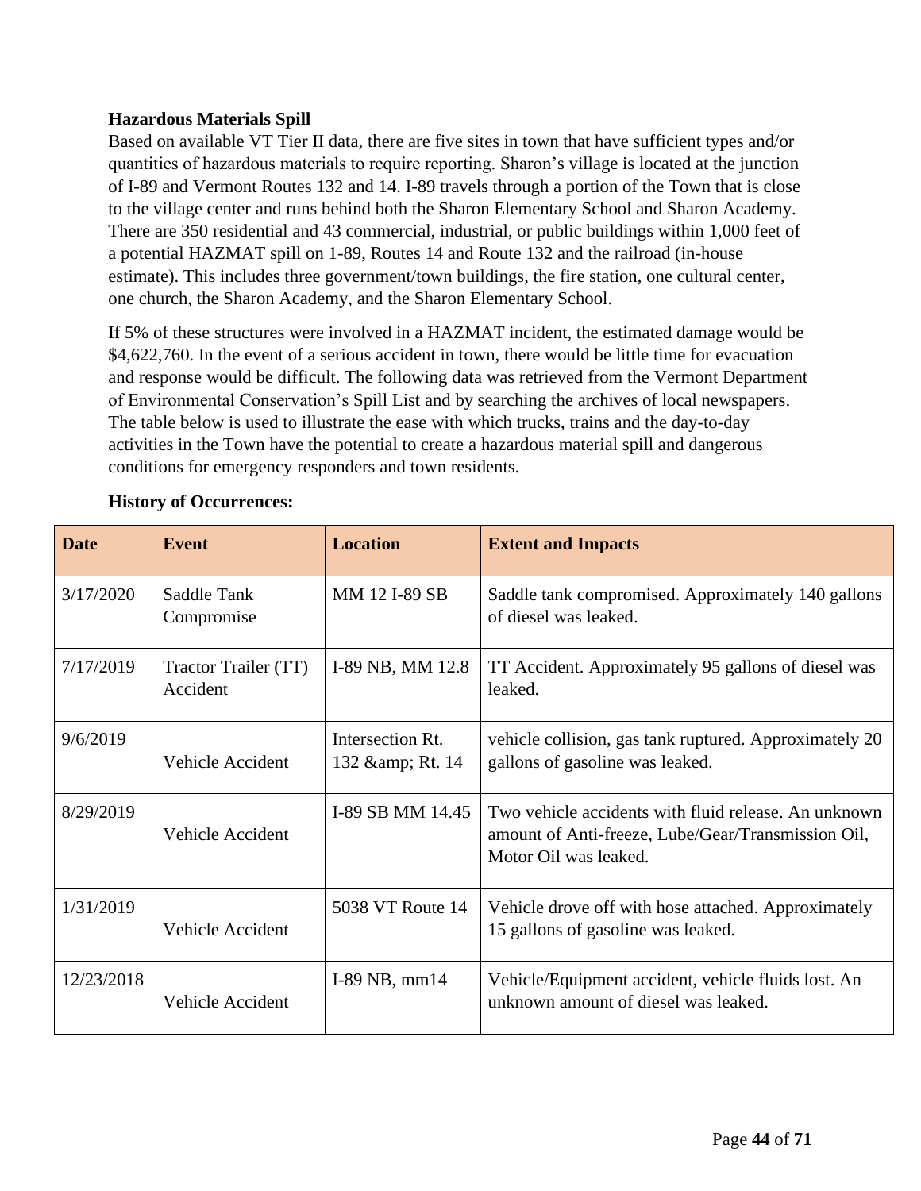**Hazardous Materials Spill**

Based on available VT Tier II data, there are five sites in town that have sufficient types and/or quantities of hazardous materials to require reporting. Sharon's village is located at the junction of I-89 and Vermont Routes 132 and 14. I-89 travels through a portion of the Town that is close to the village center and runs behind both the Sharon Elementary School and Sharon Academy. There are 350 residential and 43 commercial, industrial, or public buildings within 1,000 feet of a potential HAZMAT spill on 1-89, Routes 14 and Route 132 and the railroad (in-house estimate). This includes three government/town buildings, the fire station, one cultural center, one church, the Sharon Academy, and the Sharon Elementary School.

If 5% of these structures were involved in a HAZMAT incident, the estimated damage would be $4,622,760. In the event of a serious accident in town, there would be little time for evacuation and response would be difficult. The following data was retrieved from the Vermont Department of Environmental Conservation's Spill List and by searching the archives of local newspapers. The table below is used to illustrate the ease with which trucks, trains and the day-to-day activities in the Town have the potential to create a hazardous material spill and dangerous conditions for emergency responders and town residents.

**History of Occurrences:**

| Date | Event | Location | Extent and Impacts |
|---|---|---|---|
| 3/17/2020 | Saddle Tank Compromise | MM 12 I-89 SB | Saddle tank compromised. Approximately 140 gallons of diesel was leaked. |
| 7/17/2019 | Tractor Trailer (TT) Accident | I-89 NB, MM 12.8 | TT Accident. Approximately 95 gallons of diesel was leaked. |
| 9/6/2019 | Vehicle Accident | Intersection Rt. 132 &amp; Rt. 14 | vehicle collision, gas tank ruptured. Approximately 20 gallons of gasoline was leaked. |
| 8/29/2019 | Vehicle Accident | I-89 SB MM 14.45 | Two vehicle accidents with fluid release. An unknown amount of Anti-freeze, Lube/Gear/Transmission Oil, Motor Oil was leaked. |
| 1/31/2019 | Vehicle Accident | 5038 VT Route 14 | Vehicle drove off with hose attached. Approximately 15 gallons of gasoline was leaked. |
| 12/23/2018 | Vehicle Accident | I-89 NB, mm14 | Vehicle/Equipment accident, vehicle fluids lost. An unknown amount of diesel was leaked. |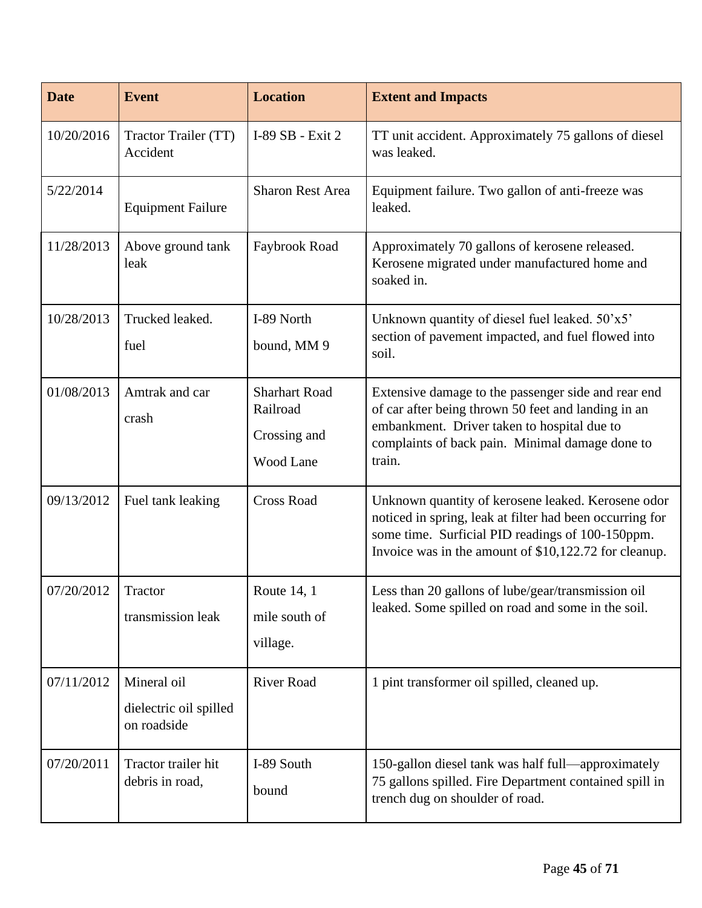| Date | Event | Location | Extent and Impacts |
|---|---|---|---|
| 10/20/2016 | Tractor Trailer (TT) Accident | I-89 SB - Exit 2 | TT unit accident. Approximately 75 gallons of diesel was leaked. |
| 5/22/2014 | Equipment Failure | Sharon Rest Area | Equipment failure. Two gallon of anti-freeze was leaked. |
| 11/28/2013 | Above ground tank leak | Faybrook Road | Approximately 70 gallons of kerosene released. Kerosene migrated under manufactured home and soaked in. |
| 10/28/2013 | Trucked leaked. fuel | I-89 North bound, MM 9 | Unknown quantity of diesel fuel leaked. 50'x5' section of pavement impacted, and fuel flowed into soil. |
| 01/08/2013 | Amtrak and car crash | Sharhart Road Railroad Crossing and Wood Lane | Extensive damage to the passenger side and rear end of car after being thrown 50 feet and landing in an embankment. Driver taken to hospital due to complaints of back pain. Minimal damage done to train. |
| 09/13/2012 | Fuel tank leaking | Cross Road | Unknown quantity of kerosene leaked. Kerosene odor noticed in spring, leak at filter had been occurring for some time. Surficial PID readings of 100-150ppm. Invoice was in the amount of $10,122.72 for cleanup. |
| 07/20/2012 | Tractor transmission leak | Route 14, 1 mile south of village. | Less than 20 gallons of lube/gear/transmission oil leaked. Some spilled on road and some in the soil. |
| 07/11/2012 | Mineral oil dielectric oil spilled on roadside | River Road | 1 pint transformer oil spilled, cleaned up. |
| 07/20/2011 | Tractor trailer hit debris in road, | I-89 South bound | 150-gallon diesel tank was half full—approximately 75 gallons spilled. Fire Department contained spill in trench dug on shoulder of road. |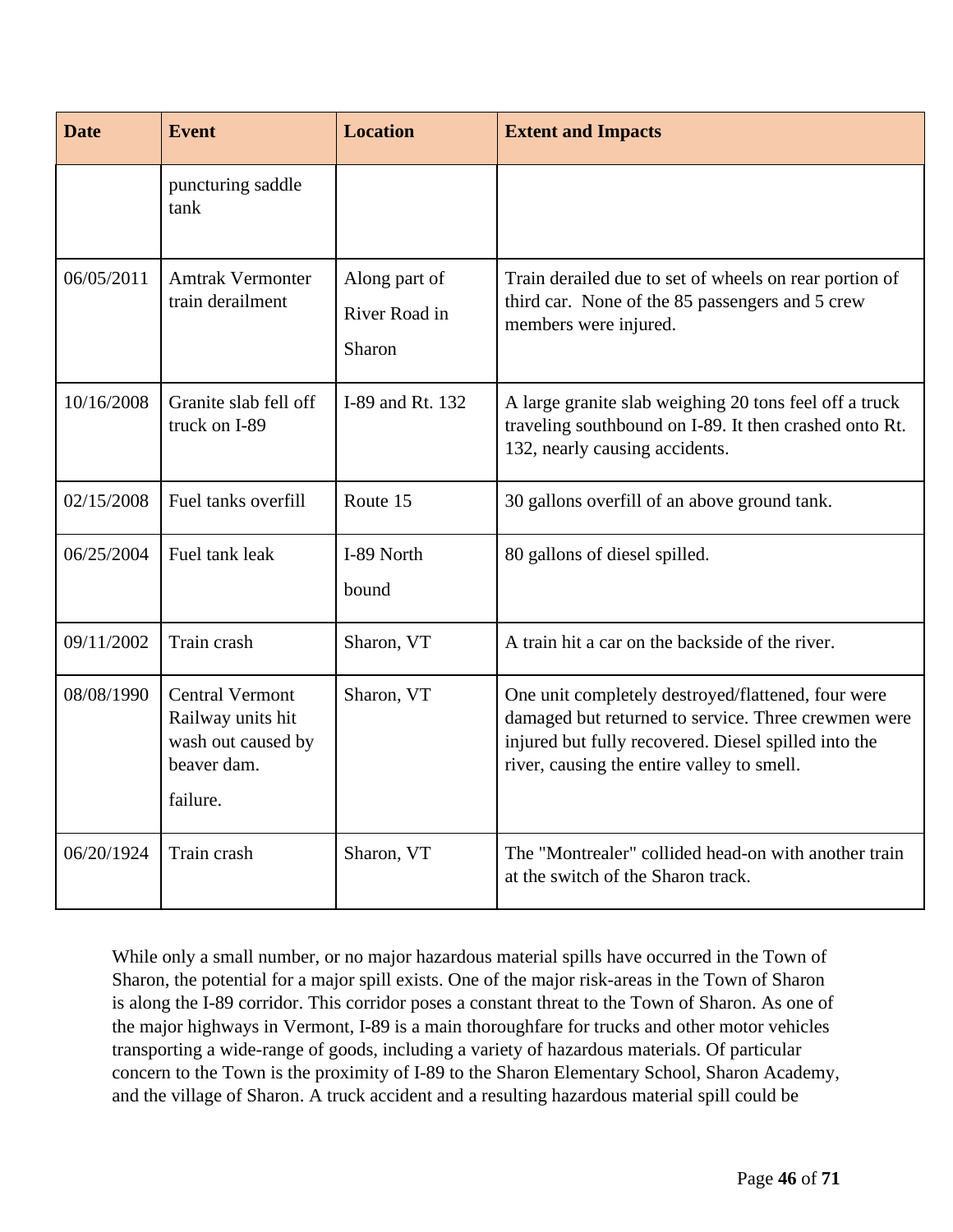| Date | Event | Location | Extent and Impacts |
|---|---|---|---|
| | puncturing saddle tank | | |
| 06/05/2011 | Amtrak Vermonter train derailment | Along part of River Road in Sharon | Train derailed due to set of wheels on rear portion of third car. None of the 85 passengers and 5 crew members were injured. |
| 10/16/2008 | Granite slab fell off truck on I-89 | I-89 and Rt. 132 | A large granite slab weighing 20 tons feel off a truck traveling southbound on I-89. It then crashed onto Rt. 132, nearly causing accidents. |
| 02/15/2008 | Fuel tanks overfill | Route 15 | 30 gallons overfill of an above ground tank. |
| 06/25/2004 | Fuel tank leak | I-89 North bound | 80 gallons of diesel spilled. |
| 09/11/2002 | Train crash | Sharon, VT | A train hit a car on the backside of the river. |
| 08/08/1990 | Central Vermont Railway units hit wash out caused by beaver dam. failure. | Sharon, VT | One unit completely destroyed/flattened, four were damaged but returned to service. Three crewmen were injured but fully recovered. Diesel spilled into the river, causing the entire valley to smell. |
| 06/20/1924 | Train crash | Sharon, VT | The "Montrealer" collided head-on with another train at the switch of the Sharon track. |

While only a small number, or no major hazardous material spills have occurred in the Town of Sharon, the potential for a major spill exists. One of the major risk-areas in the Town of Sharon is along the I-89 corridor. This corridor poses a constant threat to the Town of Sharon. As one of the major highways in Vermont, I-89 is a main thoroughfare for trucks and other motor vehicles transporting a wide-range of goods, including a variety of hazardous materials. Of particular concern to the Town is the proximity of I-89 to the Sharon Elementary School, Sharon Academy, and the village of Sharon. A truck accident and a resulting hazardous material spill could be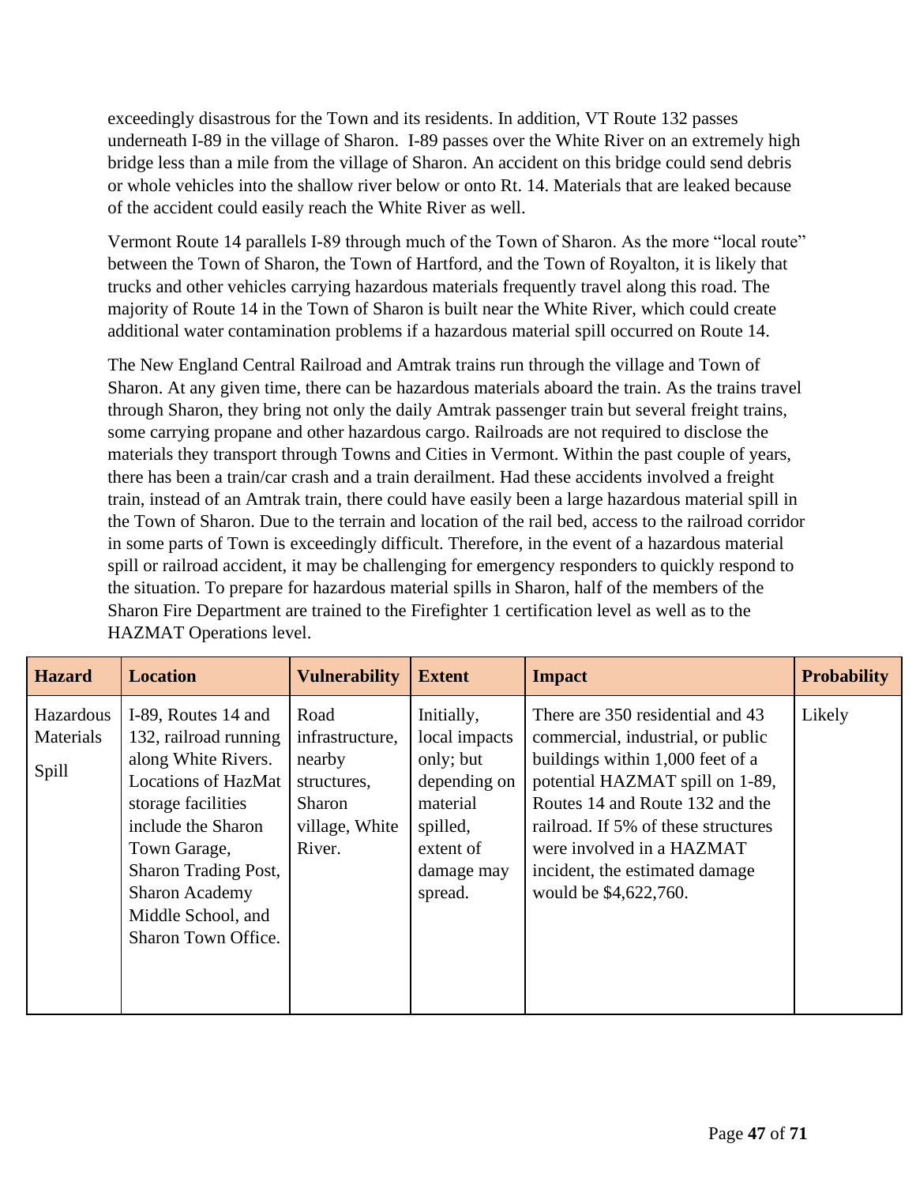exceedingly disastrous for the Town and its residents. In addition, VT Route 132 passes underneath I-89 in the village of Sharon. I-89 passes over the White River on an extremely high bridge less than a mile from the village of Sharon. An accident on this bridge could send debris or whole vehicles into the shallow river below or onto Rt. 14. Materials that are leaked because of the accident could easily reach the White River as well.

Vermont Route 14 parallels I-89 through much of the Town of Sharon. As the more "local route" between the Town of Sharon, the Town of Hartford, and the Town of Royalton, it is likely that trucks and other vehicles carrying hazardous materials frequently travel along this road. The majority of Route 14 in the Town of Sharon is built near the White River, which could create additional water contamination problems if a hazardous material spill occurred on Route 14.

The New England Central Railroad and Amtrak trains run through the village and Town of Sharon. At any given time, there can be hazardous materials aboard the train. As the trains travel through Sharon, they bring not only the daily Amtrak passenger train but several freight trains, some carrying propane and other hazardous cargo. Railroads are not required to disclose the materials they transport through Towns and Cities in Vermont. Within the past couple of years, there has been a train/car crash and a train derailment. Had these accidents involved a freight train, instead of an Amtrak train, there could have easily been a large hazardous material spill in the Town of Sharon. Due to the terrain and location of the rail bed, access to the railroad corridor in some parts of Town is exceedingly difficult. Therefore, in the event of a hazardous material spill or railroad accident, it may be challenging for emergency responders to quickly respond to the situation. To prepare for hazardous material spills in Sharon, half of the members of the Sharon Fire Department are trained to the Firefighter 1 certification level as well as to the HAZMAT Operations level.

| Hazard | Location | Vulnerability | Extent | Impact | Probability |
|---|---|---|---|---|---|
| Hazardous Materials Spill | I-89, Routes 14 and 132, railroad running along White Rivers. Locations of HazMat storage facilities include the Sharon Town Garage, Sharon Trading Post, Sharon Academy Middle School, and Sharon Town Office. | Road infrastructure, nearby structures, Sharon village, White River. | Initially, local impacts only; but depending on material spilled, extent of damage may spread. | There are 350 residential and 43 commercial, industrial, or public buildings within 1,000 feet of a potential HAZMAT spill on 1-89, Routes 14 and Route 132 and the railroad. If 5% of these structures were involved in a HAZMAT incident, the estimated damage would be $4,622,760. | Likely |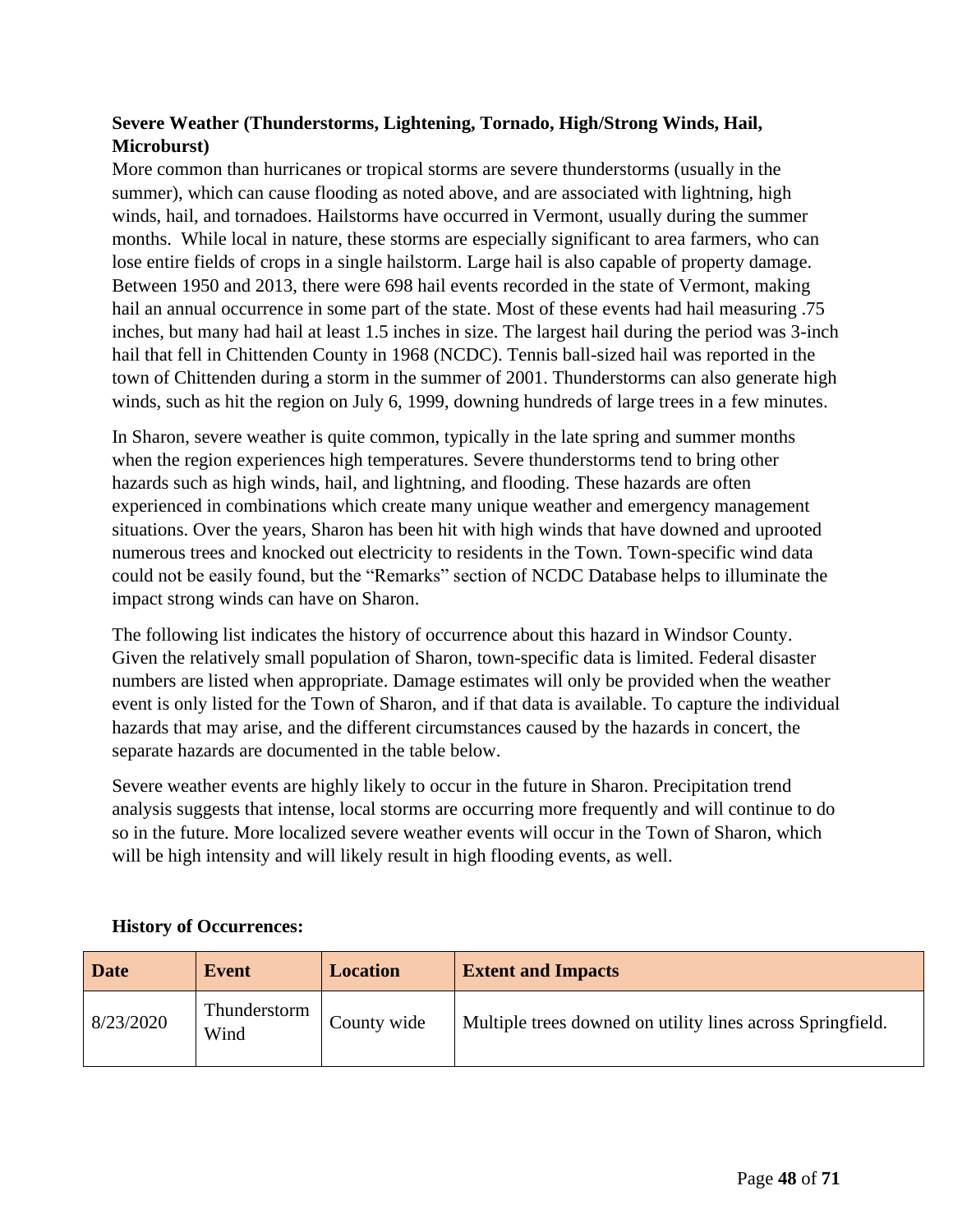**Severe Weather (Thunderstorms, Lightening, Tornado, High/Strong Winds, Hail, Microburst)**

More common than hurricanes or tropical storms are severe thunderstorms (usually in the summer), which can cause flooding as noted above, and are associated with lightning, high winds, hail, and tornadoes. Hailstorms have occurred in Vermont, usually during the summer months. While local in nature, these storms are especially significant to area farmers, who can lose entire fields of crops in a single hailstorm. Large hail is also capable of property damage. Between 1950 and 2013, there were 698 hail events recorded in the state of Vermont, making hail an annual occurrence in some part of the state. Most of these events had hail measuring .75 inches, but many had hail at least 1.5 inches in size. The largest hail during the period was 3-inch hail that fell in Chittenden County in 1968 (NCDC). Tennis ball-sized hail was reported in the town of Chittenden during a storm in the summer of 2001. Thunderstorms can also generate high winds, such as hit the region on July 6, 1999, downing hundreds of large trees in a few minutes.

In Sharon, severe weather is quite common, typically in the late spring and summer months when the region experiences high temperatures. Severe thunderstorms tend to bring other hazards such as high winds, hail, and lightning, and flooding. These hazards are often experienced in combinations which create many unique weather and emergency management situations. Over the years, Sharon has been hit with high winds that have downed and uprooted numerous trees and knocked out electricity to residents in the Town. Town-specific wind data could not be easily found, but the "Remarks" section of NCDC Database helps to illuminate the impact strong winds can have on Sharon.

The following list indicates the history of occurrence about this hazard in Windsor County. Given the relatively small population of Sharon, town-specific data is limited. Federal disaster numbers are listed when appropriate. Damage estimates will only be provided when the weather event is only listed for the Town of Sharon, and if that data is available. To capture the individual hazards that may arise, and the different circumstances caused by the hazards in concert, the separate hazards are documented in the table below.

Severe weather events are highly likely to occur in the future in Sharon. Precipitation trend analysis suggests that intense, local storms are occurring more frequently and will continue to do so in the future. More localized severe weather events will occur in the Town of Sharon, which will be high intensity and will likely result in high flooding events, as well.

**History of Occurrences:**

| Date | Event | Location | Extent and Impacts |
|---|---|---|---|
| 8/23/2020 | Thunderstorm Wind | County wide | Multiple trees downed on utility lines across Springfield. |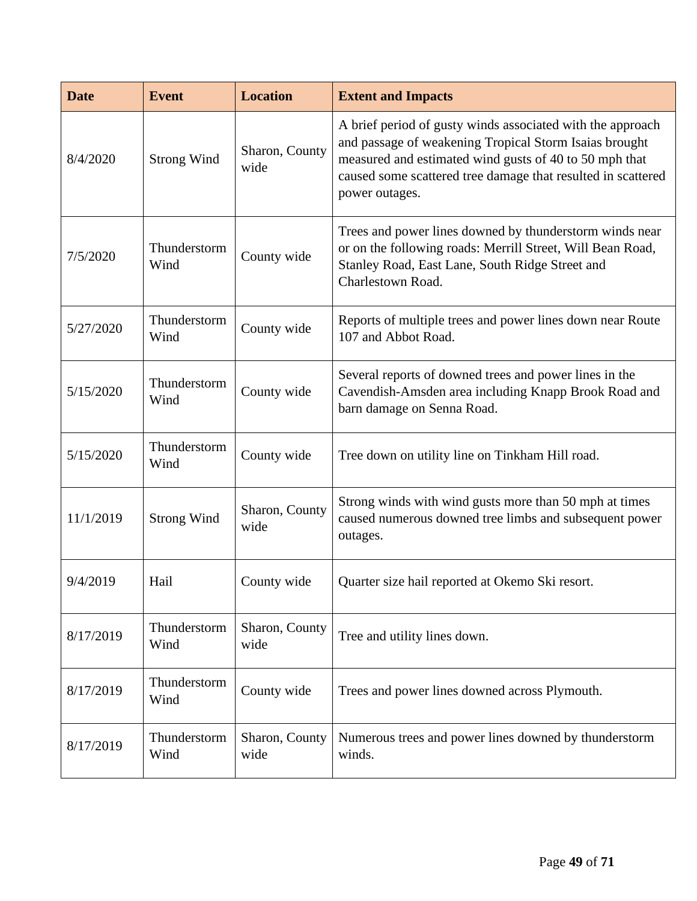| Date | Event | Location | Extent and Impacts |
|---|---|---|---|
| 8/4/2020 | Strong Wind | Sharon, County wide | A brief period of gusty winds associated with the approach and passage of weakening Tropical Storm Isaias brought measured and estimated wind gusts of 40 to 50 mph that caused some scattered tree damage that resulted in scattered power outages. |
| 7/5/2020 | Thunderstorm Wind | County wide | Trees and power lines downed by thunderstorm winds near or on the following roads: Merrill Street, Will Bean Road, Stanley Road, East Lane, South Ridge Street and Charlestown Road. |
| 5/27/2020 | Thunderstorm Wind | County wide | Reports of multiple trees and power lines down near Route 107 and Abbot Road. |
| 5/15/2020 | Thunderstorm Wind | County wide | Several reports of downed trees and power lines in the Cavendish-Amsden area including Knapp Brook Road and barn damage on Senna Road. |
| 5/15/2020 | Thunderstorm Wind | County wide | Tree down on utility line on Tinkham Hill road. |
| 11/1/2019 | Strong Wind | Sharon, County wide | Strong winds with wind gusts more than 50 mph at times caused numerous downed tree limbs and subsequent power outages. |
| 9/4/2019 | Hail | County wide | Quarter size hail reported at Okemo Ski resort. |
| 8/17/2019 | Thunderstorm Wind | Sharon, County wide | Tree and utility lines down. |
| 8/17/2019 | Thunderstorm Wind | County wide | Trees and power lines downed across Plymouth. |
| 8/17/2019 | Thunderstorm Wind | Sharon, County wide | Numerous trees and power lines downed by thunderstorm winds. |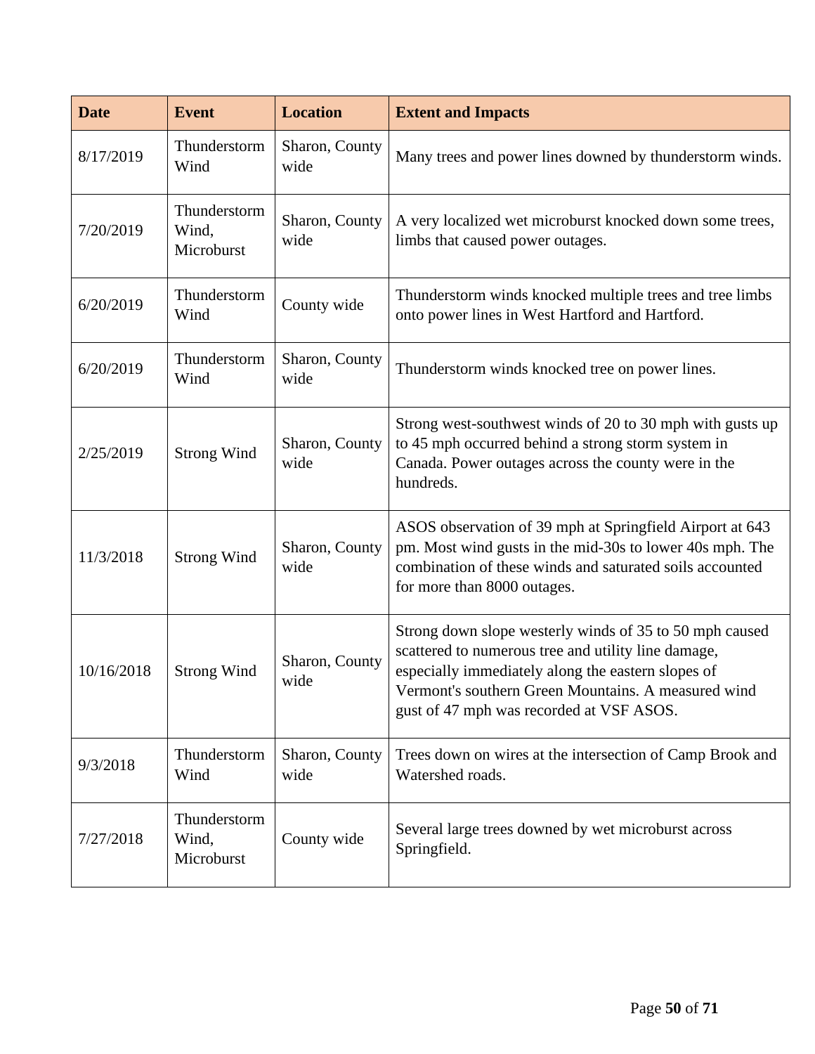| Date | Event | Location | Extent and Impacts |
| --- | --- | --- | --- |
| 8/17/2019 | Thunderstorm Wind | Sharon, County wide | Many trees and power lines downed by thunderstorm winds. |
| 7/20/2019 | Thunderstorm Wind, Microburst | Sharon, County wide | A very localized wet microburst knocked down some trees, limbs that caused power outages. |
| 6/20/2019 | Thunderstorm Wind | County wide | Thunderstorm winds knocked multiple trees and tree limbs onto power lines in West Hartford and Hartford. |
| 6/20/2019 | Thunderstorm Wind | Sharon, County wide | Thunderstorm winds knocked tree on power lines. |
| 2/25/2019 | Strong Wind | Sharon, County wide | Strong west-southwest winds of 20 to 30 mph with gusts up to 45 mph occurred behind a strong storm system in Canada. Power outages across the county were in the hundreds. |
| 11/3/2018 | Strong Wind | Sharon, County wide | ASOS observation of 39 mph at Springfield Airport at 643 pm. Most wind gusts in the mid-30s to lower 40s mph. The combination of these winds and saturated soils accounted for more than 8000 outages. |
| 10/16/2018 | Strong Wind | Sharon, County wide | Strong down slope westerly winds of 35 to 50 mph caused scattered to numerous tree and utility line damage, especially immediately along the eastern slopes of Vermont's southern Green Mountains. A measured wind gust of 47 mph was recorded at VSF ASOS. |
| 9/3/2018 | Thunderstorm Wind | Sharon, County wide | Trees down on wires at the intersection of Camp Brook and Watershed roads. |
| 7/27/2018 | Thunderstorm Wind, Microburst | County wide | Several large trees downed by wet microburst across Springfield. |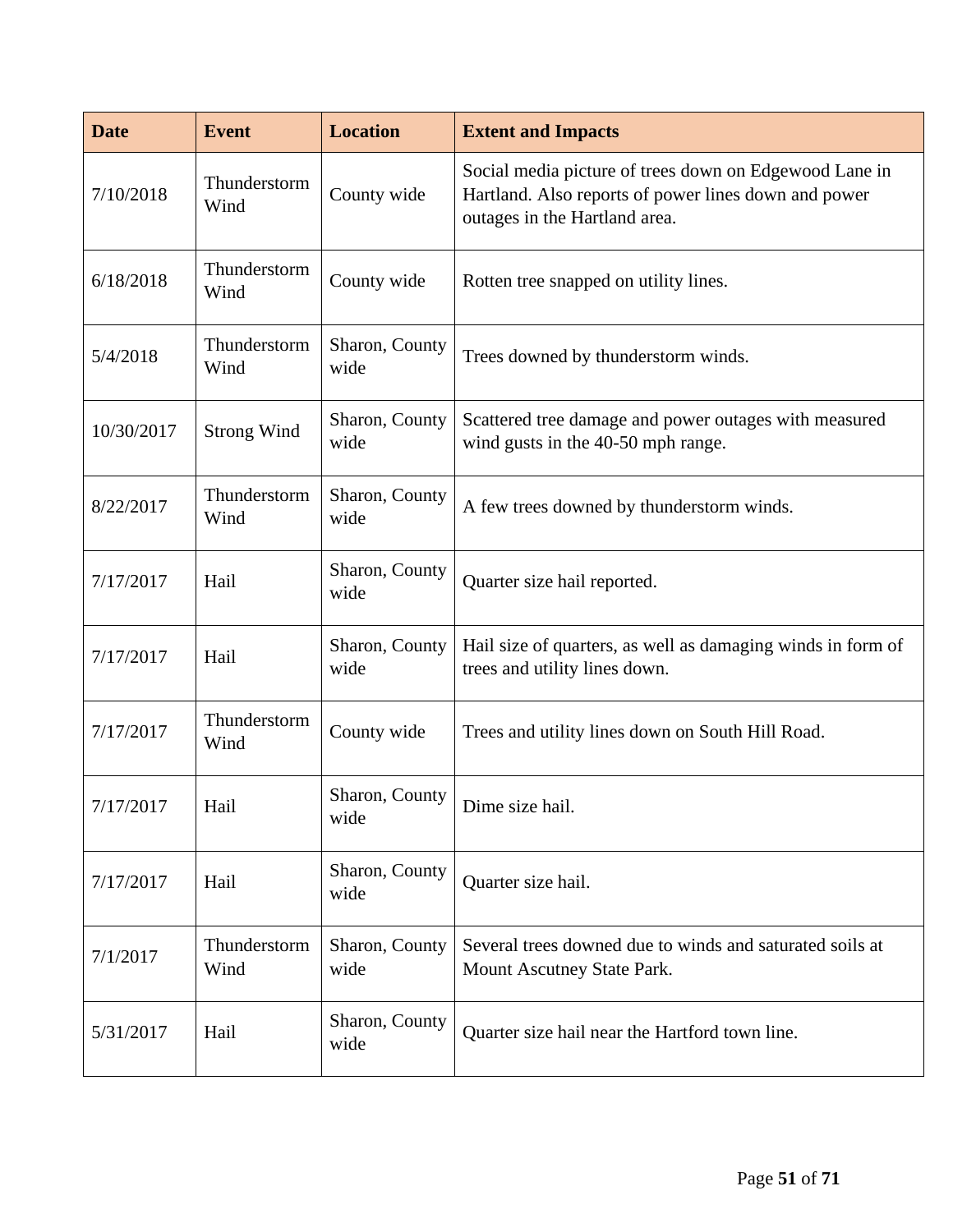| Date | Event | Location | Extent and Impacts |
| --- | --- | --- | --- |
| 7/10/2018 | Thunderstorm Wind | County wide | Social media picture of trees down on Edgewood Lane in Hartland. Also reports of power lines down and power outages in the Hartland area. |
| 6/18/2018 | Thunderstorm Wind | County wide | Rotten tree snapped on utility lines. |
| 5/4/2018 | Thunderstorm Wind | Sharon, County wide | Trees downed by thunderstorm winds. |
| 10/30/2017 | Strong Wind | Sharon, County wide | Scattered tree damage and power outages with measured wind gusts in the 40-50 mph range. |
| 8/22/2017 | Thunderstorm Wind | Sharon, County wide | A few trees downed by thunderstorm winds. |
| 7/17/2017 | Hail | Sharon, County wide | Quarter size hail reported. |
| 7/17/2017 | Hail | Sharon, County wide | Hail size of quarters, as well as damaging winds in form of trees and utility lines down. |
| 7/17/2017 | Thunderstorm Wind | County wide | Trees and utility lines down on South Hill Road. |
| 7/17/2017 | Hail | Sharon, County wide | Dime size hail. |
| 7/17/2017 | Hail | Sharon, County wide | Quarter size hail. |
| 7/1/2017 | Thunderstorm Wind | Sharon, County wide | Several trees downed due to winds and saturated soils at Mount Ascutney State Park. |
| 5/31/2017 | Hail | Sharon, County wide | Quarter size hail near the Hartford town line. |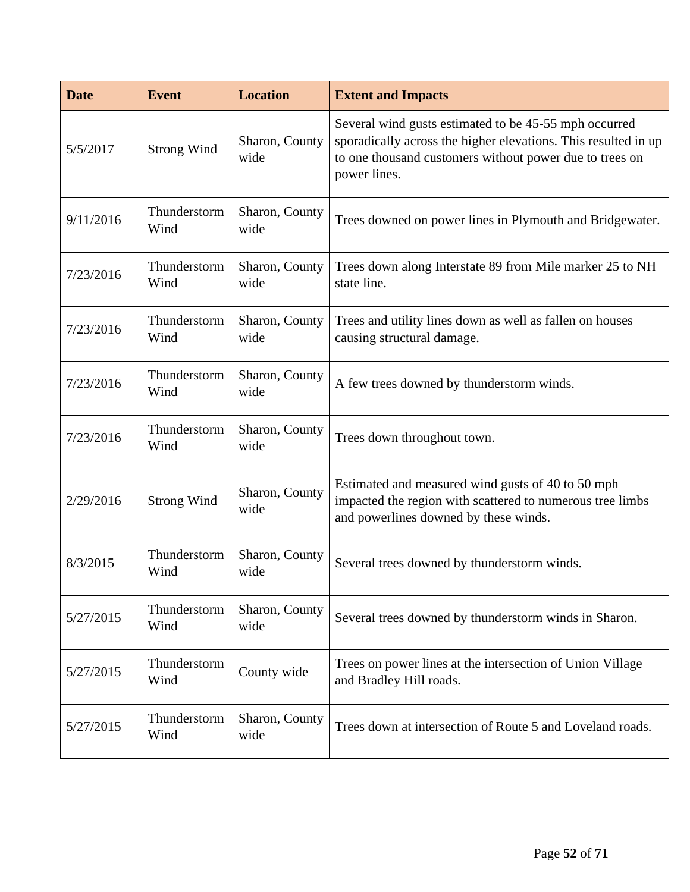| Date | Event | Location | Extent and Impacts |
| --- | --- | --- | --- |
| 5/5/2017 | Strong Wind | Sharon, County wide | Several wind gusts estimated to be 45-55 mph occurred sporadically across the higher elevations. This resulted in up to one thousand customers without power due to trees on power lines. |
| 9/11/2016 | Thunderstorm Wind | Sharon, County wide | Trees downed on power lines in Plymouth and Bridgewater. |
| 7/23/2016 | Thunderstorm Wind | Sharon, County wide | Trees down along Interstate 89 from Mile marker 25 to NH state line. |
| 7/23/2016 | Thunderstorm Wind | Sharon, County wide | Trees and utility lines down as well as fallen on houses causing structural damage. |
| 7/23/2016 | Thunderstorm Wind | Sharon, County wide | A few trees downed by thunderstorm winds. |
| 7/23/2016 | Thunderstorm Wind | Sharon, County wide | Trees down throughout town. |
| 2/29/2016 | Strong Wind | Sharon, County wide | Estimated and measured wind gusts of 40 to 50 mph impacted the region with scattered to numerous tree limbs and powerlines downed by these winds. |
| 8/3/2015 | Thunderstorm Wind | Sharon, County wide | Several trees downed by thunderstorm winds. |
| 5/27/2015 | Thunderstorm Wind | Sharon, County wide | Several trees downed by thunderstorm winds in Sharon. |
| 5/27/2015 | Thunderstorm Wind | County wide | Trees on power lines at the intersection of Union Village and Bradley Hill roads. |
| 5/27/2015 | Thunderstorm Wind | Sharon, County wide | Trees down at intersection of Route 5 and Loveland roads. |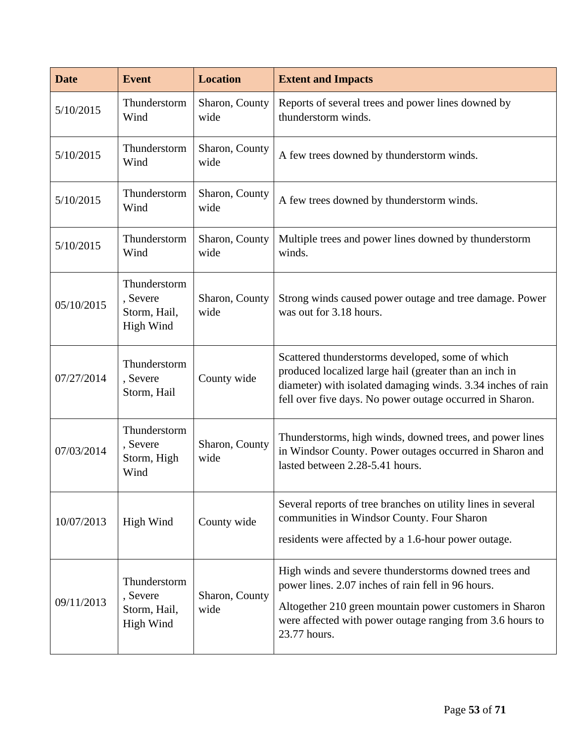| Date | Event | Location | Extent and Impacts |
|---|---|---|---|
| 5/10/2015 | Thunderstorm Wind | Sharon, County wide | Reports of several trees and power lines downed by thunderstorm winds. |
| 5/10/2015 | Thunderstorm Wind | Sharon, County wide | A few trees downed by thunderstorm winds. |
| 5/10/2015 | Thunderstorm Wind | Sharon, County wide | A few trees downed by thunderstorm winds. |
| 5/10/2015 | Thunderstorm Wind | Sharon, County wide | Multiple trees and power lines downed by thunderstorm winds. |
| 05/10/2015 | Thunderstorm, Severe Storm, Hail, High Wind | Sharon, County wide | Strong winds caused power outage and tree damage. Power was out for 3.18 hours. |
| 07/27/2014 | Thunderstorm, Severe Storm, Hail | County wide | Scattered thunderstorms developed, some of which produced localized large hail (greater than an inch in diameter) with isolated damaging winds. 3.34 inches of rain fell over five days. No power outage occurred in Sharon. |
| 07/03/2014 | Thunderstorm, Severe Storm, High Wind | Sharon, County wide | Thunderstorms, high winds, downed trees, and power lines in Windsor County. Power outages occurred in Sharon and lasted between 2.28-5.41 hours. |
| 10/07/2013 | High Wind | County wide | Several reports of tree branches on utility lines in several communities in Windsor County. Four Sharon residents were affected by a 1.6-hour power outage. |
| 09/11/2013 | Thunderstorm, Severe Storm, Hail, High Wind | Sharon, County wide | High winds and severe thunderstorms downed trees and power lines. 2.07 inches of rain fell in 96 hours. Altogether 210 green mountain power customers in Sharon were affected with power outage ranging from 3.6 hours to 23.77 hours. |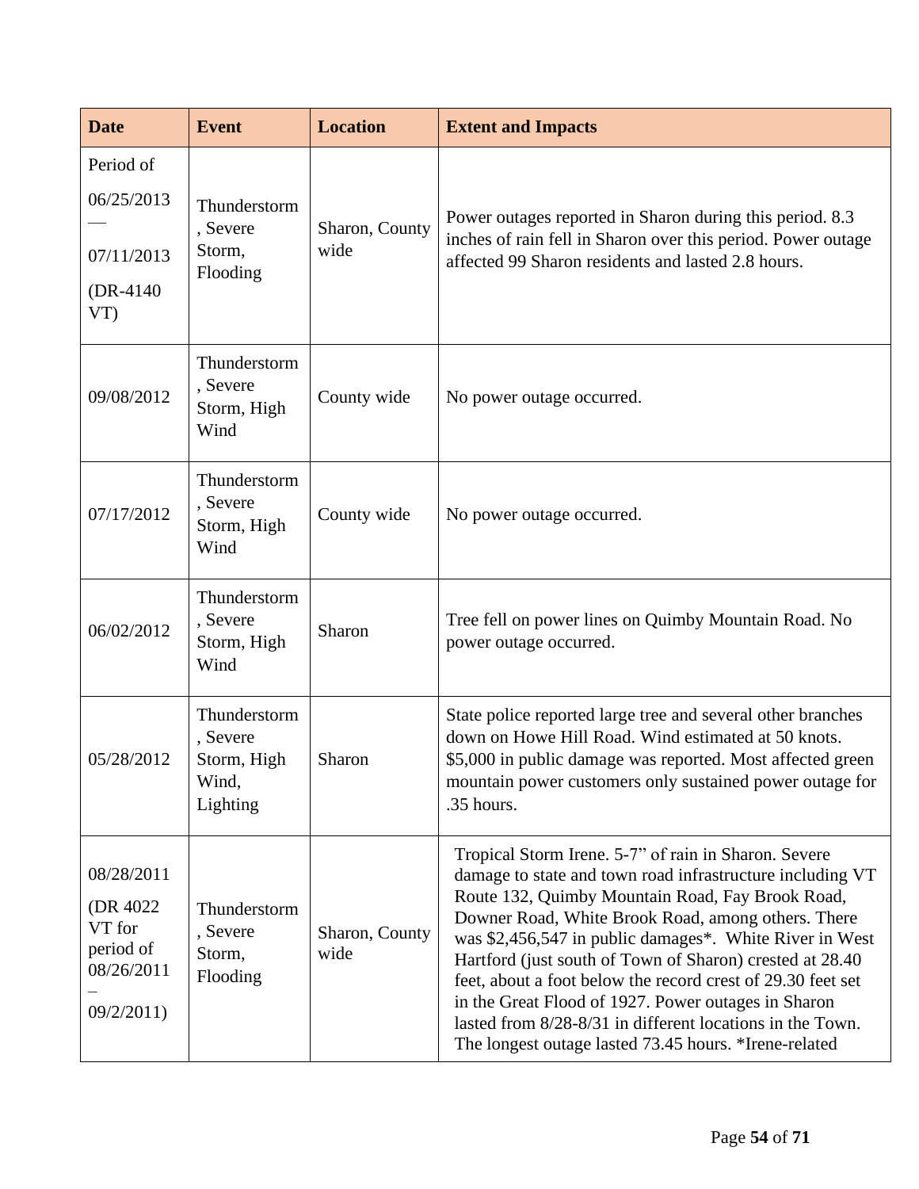| Date | Event | Location | Extent and Impacts |
| --- | --- | --- | --- |
| Period of 06/25/2013 — 07/11/2013 (DR-4140 VT) | Thunderstorm, Severe Storm, Flooding | Sharon, County wide | Power outages reported in Sharon during this period. 8.3 inches of rain fell in Sharon over this period. Power outage affected 99 Sharon residents and lasted 2.8 hours. |
| 09/08/2012 | Thunderstorm, Severe Storm, High Wind | County wide | No power outage occurred. |
| 07/17/2012 | Thunderstorm, Severe Storm, High Wind | County wide | No power outage occurred. |
| 06/02/2012 | Thunderstorm, Severe Storm, High Wind | Sharon | Tree fell on power lines on Quimby Mountain Road. No power outage occurred. |
| 05/28/2012 | Thunderstorm, Severe Storm, High Wind, Lighting | Sharon | State police reported large tree and several other branches down on Howe Hill Road. Wind estimated at 50 knots. $5,000 in public damage was reported. Most affected green mountain power customers only sustained power outage for .35 hours. |
| 08/28/2011 (DR 4022 VT for period of 08/26/2011 – 09/2/2011) | Thunderstorm, Severe Storm, Flooding | Sharon, County wide | Tropical Storm Irene. 5-7" of rain in Sharon. Severe damage to state and town road infrastructure including VT Route 132, Quimby Mountain Road, Fay Brook Road, Downer Road, White Brook Road, among others. There was $2,456,547 in public damages*. White River in West Hartford (just south of Town of Sharon) crested at 28.40 feet, about a foot below the record crest of 29.30 feet set in the Great Flood of 1927. Power outages in Sharon lasted from 8/28-8/31 in different locations in the Town. The longest outage lasted 73.45 hours. *Irene-related |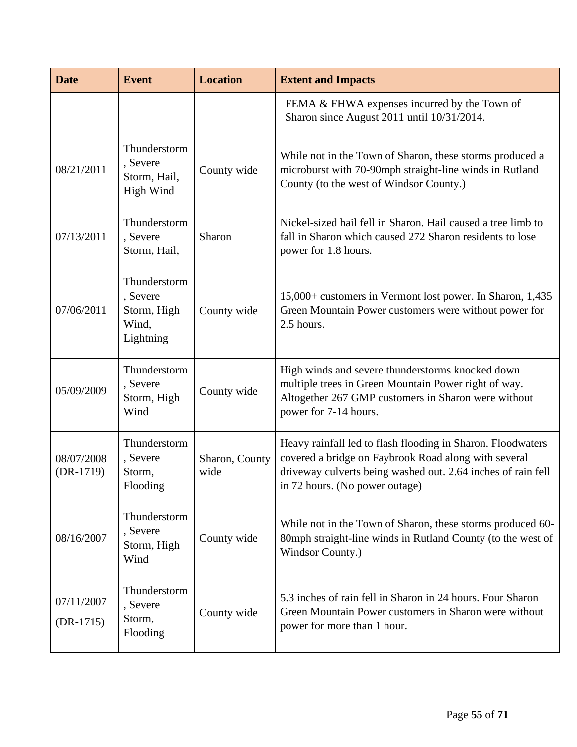| Date | Event | Location | Extent and Impacts |
|---|---|---|---|
| | | | FEMA & FHWA expenses incurred by the Town of Sharon since August 2011 until 10/31/2014. |
| 08/21/2011 | Thunderstorm, Severe Storm, Hail, High Wind | County wide | While not in the Town of Sharon, these storms produced a microburst with 70-90mph straight-line winds in Rutland County (to the west of Windsor County.) |
| 07/13/2011 | Thunderstorm, Severe Storm, Hail, | Sharon | Nickel-sized hail fell in Sharon. Hail caused a tree limb to fall in Sharon which caused 272 Sharon residents to lose power for 1.8 hours. |
| 07/06/2011 | Thunderstorm, Severe Storm, High Wind, Lightning | County wide | 15,000+ customers in Vermont lost power. In Sharon, 1,435 Green Mountain Power customers were without power for 2.5 hours. |
| 05/09/2009 | Thunderstorm, Severe Storm, High Wind | County wide | High winds and severe thunderstorms knocked down multiple trees in Green Mountain Power right of way. Altogether 267 GMP customers in Sharon were without power for 7-14 hours. |
| 08/07/2008 (DR-1719) | Thunderstorm, Severe Storm, Flooding | Sharon, County wide | Heavy rainfall led to flash flooding in Sharon. Floodwaters covered a bridge on Faybrook Road along with several driveway culverts being washed out. 2.64 inches of rain fell in 72 hours. (No power outage) |
| 08/16/2007 | Thunderstorm, Severe Storm, High Wind | County wide | While not in the Town of Sharon, these storms produced 60-80mph straight-line winds in Rutland County (to the west of Windsor County.) |
| 07/11/2007 (DR-1715) | Thunderstorm, Severe Storm, Flooding | County wide | 5.3 inches of rain fell in Sharon in 24 hours. Four Sharon Green Mountain Power customers in Sharon were without power for more than 1 hour. |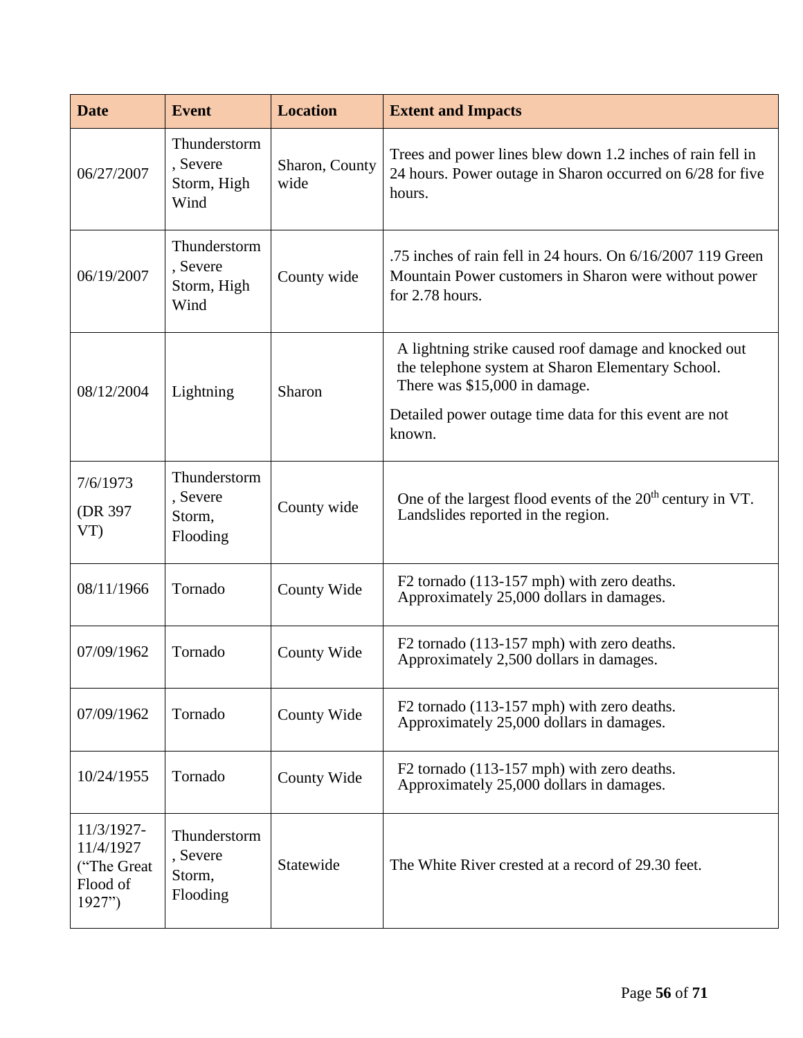| Date | Event | Location | Extent and Impacts |
|---|---|---|---|
| 06/27/2007 | Thunderstorm, Severe Storm, High Wind | Sharon, County wide | Trees and power lines blew down 1.2 inches of rain fell in 24 hours. Power outage in Sharon occurred on 6/28 for five hours. |
| 06/19/2007 | Thunderstorm, Severe Storm, High Wind | County wide | .75 inches of rain fell in 24 hours. On 6/16/2007 119 Green Mountain Power customers in Sharon were without power for 2.78 hours. |
| 08/12/2004 | Lightning | Sharon | A lightning strike caused roof damage and knocked out the telephone system at Sharon Elementary School. There was $15,000 in damage.<br><br>Detailed power outage time data for this event are not known. |
| 7/6/1973 (DR 397 VT) | Thunderstorm, Severe Storm, Flooding | County wide | One of the largest flood events of the 20th century in VT. Landslides reported in the region. |
| 08/11/1966 | Tornado | County Wide | F2 tornado (113-157 mph) with zero deaths. Approximately 25,000 dollars in damages. |
| 07/09/1962 | Tornado | County Wide | F2 tornado (113-157 mph) with zero deaths. Approximately 2,500 dollars in damages. |
| 07/09/1962 | Tornado | County Wide | F2 tornado (113-157 mph) with zero deaths. Approximately 25,000 dollars in damages. |
| 10/24/1955 | Tornado | County Wide | F2 tornado (113-157 mph) with zero deaths. Approximately 25,000 dollars in damages. |
| 11/3/1927-11/4/1927 ("The Great Flood of 1927") | Thunderstorm, Severe Storm, Flooding | Statewide | The White River crested at a record of 29.30 feet. |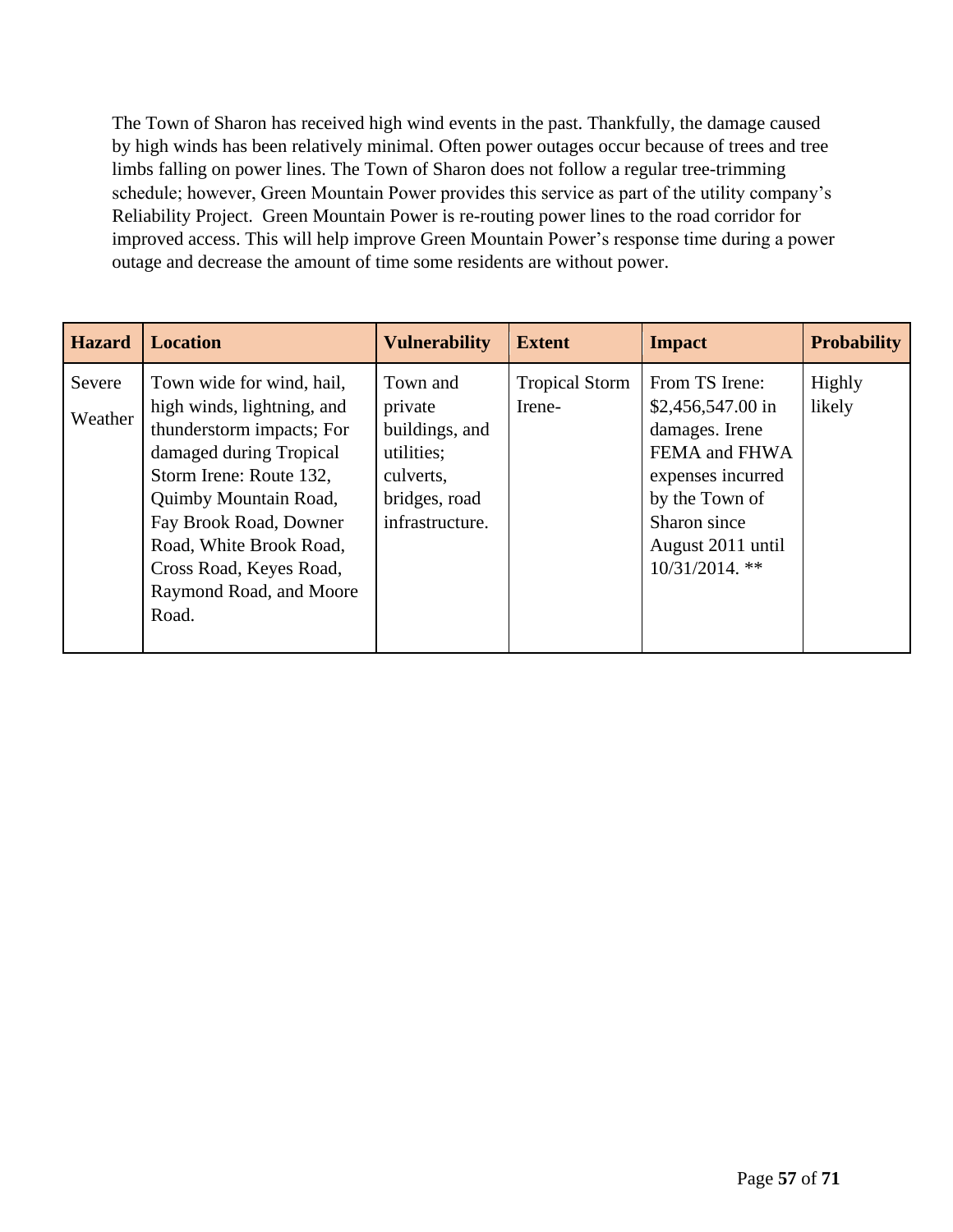The Town of Sharon has received high wind events in the past. Thankfully, the damage caused by high winds has been relatively minimal. Often power outages occur because of trees and tree limbs falling on power lines. The Town of Sharon does not follow a regular tree-trimming schedule; however, Green Mountain Power provides this service as part of the utility company's Reliability Project. Green Mountain Power is re-routing power lines to the road corridor for improved access. This will help improve Green Mountain Power's response time during a power outage and decrease the amount of time some residents are without power.

| Hazard | Location | Vulnerability | Extent | Impact | Probability |
|---|---|---|---|---|---|
| Severe Weather | Town wide for wind, hail, high winds, lightning, and thunderstorm impacts; For damaged during Tropical Storm Irene: Route 132, Quimby Mountain Road, Fay Brook Road, Downer Road, White Brook Road, Cross Road, Keyes Road, Raymond Road, and Moore Road. | Town and private buildings, and utilities; culverts, bridges, road infrastructure. | Tropical Storm Irene- | From TS Irene: $2,456,547.00 in damages. Irene FEMA and FHWA expenses incurred by the Town of Sharon since August 2011 until 10/31/2014. ** | Highly likely |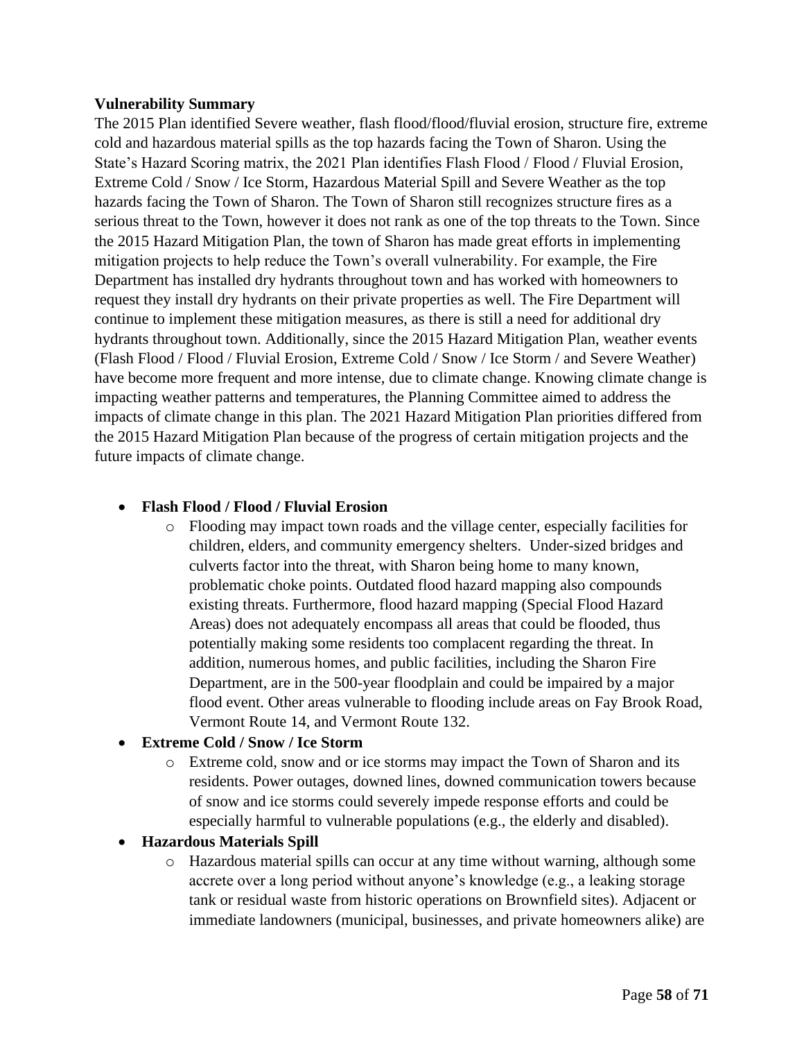**Vulnerability Summary**

The 2015 Plan identified Severe weather, flash flood/flood/fluvial erosion, structure fire, extreme cold and hazardous material spills as the top hazards facing the Town of Sharon. Using the State's Hazard Scoring matrix, the 2021 Plan identifies Flash Flood / Flood / Fluvial Erosion, Extreme Cold / Snow / Ice Storm, Hazardous Material Spill and Severe Weather as the top hazards facing the Town of Sharon. The Town of Sharon still recognizes structure fires as a serious threat to the Town, however it does not rank as one of the top threats to the Town. Since the 2015 Hazard Mitigation Plan, the town of Sharon has made great efforts in implementing mitigation projects to help reduce the Town's overall vulnerability. For example, the Fire Department has installed dry hydrants throughout town and has worked with homeowners to request they install dry hydrants on their private properties as well. The Fire Department will continue to implement these mitigation measures, as there is still a need for additional dry hydrants throughout town. Additionally, since the 2015 Hazard Mitigation Plan, weather events (Flash Flood / Flood / Fluvial Erosion, Extreme Cold / Snow / Ice Storm / and Severe Weather) have become more frequent and more intense, due to climate change. Knowing climate change is impacting weather patterns and temperatures, the Planning Committee aimed to address the impacts of climate change in this plan. The 2021 Hazard Mitigation Plan priorities differed from the 2015 Hazard Mitigation Plan because of the progress of certain mitigation projects and the future impacts of climate change.

- **Flash Flood / Flood / Fluvial Erosion**
  - Flooding may impact town roads and the village center, especially facilities for children, elders, and community emergency shelters. Under-sized bridges and culverts factor into the threat, with Sharon being home to many known, problematic choke points. Outdated flood hazard mapping also compounds existing threats. Furthermore, flood hazard mapping (Special Flood Hazard Areas) does not adequately encompass all areas that could be flooded, thus potentially making some residents too complacent regarding the threat. In addition, numerous homes, and public facilities, including the Sharon Fire Department, are in the 500-year floodplain and could be impaired by a major flood event. Other areas vulnerable to flooding include areas on Fay Brook Road, Vermont Route 14, and Vermont Route 132.
- **Extreme Cold / Snow / Ice Storm**
  - Extreme cold, snow and or ice storms may impact the Town of Sharon and its residents. Power outages, downed lines, downed communication towers because of snow and ice storms could severely impede response efforts and could be especially harmful to vulnerable populations (e.g., the elderly and disabled).
- **Hazardous Materials Spill**
  - Hazardous material spills can occur at any time without warning, although some accrete over a long period without anyone's knowledge (e.g., a leaking storage tank or residual waste from historic operations on Brownfield sites). Adjacent or immediate landowners (municipal, businesses, and private homeowners alike) are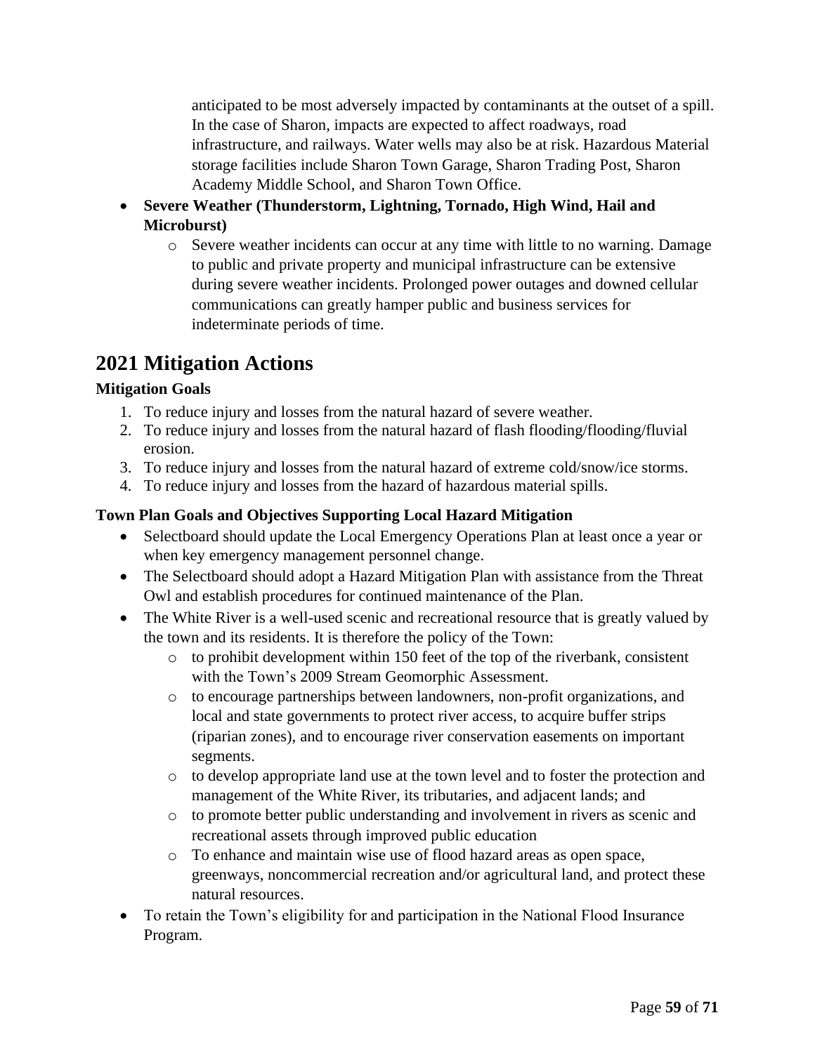anticipated to be most adversely impacted by contaminants at the outset of a spill. In the case of Sharon, impacts are expected to affect roadways, road infrastructure, and railways. Water wells may also be at risk. Hazardous Material storage facilities include Sharon Town Garage, Sharon Trading Post, Sharon Academy Middle School, and Sharon Town Office.

- **Severe Weather (Thunderstorm, Lightning, Tornado, High Wind, Hail and Microburst)**
  - Severe weather incidents can occur at any time with little to no warning. Damage to public and private property and municipal infrastructure can be extensive during severe weather incidents. Prolonged power outages and downed cellular communications can greatly hamper public and business services for indeterminate periods of time.

## 2021 Mitigation Actions

### Mitigation Goals

1. To reduce injury and losses from the natural hazard of severe weather.
2. To reduce injury and losses from the natural hazard of flash flooding/flooding/fluvial erosion.
3. To reduce injury and losses from the natural hazard of extreme cold/snow/ice storms.
4. To reduce injury and losses from the hazard of hazardous material spills.

### Town Plan Goals and Objectives Supporting Local Hazard Mitigation

- Selectboard should update the Local Emergency Operations Plan at least once a year or when key emergency management personnel change.
- The Selectboard should adopt a Hazard Mitigation Plan with assistance from the Threat Owl and establish procedures for continued maintenance of the Plan.
- The White River is a well-used scenic and recreational resource that is greatly valued by the town and its residents. It is therefore the policy of the Town:
  - to prohibit development within 150 feet of the top of the riverbank, consistent with the Town's 2009 Stream Geomorphic Assessment.
  - to encourage partnerships between landowners, non-profit organizations, and local and state governments to protect river access, to acquire buffer strips (riparian zones), and to encourage river conservation easements on important segments.
  - to develop appropriate land use at the town level and to foster the protection and management of the White River, its tributaries, and adjacent lands; and
  - to promote better public understanding and involvement in rivers as scenic and recreational assets through improved public education
  - To enhance and maintain wise use of flood hazard areas as open space, greenways, noncommercial recreation and/or agricultural land, and protect these natural resources.
- To retain the Town's eligibility for and participation in the National Flood Insurance Program.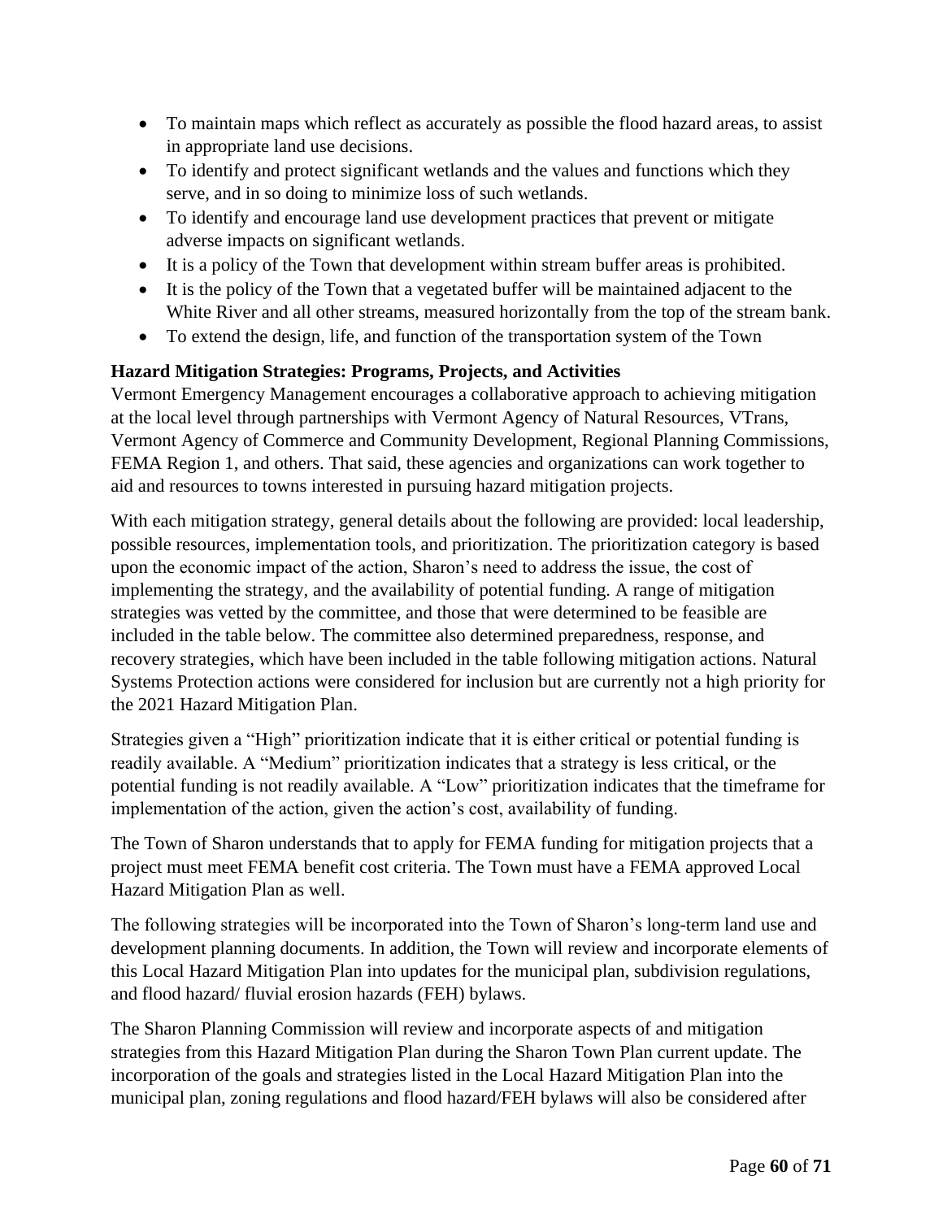- To maintain maps which reflect as accurately as possible the flood hazard areas, to assist in appropriate land use decisions.
- To identify and protect significant wetlands and the values and functions which they serve, and in so doing to minimize loss of such wetlands.
- To identify and encourage land use development practices that prevent or mitigate adverse impacts on significant wetlands.
- It is a policy of the Town that development within stream buffer areas is prohibited.
- It is the policy of the Town that a vegetated buffer will be maintained adjacent to the White River and all other streams, measured horizontally from the top of the stream bank.
- To extend the design, life, and function of the transportation system of the Town

**Hazard Mitigation Strategies: Programs, Projects, and Activities**

Vermont Emergency Management encourages a collaborative approach to achieving mitigation at the local level through partnerships with Vermont Agency of Natural Resources, VTrans, Vermont Agency of Commerce and Community Development, Regional Planning Commissions, FEMA Region 1, and others. That said, these agencies and organizations can work together to aid and resources to towns interested in pursuing hazard mitigation projects.

With each mitigation strategy, general details about the following are provided: local leadership, possible resources, implementation tools, and prioritization. The prioritization category is based upon the economic impact of the action, Sharon's need to address the issue, the cost of implementing the strategy, and the availability of potential funding. A range of mitigation strategies was vetted by the committee, and those that were determined to be feasible are included in the table below. The committee also determined preparedness, response, and recovery strategies, which have been included in the table following mitigation actions. Natural Systems Protection actions were considered for inclusion but are currently not a high priority for the 2021 Hazard Mitigation Plan.

Strategies given a "High" prioritization indicate that it is either critical or potential funding is readily available. A "Medium" prioritization indicates that a strategy is less critical, or the potential funding is not readily available. A "Low" prioritization indicates that the timeframe for implementation of the action, given the action's cost, availability of funding.

The Town of Sharon understands that to apply for FEMA funding for mitigation projects that a project must meet FEMA benefit cost criteria. The Town must have a FEMA approved Local Hazard Mitigation Plan as well.

The following strategies will be incorporated into the Town of Sharon's long-term land use and development planning documents. In addition, the Town will review and incorporate elements of this Local Hazard Mitigation Plan into updates for the municipal plan, subdivision regulations, and flood hazard/ fluvial erosion hazards (FEH) bylaws.

The Sharon Planning Commission will review and incorporate aspects of and mitigation strategies from this Hazard Mitigation Plan during the Sharon Town Plan current update. The incorporation of the goals and strategies listed in the Local Hazard Mitigation Plan into the municipal plan, zoning regulations and flood hazard/FEH bylaws will also be considered after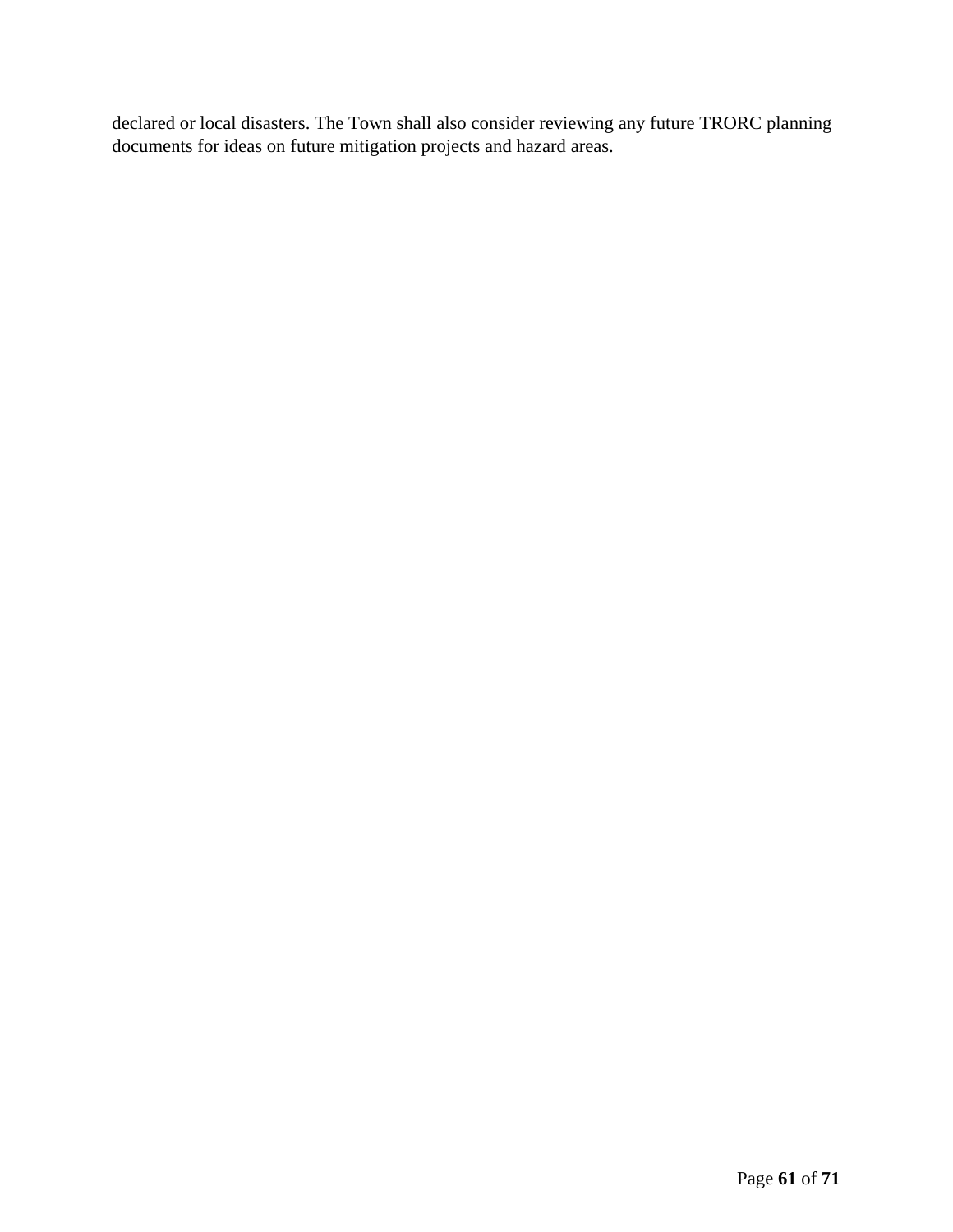declared or local disasters. The Town shall also consider reviewing any future TRORC planning documents for ideas on future mitigation projects and hazard areas.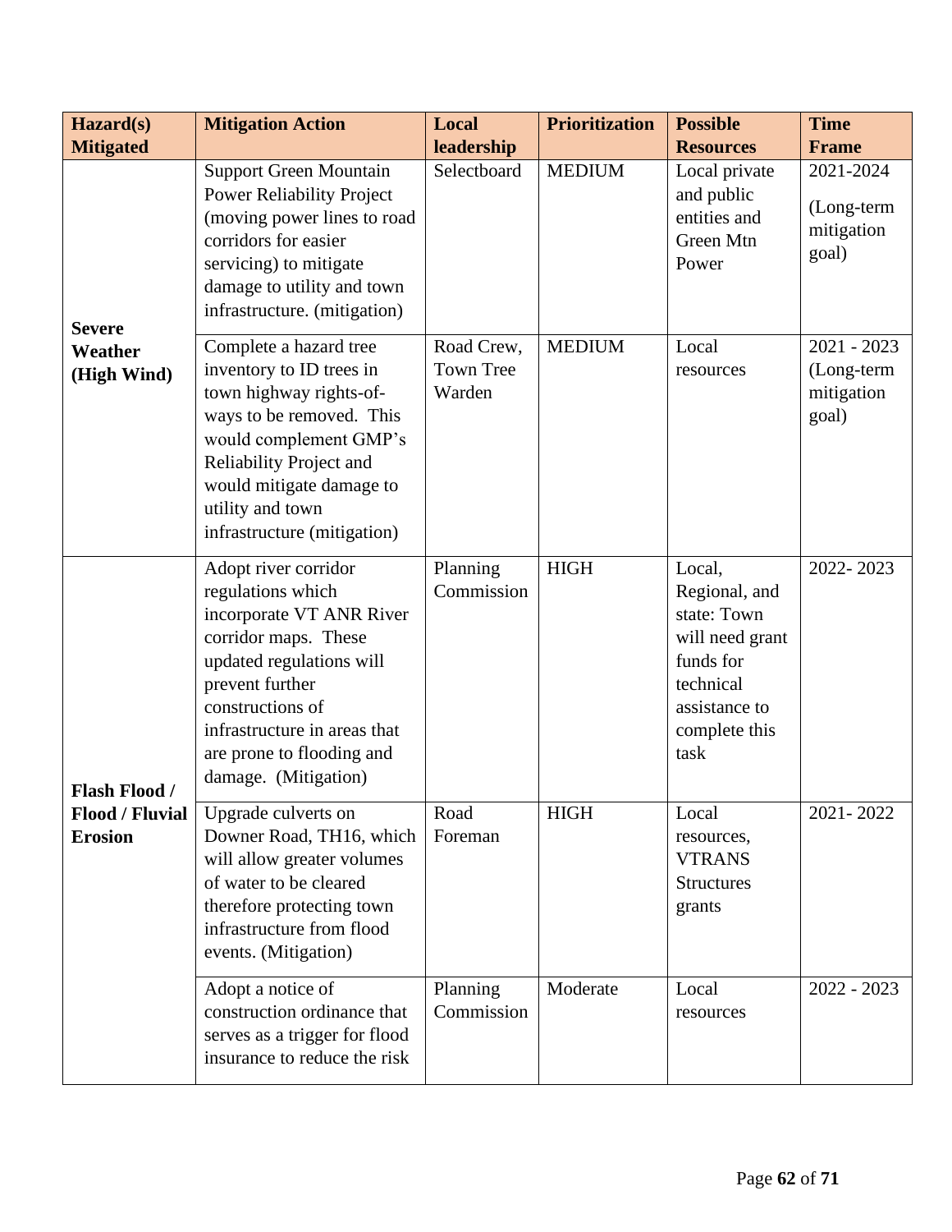| Hazard(s) Mitigated | Mitigation Action | Local leadership | Prioritization | Possible Resources | Time Frame |
|---|---|---|---|---|---|
| **Severe Weather (High Wind)** | Support Green Mountain Power Reliability Project (moving power lines to road corridors for easier servicing) to mitigate damage to utility and town infrastructure. (mitigation) | Selectboard | MEDIUM | Local private and public entities and Green Mtn Power | 2021-2024 (Long-term mitigation goal) |
| | Complete a hazard tree inventory to ID trees in town highway rights-of-ways to be removed. This would complement GMP's Reliability Project and would mitigate damage to utility and town infrastructure (mitigation) | Road Crew, Town Tree Warden | MEDIUM | Local resources | 2021 - 2023 (Long-term mitigation goal) |
| **Flash Flood / Flood / Fluvial Erosion** | Adopt river corridor regulations which incorporate VT ANR River corridor maps. These updated regulations will prevent further constructions of infrastructure in areas that are prone to flooding and damage. (Mitigation) | Planning Commission | HIGH | Local, Regional, and state: Town will need grant funds for technical assistance to complete this task | 2022- 2023 |
| | Upgrade culverts on Downer Road, TH16, which will allow greater volumes of water to be cleared therefore protecting town infrastructure from flood events. (Mitigation) | Road Foreman | HIGH | Local resources, VTRANS Structures grants | 2021- 2022 |
| | Adopt a notice of construction ordinance that serves as a trigger for flood insurance to reduce the risk | Planning Commission | Moderate | Local resources | 2022 - 2023 |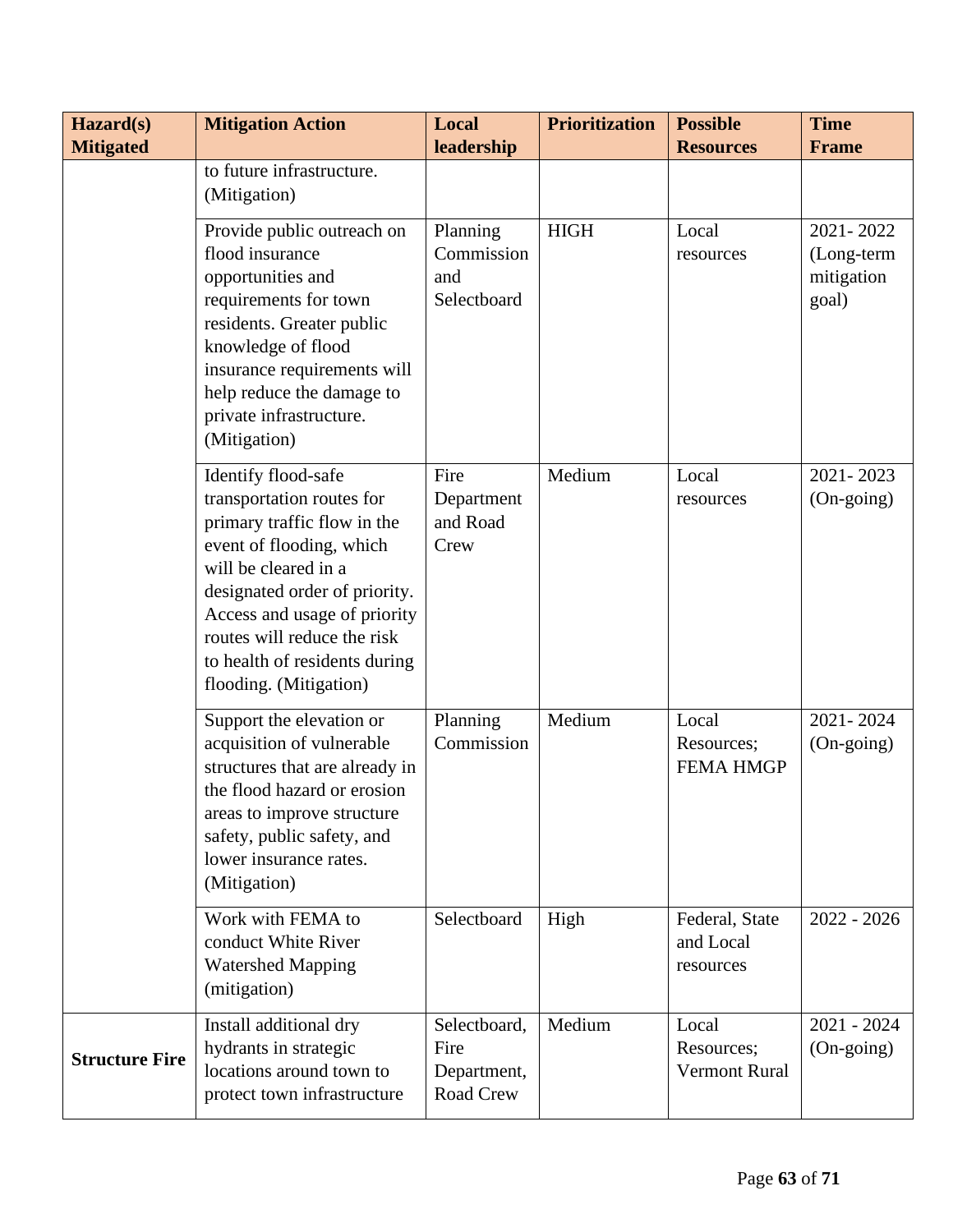| Hazard(s) Mitigated | Mitigation Action | Local leadership | Prioritization | Possible Resources | Time Frame |
|---|---|---|---|---|---|
| | to future infrastructure. (Mitigation) | | | | |
| | Provide public outreach on flood insurance opportunities and requirements for town residents. Greater public knowledge of flood insurance requirements will help reduce the damage to private infrastructure. (Mitigation) | Planning Commission and Selectboard | HIGH | Local resources | 2021- 2022 (Long-term mitigation goal) |
| | Identify flood-safe transportation routes for primary traffic flow in the event of flooding, which will be cleared in a designated order of priority. Access and usage of priority routes will reduce the risk to health of residents during flooding. (Mitigation) | Fire Department and Road Crew | Medium | Local resources | 2021- 2023 (On-going) |
| | Support the elevation or acquisition of vulnerable structures that are already in the flood hazard or erosion areas to improve structure safety, public safety, and lower insurance rates. (Mitigation) | Planning Commission | Medium | Local Resources; FEMA HMGP | 2021- 2024 (On-going) |
| | Work with FEMA to conduct White River Watershed Mapping (mitigation) | Selectboard | High | Federal, State and Local resources | 2022 - 2026 |
| **Structure Fire** | Install additional dry hydrants in strategic locations around town to protect town infrastructure | Selectboard, Fire Department, Road Crew | Medium | Local Resources; Vermont Rural | 2021 - 2024 (On-going) |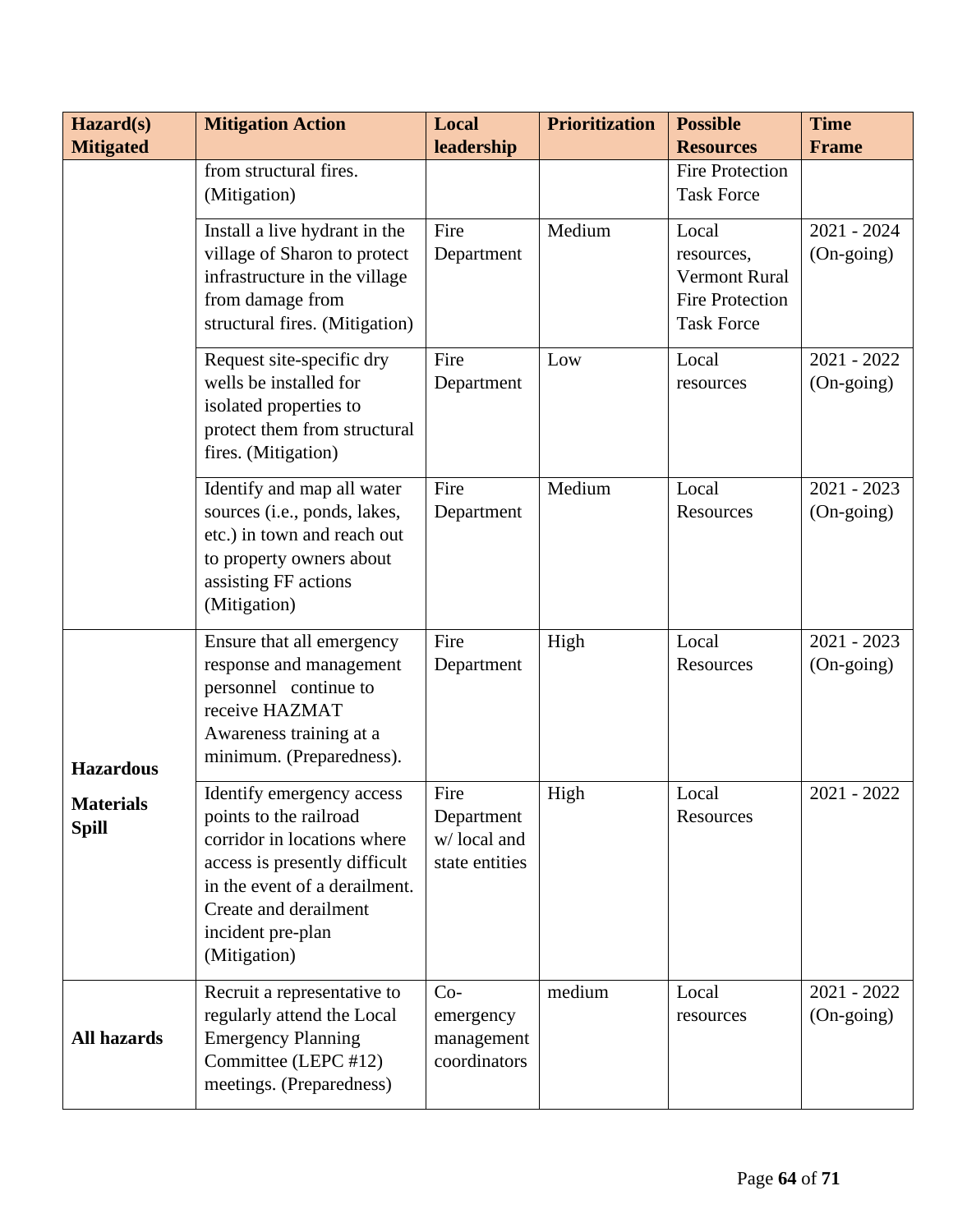| Hazard(s) Mitigated | Mitigation Action | Local leadership | Prioritization | Possible Resources | Time Frame |
|---|---|---|---|---|---|
| | from structural fires. (Mitigation) | | | Fire Protection Task Force | |
| | Install a live hydrant in the village of Sharon to protect infrastructure in the village from damage from structural fires. (Mitigation) | Fire Department | Medium | Local resources, Vermont Rural Fire Protection Task Force | 2021 - 2024 (On-going) |
| | Request site-specific dry wells be installed for isolated properties to protect them from structural fires. (Mitigation) | Fire Department | Low | Local resources | 2021 - 2022 (On-going) |
| | Identify and map all water sources (i.e., ponds, lakes, etc.) in town and reach out to property owners about assisting FF actions (Mitigation) | Fire Department | Medium | Local Resources | 2021 - 2023 (On-going) |
| **Hazardous Materials Spill** | Ensure that all emergency response and management personnel continue to receive HAZMAT Awareness training at a minimum. (Preparedness). | Fire Department | High | Local Resources | 2021 - 2023 (On-going) |
| | Identify emergency access points to the railroad corridor in locations where access is presently difficult in the event of a derailment. Create and derailment incident pre-plan (Mitigation) | Fire Department w/ local and state entities | High | Local Resources | 2021 - 2022 |
| **All hazards** | Recruit a representative to regularly attend the Local Emergency Planning Committee (LEPC #12) meetings. (Preparedness) | Co-emergency management coordinators | medium | Local resources | 2021 - 2022 (On-going) |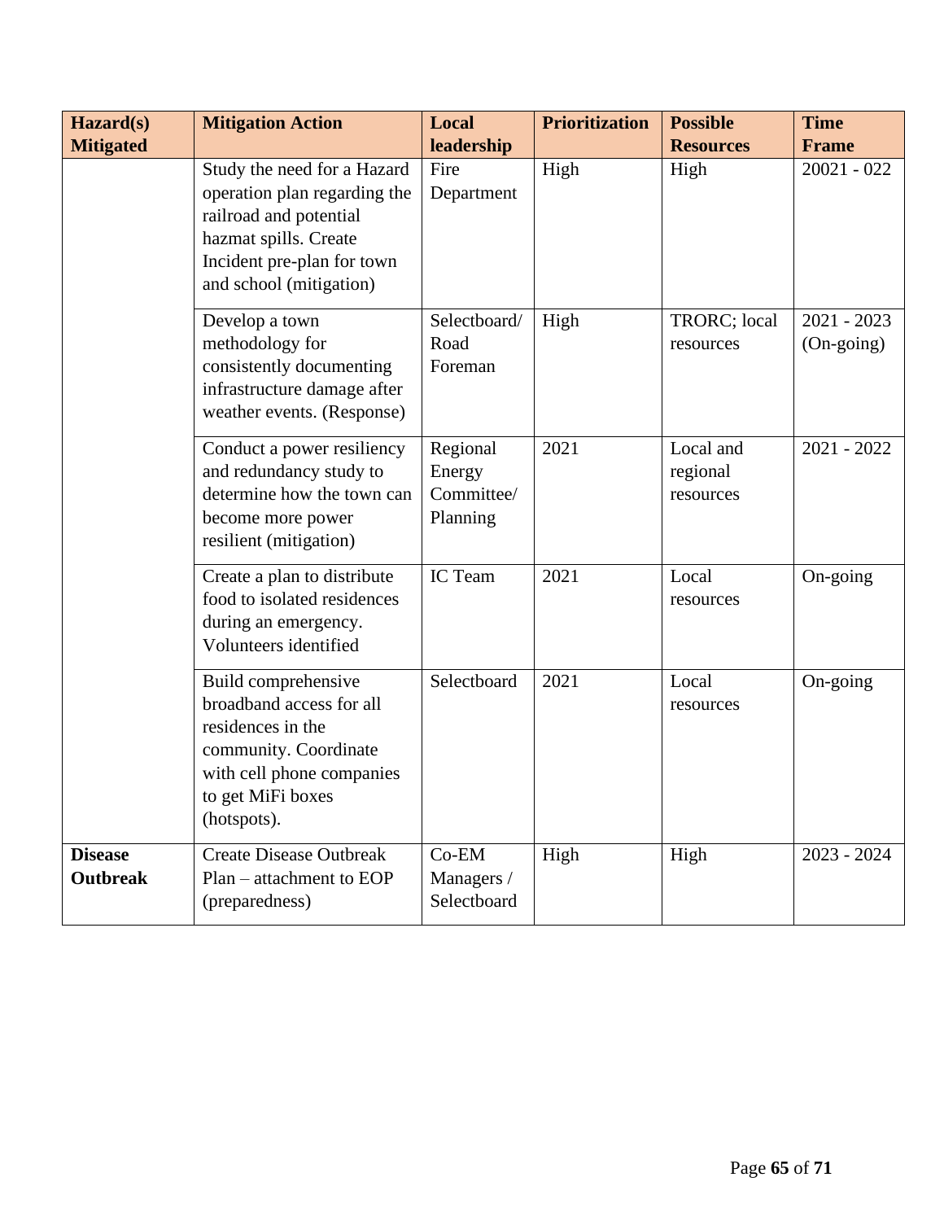| Hazard(s) Mitigated | Mitigation Action | Local leadership | Prioritization | Possible Resources | Time Frame |
|---|---|---|---|---|---|
| | Study the need for a Hazard operation plan regarding the railroad and potential hazmat spills. Create Incident pre-plan for town and school (mitigation) | Fire Department | High | High | 20021 - 022 |
| | Develop a town methodology for consistently documenting infrastructure damage after weather events. (Response) | Selectboard/ Road Foreman | High | TRORC; local resources | 2021 - 2023 (On-going) |
| | Conduct a power resiliency and redundancy study to determine how the town can become more power resilient (mitigation) | Regional Energy Committee/ Planning | 2021 | Local and regional resources | 2021 - 2022 |
| | Create a plan to distribute food to isolated residences during an emergency. Volunteers identified | IC Team | 2021 | Local resources | On-going |
| | Build comprehensive broadband access for all residences in the community. Coordinate with cell phone companies to get MiFi boxes (hotspots). | Selectboard | 2021 | Local resources | On-going |
| **Disease Outbreak** | Create Disease Outbreak Plan – attachment to EOP (preparedness) | Co-EM Managers / Selectboard | High | High | 2023 - 2024 |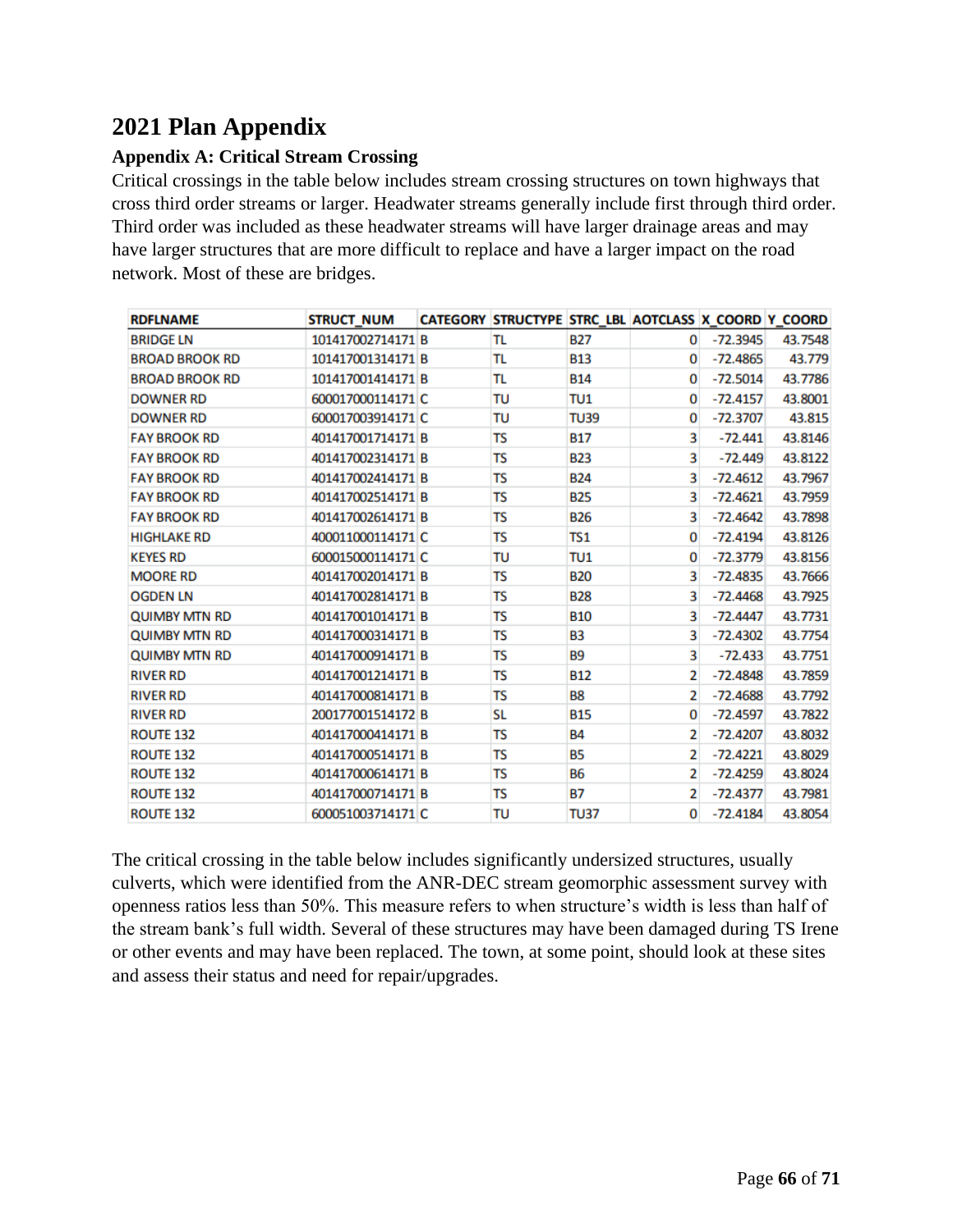# 2021 Plan Appendix

### Appendix A: Critical Stream Crossing

Critical crossings in the table below includes stream crossing structures on town highways that cross third order streams or larger. Headwater streams generally include first through third order. Third order was included as these headwater streams will have larger drainage areas and may have larger structures that are more difficult to replace and have a larger impact on the road network. Most of these are bridges.

| RDFLNAME | STRUCT_NUM | CATEGORY | STRUCTYPE | STRC_LBL | AOTCLASS | X_COORD | Y_COORD |
|---|---|---|---|---|---|---|---|
| BRIDGE LN | 101417002714171 | B | TL | B27 | 0 | -72.3945 | 43.7548 |
| BROAD BROOK RD | 101417001314171 | B | TL | B13 | 0 | -72.4865 | 43.779 |
| BROAD BROOK RD | 101417001414171 | B | TL | B14 | 0 | -72.5014 | 43.7786 |
| DOWNER RD | 600017000114171 | C | TU | TU1 | 0 | -72.4157 | 43.8001 |
| DOWNER RD | 600017003914171 | C | TU | TU39 | 0 | -72.3707 | 43.815 |
| FAY BROOK RD | 401417001714171 | B | TS | B17 | 3 | -72.441 | 43.8146 |
| FAY BROOK RD | 401417002314171 | B | TS | B23 | 3 | -72.449 | 43.8122 |
| FAY BROOK RD | 401417002414171 | B | TS | B24 | 3 | -72.4612 | 43.7967 |
| FAY BROOK RD | 401417002514171 | B | TS | B25 | 3 | -72.4621 | 43.7959 |
| FAY BROOK RD | 401417002614171 | B | TS | B26 | 3 | -72.4642 | 43.7898 |
| HIGHLAKE RD | 400011000114171 | C | TS | TS1 | 0 | -72.4194 | 43.8126 |
| KEYES RD | 600015000114171 | C | TU | TU1 | 0 | -72.3779 | 43.8156 |
| MOORE RD | 401417002014171 | B | TS | B20 | 3 | -72.4835 | 43.7666 |
| OGDEN LN | 401417002814171 | B | TS | B28 | 3 | -72.4468 | 43.7925 |
| QUIMBY MTN RD | 401417001014171 | B | TS | B10 | 3 | -72.4447 | 43.7731 |
| QUIMBY MTN RD | 401417000314171 | B | TS | B3 | 3 | -72.4302 | 43.7754 |
| QUIMBY MTN RD | 401417000914171 | B | TS | B9 | 3 | -72.433 | 43.7751 |
| RIVER RD | 401417001214171 | B | TS | B12 | 2 | -72.4848 | 43.7859 |
| RIVER RD | 401417000814171 | B | TS | B8 | 2 | -72.4688 | 43.7792 |
| RIVER RD | 200177001514172 | B | SL | B15 | 0 | -72.4597 | 43.7822 |
| ROUTE 132 | 401417000414171 | B | TS | B4 | 2 | -72.4207 | 43.8032 |
| ROUTE 132 | 401417000514171 | B | TS | B5 | 2 | -72.4221 | 43.8029 |
| ROUTE 132 | 401417000614171 | B | TS | B6 | 2 | -72.4259 | 43.8024 |
| ROUTE 132 | 401417000714171 | B | TS | B7 | 2 | -72.4377 | 43.7981 |
| ROUTE 132 | 600051003714171 | C | TU | TU37 | 0 | -72.4184 | 43.8054 |

The critical crossing in the table below includes significantly undersized structures, usually culverts, which were identified from the ANR-DEC stream geomorphic assessment survey with openness ratios less than 50%. This measure refers to when structure's width is less than half of the stream bank's full width. Several of these structures may have been damaged during TS Irene or other events and may have been replaced. The town, at some point, should look at these sites and assess their status and need for repair/upgrades.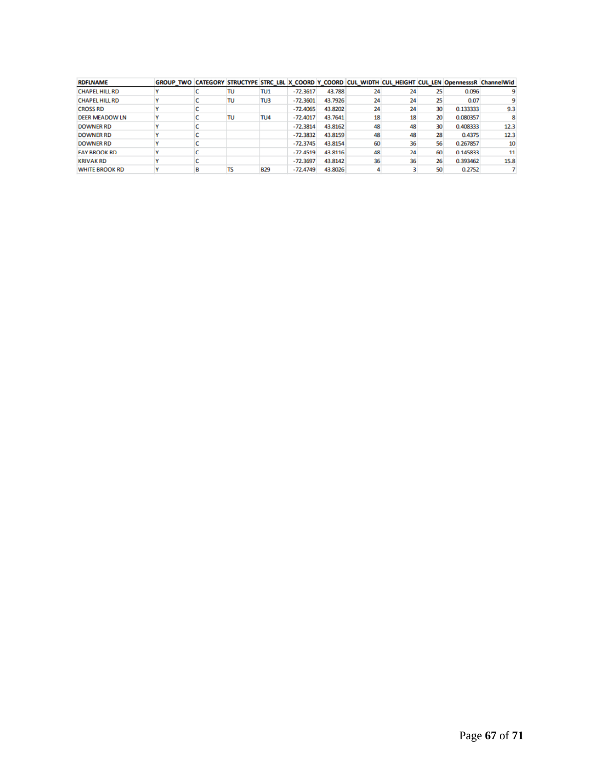| RDFLNAME | GROUP_TWO | CATEGORY | STRUCTYPE | STRC_LBL | X_COORD | Y_COORD | CUL_WIDTH | CUL_HEIGHT | CUL_LEN | OpennesssR | ChannelWid |
|---|---|---|---|---|---|---|---|---|---|---|---|
| CHAPEL HILL RD | Y | C | TU | TU1 | -72.3617 | 43.788 | 24 | 24 | 25 | 0.096 | 9 |
| CHAPEL HILL RD | Y | C | TU | TU3 | -72.3601 | 43.7926 | 24 | 24 | 25 | 0.07 | 9 |
| CROSS RD | Y | C | | | -72.4065 | 43.8202 | 24 | 24 | 30 | 0.133333 | 9.3 |
| DEER MEADOW LN | Y | C | TU | TU4 | -72.4017 | 43.7641 | 18 | 18 | 20 | 0.080357 | 8 |
| DOWNER RD | Y | C | | | -72.3814 | 43.8162 | 48 | 48 | 30 | 0.408333 | 12.3 |
| DOWNER RD | Y | C | | | -72.3832 | 43.8159 | 48 | 48 | 28 | 0.4375 | 12.3 |
| DOWNER RD | Y | C | | | -72.3745 | 43.8154 | 60 | 36 | 56 | 0.267857 | 10 |
| FAY BROOK RD | Y | C | | | -72.4519 | 43.8116 | 48 | 24 | 60 | 0.145833 | 11 |
| KRIVAK RD | Y | C | | | -72.3697 | 43.8142 | 36 | 36 | 26 | 0.393462 | 15.8 |
| WHITE BROOK RD | Y | B | TS | B29 | -72.4749 | 43.8026 | 4 | 3 | 50 | 0.2752 | 7 |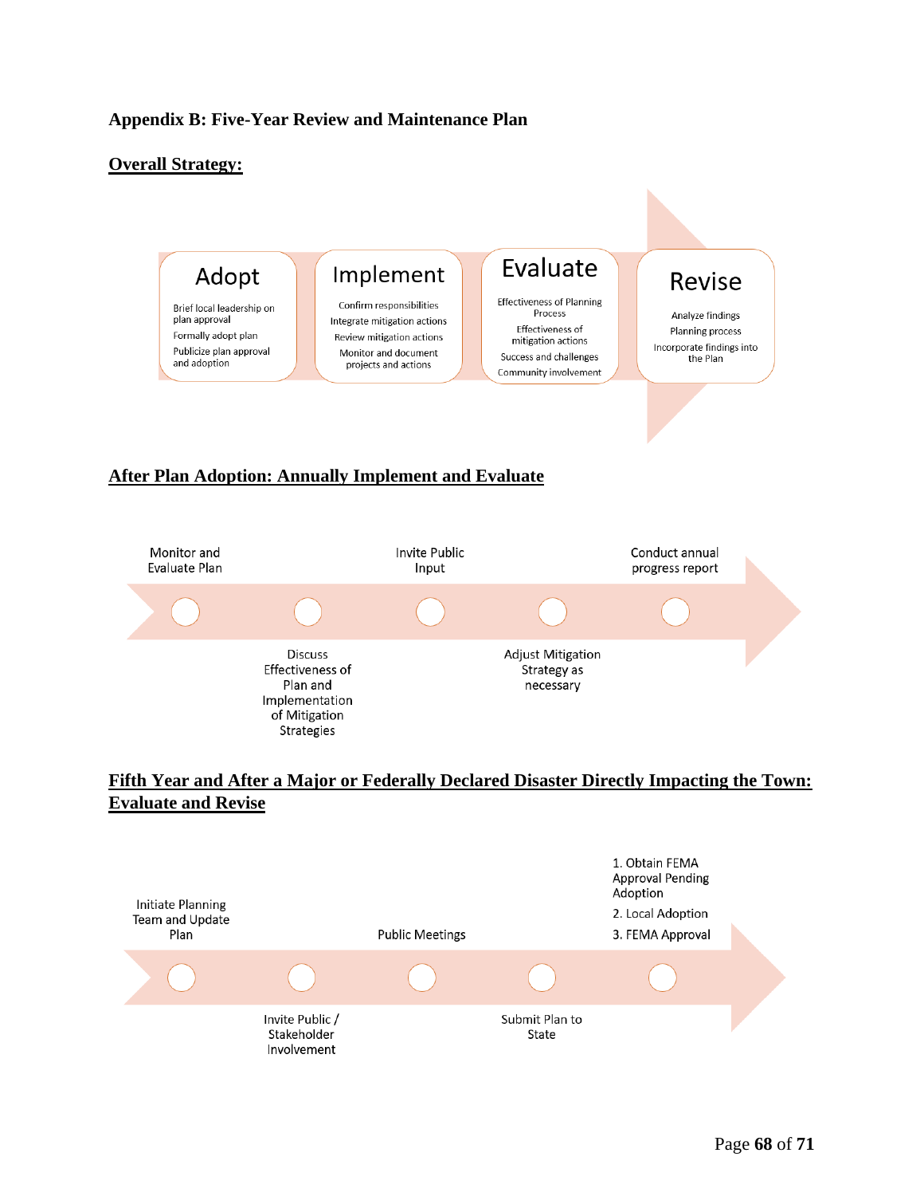## Appendix B: Five-Year Review and Maintenance Plan

### Overall Strategy:

**Adopt**
- Brief local leadership on plan approval
- Formally adopt plan
- Publicize plan approval and adoption

**Implement**
- Confirm responsibilities
- Integrate mitigation actions
- Review mitigation actions
- Monitor and document projects and actions

**Evaluate**
- Effectiveness of Planning Process
- Effectiveness of mitigation actions
- Success and challenges
- Community involvement

**Revise**
- Analyze findings
- Planning process
- Incorporate findings into the Plan

### After Plan Adoption: Annually Implement and Evaluate

1. Monitor and Evaluate Plan
2. Discuss Effectiveness of Plan and Implementation of Mitigation Strategies
3. Invite Public Input
4. Adjust Mitigation Strategy as necessary
5. Conduct annual progress report

### Fifth Year and After a Major or Federally Declared Disaster Directly Impacting the Town: Evaluate and Revise

1. Initiate Planning Team and Update Plan
2. Invite Public / Stakeholder Involvement
3. Public Meetings
4. Submit Plan to State
5. 1. Obtain FEMA Approval Pending Adoption
   2. Local Adoption
   3. FEMA Approval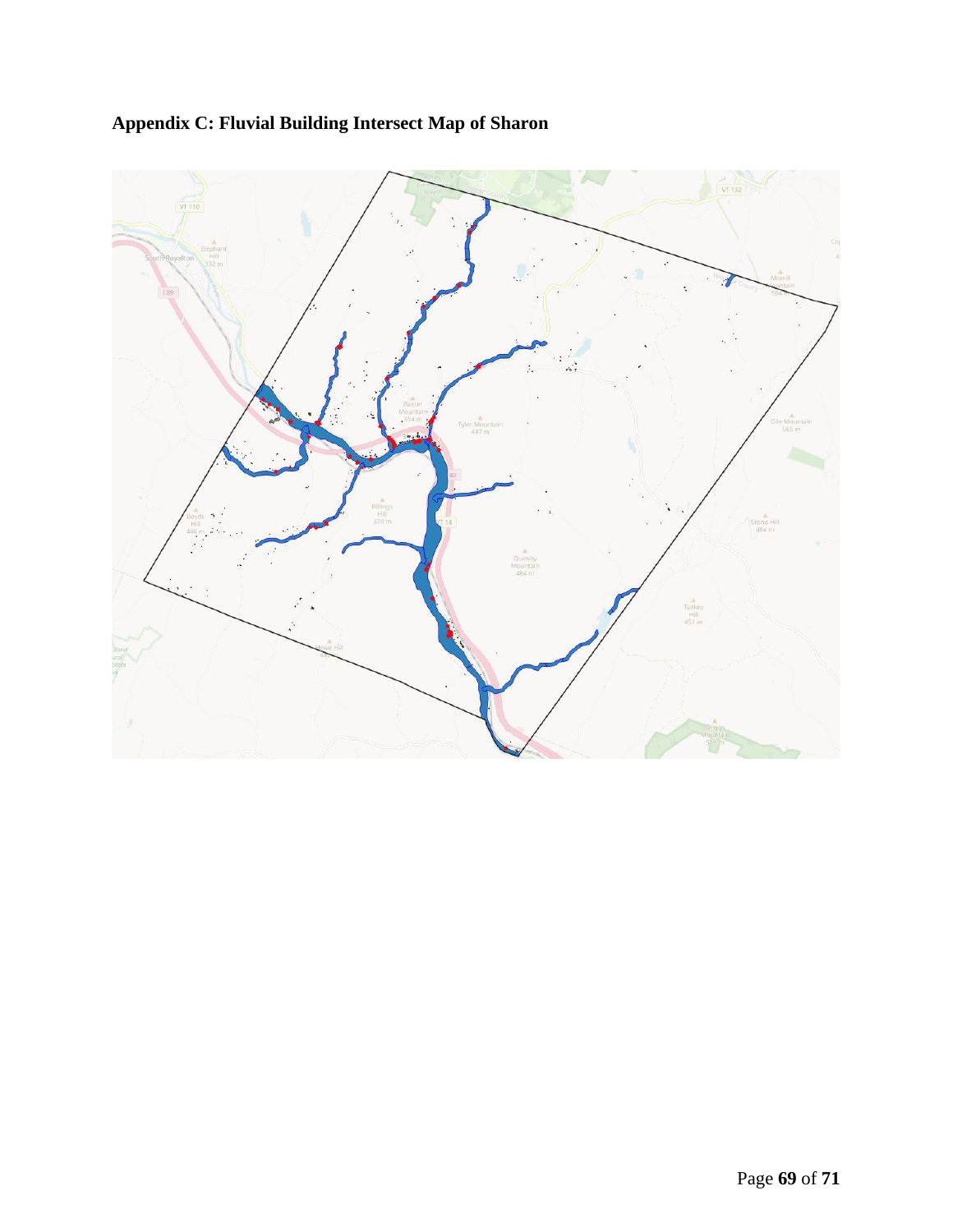## Appendix C: Fluvial Building Intersect Map of Sharon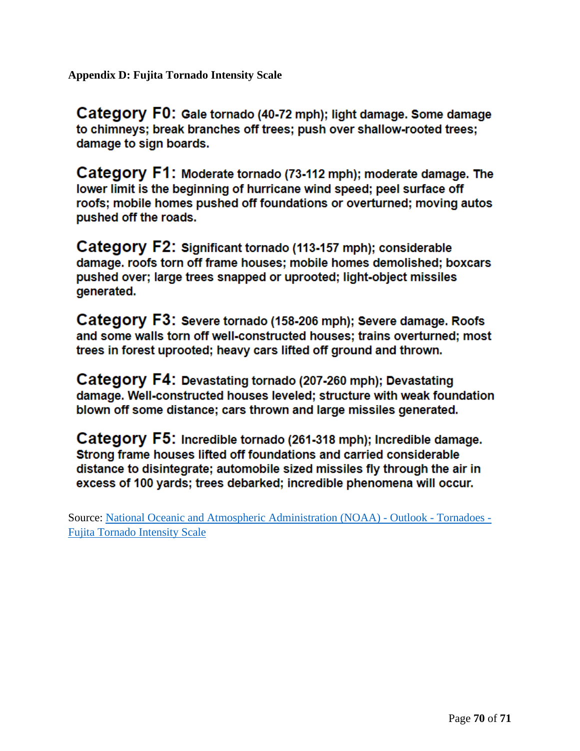**Appendix D: Fujita Tornado Intensity Scale**

**Category F0:** Gale tornado (40-72 mph); light damage. Some damage to chimneys; break branches off trees; push over shallow-rooted trees; damage to sign boards.

**Category F1:** Moderate tornado (73-112 mph); moderate damage. The lower limit is the beginning of hurricane wind speed; peel surface off roofs; mobile homes pushed off foundations or overturned; moving autos pushed off the roads.

**Category F2:** Significant tornado (113-157 mph); considerable damage. roofs torn off frame houses; mobile homes demolished; boxcars pushed over; large trees snapped or uprooted; light-object missiles generated.

**Category F3:** Severe tornado (158-206 mph); Severe damage. Roofs and some walls torn off well-constructed houses; trains overturned; most trees in forest uprooted; heavy cars lifted off ground and thrown.

**Category F4:** Devastating tornado (207-260 mph); Devastating damage. Well-constructed houses leveled; structure with weak foundation blown off some distance; cars thrown and large missiles generated.

**Category F5:** Incredible tornado (261-318 mph); Incredible damage. Strong frame houses lifted off foundations and carried considerable distance to disintegrate; automobile sized missiles fly through the air in excess of 100 yards; trees debarked; incredible phenomena will occur.

Source: National Oceanic and Atmospheric Administration (NOAA) - Outlook - Tornadoes - Fujita Tornado Intensity Scale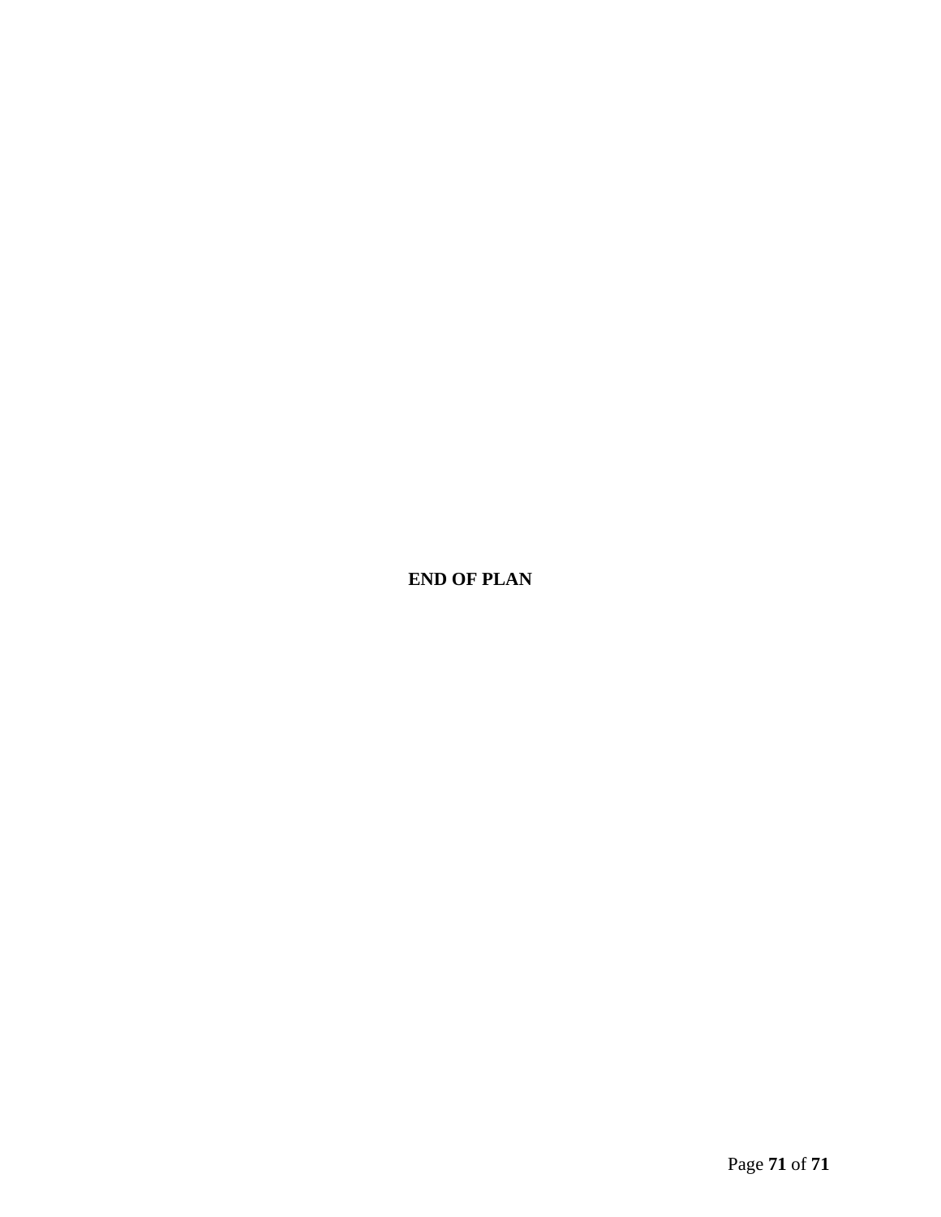**END OF PLAN**